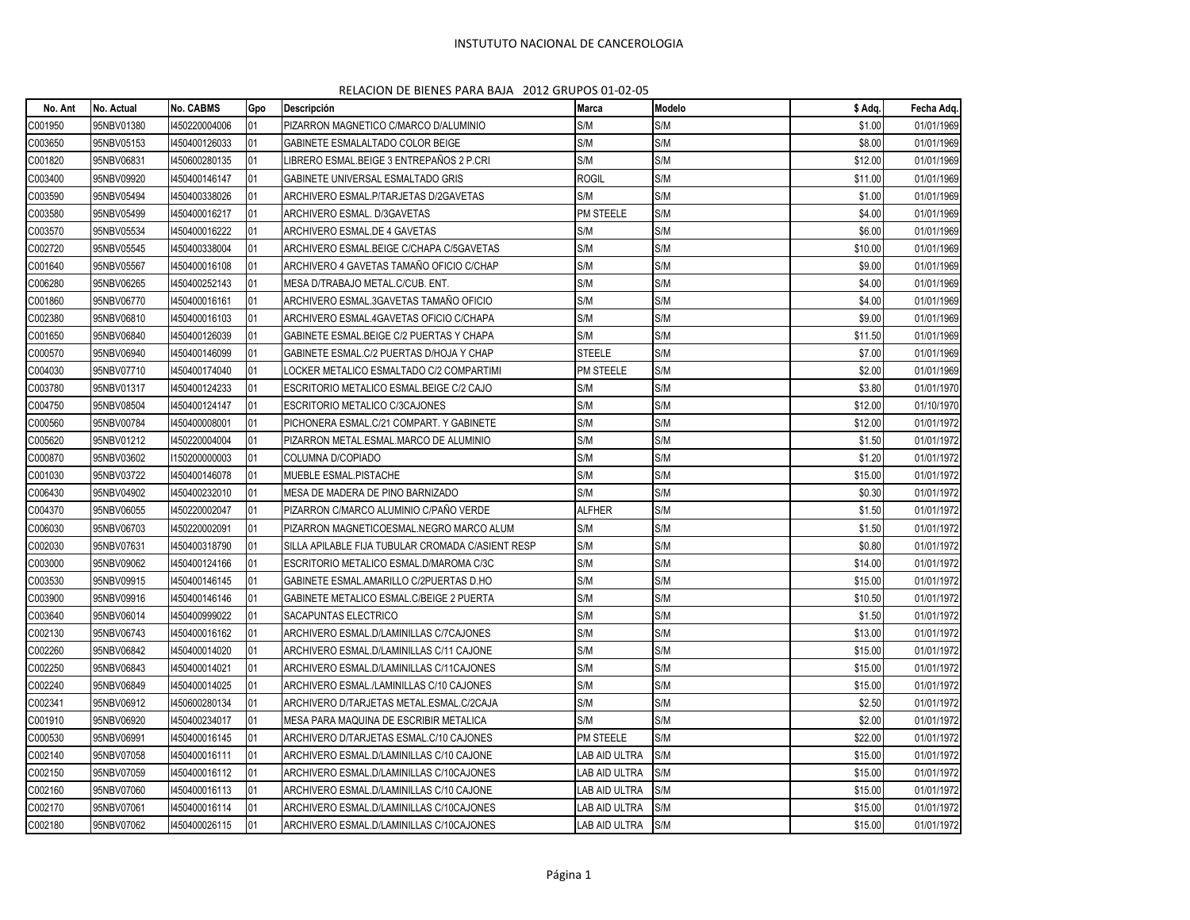# INSTUTUTO NACIONAL DE CANCEROLOGIA

## RELACION DE BIENES PARA BAJA 2012 GRUPOS 01-02-05

| No. Ant | No. Actual | No. CABMS | Gpo | Descripción | Marca | Modelo | $ Adq. | Fecha Adq. |
|---|---|---|---|---|---|---|---|---|
| C001950 | 95NBV01380 | I450220004006 | 01 | PIZARRON MAGNETICO C/MARCO D/ALUMINIO | S/M | S/M | $1.00 | 01/01/1969 |
| C003650 | 95NBV05153 | I450400126033 | 01 | GABINETE ESMALALTADO COLOR BEIGE | S/M | S/M | $8.00 | 01/01/1969 |
| C001820 | 95NBV06831 | I450600280135 | 01 | LIBRERO ESMAL.BEIGE 3 ENTREPAÑOS 2 P.CRI | S/M | S/M | $12.00 | 01/01/1969 |
| C003400 | 95NBV09920 | I450400146147 | 01 | GABINETE UNIVERSAL ESMALTADO GRIS | ROGIL | S/M | $11.00 | 01/01/1969 |
| C003590 | 95NBV05494 | I450400338026 | 01 | ARCHIVERO ESMAL.P/TARJETAS D/2GAVETAS | S/M | S/M | $1.00 | 01/01/1969 |
| C003580 | 95NBV05499 | I450400016217 | 01 | ARCHIVERO ESMAL. D/3GAVETAS | PM STEELE | S/M | $4.00 | 01/01/1969 |
| C003570 | 95NBV05534 | I450400016222 | 01 | ARCHIVERO ESMAL.DE 4 GAVETAS | S/M | S/M | $6.00 | 01/01/1969 |
| C002720 | 95NBV05545 | I450400338004 | 01 | ARCHIVERO ESMAL.BEIGE C/CHAPA C/5GAVETAS | S/M | S/M | $10.00 | 01/01/1969 |
| C001640 | 95NBV05567 | I450400016108 | 01 | ARCHIVERO 4 GAVETAS TAMAÑO OFICIO C/CHAP | S/M | S/M | $9.00 | 01/01/1969 |
| C006280 | 95NBV06265 | I450400252143 | 01 | MESA D/TRABAJO METAL.C/CUB. ENT. | S/M | S/M | $4.00 | 01/01/1969 |
| C001860 | 95NBV06770 | I450400016161 | 01 | ARCHIVERO ESMAL.3GAVETAS TAMAÑO OFICIO | S/M | S/M | $4.00 | 01/01/1969 |
| C002380 | 95NBV06810 | I450400016103 | 01 | ARCHIVERO ESMAL.4GAVETAS OFICIO C/CHAPA | S/M | S/M | $9.00 | 01/01/1969 |
| C001650 | 95NBV06840 | I450400126039 | 01 | GABINETE ESMAL.BEIGE C/2 PUERTAS Y CHAPA | S/M | S/M | $11.50 | 01/01/1969 |
| C000570 | 95NBV06940 | I450400146099 | 01 | GABINETE ESMAL.C/2 PUERTAS D/HOJA Y CHAP | STEELE | S/M | $7.00 | 01/01/1969 |
| C004030 | 95NBV07710 | I450400174040 | 01 | LOCKER METALICO ESMALTADO C/2 COMPARTIMI | PM STEELE | S/M | $2.00 | 01/01/1969 |
| C003780 | 95NBV01317 | I450400124233 | 01 | ESCRITORIO METALICO ESMAL.BEIGE C/2 CAJO | S/M | S/M | $3.80 | 01/01/1970 |
| C004750 | 95NBV08504 | I450400124147 | 01 | ESCRITORIO METALICO C/3CAJONES | S/M | S/M | $12.00 | 01/10/1970 |
| C000560 | 95NBV00784 | I450400008001 | 01 | PICHONERA ESMAL.C/21 COMPART. Y GABINETE | S/M | S/M | $12.00 | 01/01/1972 |
| C005620 | 95NBV01212 | I450220004004 | 01 | PIZARRON METAL.ESMAL.MARCO DE ALUMINIO | S/M | S/M | $1.50 | 01/01/1972 |
| C000870 | 95NBV03602 | I150200000003 | 01 | COLUMNA D/COPIADO | S/M | S/M | $1.20 | 01/01/1972 |
| C001030 | 95NBV03722 | I450400146078 | 01 | MUEBLE ESMAL.PISTACHE | S/M | S/M | $15.00 | 01/01/1972 |
| C006430 | 95NBV04902 | I450400232010 | 01 | MESA DE MADERA DE PINO BARNIZADO | S/M | S/M | $0.30 | 01/01/1972 |
| C004370 | 95NBV06055 | I450220002047 | 01 | PIZARRON C/MARCO ALUMINIO C/PAÑO VERDE | ALFHER | S/M | $1.50 | 01/01/1972 |
| C006030 | 95NBV06703 | I450220002091 | 01 | PIZARRON MAGNETICOESMAL.NEGRO MARCO ALUM | S/M | S/M | $1.50 | 01/01/1972 |
| C002030 | 95NBV07631 | I450400318790 | 01 | SILLA APILABLE FIJA TUBULAR CROMADA C/ASIENT RESP | S/M | S/M | $0.80 | 01/01/1972 |
| C003000 | 95NBV09062 | I450400124166 | 01 | ESCRITORIO METALICO ESMAL.D/MAROMA C/3C | S/M | S/M | $14.00 | 01/01/1972 |
| C003530 | 95NBV09915 | I450400146145 | 01 | GABINETE ESMAL.AMARILLO C/2PUERTAS D.HO | S/M | S/M | $15.00 | 01/01/1972 |
| C003900 | 95NBV09916 | I450400146146 | 01 | GABINETE METALICO ESMAL.C/BEIGE 2 PUERTA | S/M | S/M | $10.50 | 01/01/1972 |
| C003640 | 95NBV06014 | I450400999022 | 01 | SACAPUNTAS ELECTRICO | S/M | S/M | $1.50 | 01/01/1972 |
| C002130 | 95NBV06743 | I450400016162 | 01 | ARCHIVERO ESMAL.D/LAMINILLAS C/7CAJONES | S/M | S/M | $13.00 | 01/01/1972 |
| C002260 | 95NBV06842 | I450400014020 | 01 | ARCHIVERO ESMAL.D/LAMINILLAS C/11 CAJONE | S/M | S/M | $15.00 | 01/01/1972 |
| C002250 | 95NBV06843 | I450400014021 | 01 | ARCHIVERO ESMAL.D/LAMINILLAS C/11CAJONES | S/M | S/M | $15.00 | 01/01/1972 |
| C002240 | 95NBV06849 | I450400014025 | 01 | ARCHIVERO ESMAL./LAMINILLAS C/10 CAJONES | S/M | S/M | $15.00 | 01/01/1972 |
| C002341 | 95NBV06912 | I450600280134 | 01 | ARCHIVERO D/TARJETAS METAL.ESMAL.C/2CAJA | S/M | S/M | $2.50 | 01/01/1972 |
| C001910 | 95NBV06920 | I450400234017 | 01 | MESA PARA MAQUINA DE ESCRIBIR METALICA | S/M | S/M | $2.00 | 01/01/1972 |
| C000530 | 95NBV06991 | I450400016145 | 01 | ARCHIVERO D/TARJETAS ESMAL.C/10 CAJONES | PM STEELE | S/M | $22.00 | 01/01/1972 |
| C002140 | 95NBV07058 | I450400016111 | 01 | ARCHIVERO ESMAL.D/LAMINILLAS C/10 CAJONE | LAB AID ULTRA | S/M | $15.00 | 01/01/1972 |
| C002150 | 95NBV07059 | I450400016112 | 01 | ARCHIVERO ESMAL.D/LAMINILLAS C/10CAJONES | LAB AID ULTRA | S/M | $15.00 | 01/01/1972 |
| C002160 | 95NBV07060 | I450400016113 | 01 | ARCHIVERO ESMAL.D/LAMINILLAS C/10 CAJONE | LAB AID ULTRA | S/M | $15.00 | 01/01/1972 |
| C002170 | 95NBV07061 | I450400016114 | 01 | ARCHIVERO ESMAL.D/LAMINILLAS C/10CAJONES | LAB AID ULTRA | S/M | $15.00 | 01/01/1972 |
| C002180 | 95NBV07062 | I450400026115 | 01 | ARCHIVERO ESMAL.D/LAMINILLAS C/10CAJONES | LAB AID ULTRA | S/M | $15.00 | 01/01/1972 |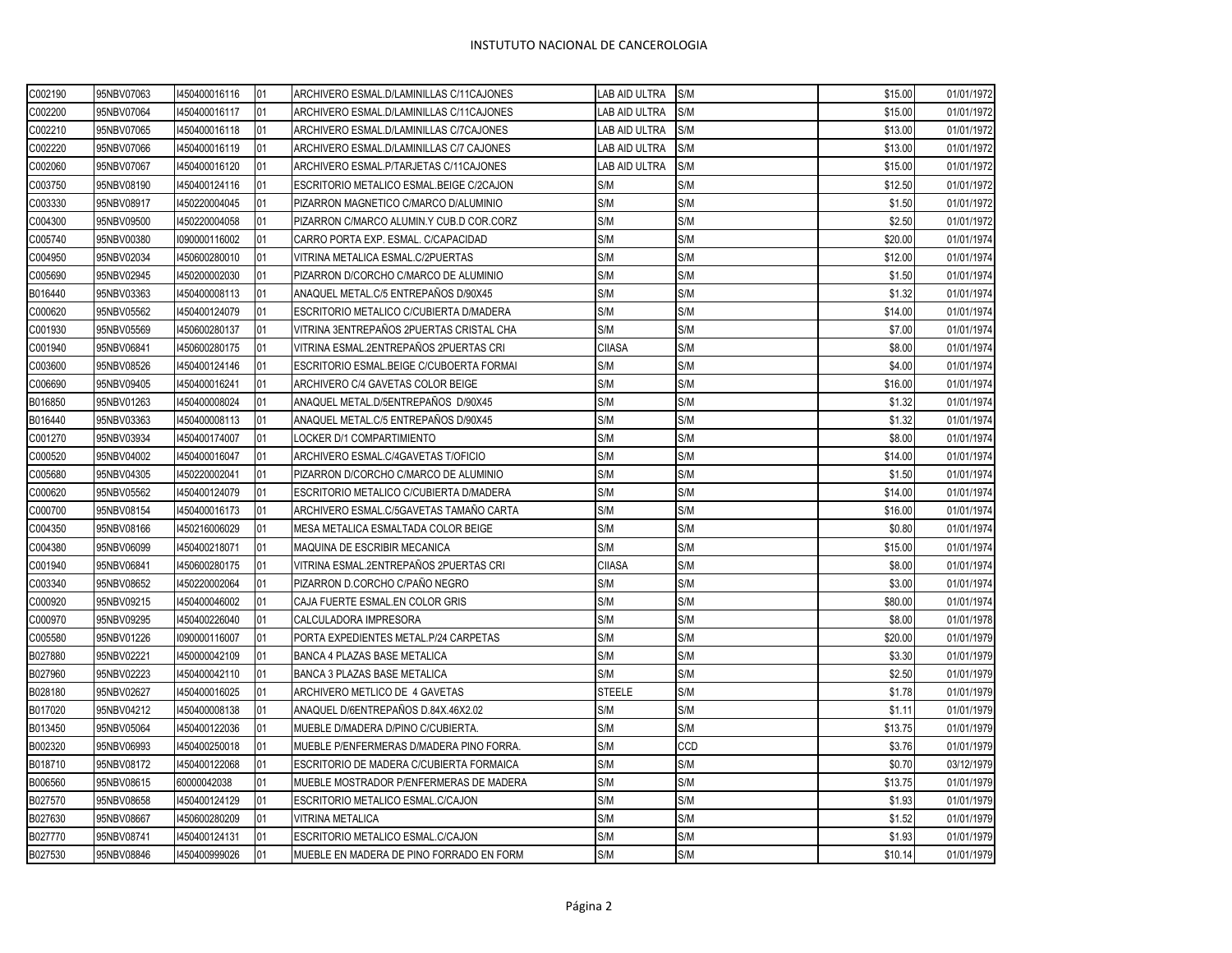| | | | | | | | | |
|---|---|---|---|---|---|---|---|---|
| C002190 | 95NBV07063 | I450400016116 | 01 | ARCHIVERO ESMAL.D/LAMINILLAS C/11CAJONES | LAB AID ULTRA | S/M | $15.00 | 01/01/1972 |
| C002200 | 95NBV07064 | I450400016117 | 01 | ARCHIVERO ESMAL.D/LAMINILLAS C/11CAJONES | LAB AID ULTRA | S/M | $15.00 | 01/01/1972 |
| C002210 | 95NBV07065 | I450400016118 | 01 | ARCHIVERO ESMAL.D/LAMINILLAS C/7CAJONES | LAB AID ULTRA | S/M | $13.00 | 01/01/1972 |
| C002220 | 95NBV07066 | I450400016119 | 01 | ARCHIVERO ESMAL.D/LAMINILLAS C/7 CAJONES | LAB AID ULTRA | S/M | $13.00 | 01/01/1972 |
| C002060 | 95NBV07067 | I450400016120 | 01 | ARCHIVERO ESMAL.P/TARJETAS C/11CAJONES | LAB AID ULTRA | S/M | $15.00 | 01/01/1972 |
| C003750 | 95NBV08190 | I450400124116 | 01 | ESCRITORIO METALICO ESMAL.BEIGE C/2CAJON | S/M | S/M | $12.50 | 01/01/1972 |
| C003330 | 95NBV08917 | I450220004045 | 01 | PIZARRON MAGNETICO C/MARCO D/ALUMINIO | S/M | S/M | $1.50 | 01/01/1972 |
| C004300 | 95NBV09500 | I450220004058 | 01 | PIZARRON C/MARCO ALUMIN.Y CUB.D COR.CORZ | S/M | S/M | $2.50 | 01/01/1972 |
| C005740 | 95NBV00380 | I090000116002 | 01 | CARRO PORTA EXP. ESMAL. C/CAPACIDAD | S/M | S/M | $20.00 | 01/01/1974 |
| C004950 | 95NBV02034 | I450600280010 | 01 | VITRINA METALICA ESMAL.C/2PUERTAS | S/M | S/M | $12.00 | 01/01/1974 |
| C005690 | 95NBV02945 | I450200002030 | 01 | PIZARRON D/CORCHO C/MARCO DE ALUMINIO | S/M | S/M | $1.50 | 01/01/1974 |
| B016440 | 95NBV03363 | I450400008113 | 01 | ANAQUEL METAL.C/5 ENTREPAÑOS D/90X45 | S/M | S/M | $1.32 | 01/01/1974 |
| C000620 | 95NBV05562 | I450400124079 | 01 | ESCRITORIO METALICO C/CUBIERTA D/MADERA | S/M | S/M | $14.00 | 01/01/1974 |
| C001930 | 95NBV05569 | I450600280137 | 01 | VITRINA 3ENTREPAÑOS 2PUERTAS CRISTAL CHA | S/M | S/M | $7.00 | 01/01/1974 |
| C001940 | 95NBV06841 | I450600280175 | 01 | VITRINA ESMAL.2ENTREPAÑOS 2PUERTAS CRI | CIIASA | S/M | $8.00 | 01/01/1974 |
| C003600 | 95NBV08526 | I450400124146 | 01 | ESCRITORIO ESMAL.BEIGE C/CUBOERTA FORMAI | S/M | S/M | $4.00 | 01/01/1974 |
| C006690 | 95NBV09405 | I450400016241 | 01 | ARCHIVERO C/4 GAVETAS COLOR BEIGE | S/M | S/M | $16.00 | 01/01/1974 |
| B016850 | 95NBV01263 | I450400008024 | 01 | ANAQUEL METAL.D/5ENTREPAÑOS D/90X45 | S/M | S/M | $1.32 | 01/01/1974 |
| B016440 | 95NBV03363 | I450400008113 | 01 | ANAQUEL METAL.C/5 ENTREPAÑOS D/90X45 | S/M | S/M | $1.32 | 01/01/1974 |
| C001270 | 95NBV03934 | I450400174007 | 01 | LOCKER D/1 COMPARTIMIENTO | S/M | S/M | $8.00 | 01/01/1974 |
| C000520 | 95NBV04002 | I450400016047 | 01 | ARCHIVERO ESMAL.C/4GAVETAS T/OFICIO | S/M | S/M | $14.00 | 01/01/1974 |
| C005680 | 95NBV04305 | I450220002041 | 01 | PIZARRON D/CORCHO C/MARCO DE ALUMINIO | S/M | S/M | $1.50 | 01/01/1974 |
| C000620 | 95NBV05562 | I450400124079 | 01 | ESCRITORIO METALICO C/CUBIERTA D/MADERA | S/M | S/M | $14.00 | 01/01/1974 |
| C000700 | 95NBV08154 | I450400016173 | 01 | ARCHIVERO ESMAL.C/5GAVETAS TAMAÑO CARTA | S/M | S/M | $16.00 | 01/01/1974 |
| C004350 | 95NBV08166 | I450216006029 | 01 | MESA METALICA ESMALTADA COLOR BEIGE | S/M | S/M | $0.80 | 01/01/1974 |
| C004380 | 95NBV06099 | I450400218071 | 01 | MAQUINA DE ESCRIBIR MECANICA | S/M | S/M | $15.00 | 01/01/1974 |
| C001940 | 95NBV06841 | I450600280175 | 01 | VITRINA ESMAL.2ENTREPAÑOS 2PUERTAS CRI | CIIASA | S/M | $8.00 | 01/01/1974 |
| C003340 | 95NBV08652 | I450220002064 | 01 | PIZARRON D.CORCHO C/PAÑO NEGRO | S/M | S/M | $3.00 | 01/01/1974 |
| C000920 | 95NBV09215 | I450400046002 | 01 | CAJA FUERTE ESMAL.EN COLOR GRIS | S/M | S/M | $80.00 | 01/01/1974 |
| C000970 | 95NBV09295 | I450400226040 | 01 | CALCULADORA IMPRESORA | S/M | S/M | $8.00 | 01/01/1978 |
| C005580 | 95NBV01226 | I090000116007 | 01 | PORTA EXPEDIENTES METAL.P/24 CARPETAS | S/M | S/M | $20.00 | 01/01/1979 |
| B027880 | 95NBV02221 | I450000042109 | 01 | BANCA 4 PLAZAS BASE METALICA | S/M | S/M | $3.30 | 01/01/1979 |
| B027960 | 95NBV02223 | I450400042110 | 01 | BANCA 3 PLAZAS BASE METALICA | S/M | S/M | $2.50 | 01/01/1979 |
| B028180 | 95NBV02627 | I450400016025 | 01 | ARCHIVERO METLICO DE 4 GAVETAS | STEELE | S/M | $1.78 | 01/01/1979 |
| B017020 | 95NBV04212 | I450400008138 | 01 | ANAQUEL D/6ENTREPAÑOS D.84X.46X2.02 | S/M | S/M | $1.11 | 01/01/1979 |
| B013450 | 95NBV05064 | I450400122036 | 01 | MUEBLE D/MADERA D/PINO C/CUBIERTA. | S/M | S/M | $13.75 | 01/01/1979 |
| B002320 | 95NBV06993 | I450400250018 | 01 | MUEBLE P/ENFERMERAS D/MADERA PINO FORRA. | S/M | CCD | $3.76 | 01/01/1979 |
| B018710 | 95NBV08172 | I450400122068 | 01 | ESCRITORIO DE MADERA C/CUBIERTA FORMAICA | S/M | S/M | $0.70 | 03/12/1979 |
| B006560 | 95NBV08615 | 60000042038 | 01 | MUEBLE MOSTRADOR P/ENFERMERAS DE MADERA | S/M | S/M | $13.75 | 01/01/1979 |
| B027570 | 95NBV08658 | I450400124129 | 01 | ESCRITORIO METALICO ESMAL.C/CAJON | S/M | S/M | $1.93 | 01/01/1979 |
| B027630 | 95NBV08667 | I450600280209 | 01 | VITRINA METALICA | S/M | S/M | $1.52 | 01/01/1979 |
| B027770 | 95NBV08741 | I450400124131 | 01 | ESCRITORIO METALICO ESMAL.C/CAJON | S/M | S/M | $1.93 | 01/01/1979 |
| B027530 | 95NBV08846 | I450400999026 | 01 | MUEBLE EN MADERA DE PINO FORRADO EN FORM | S/M | S/M | $10.14 | 01/01/1979 |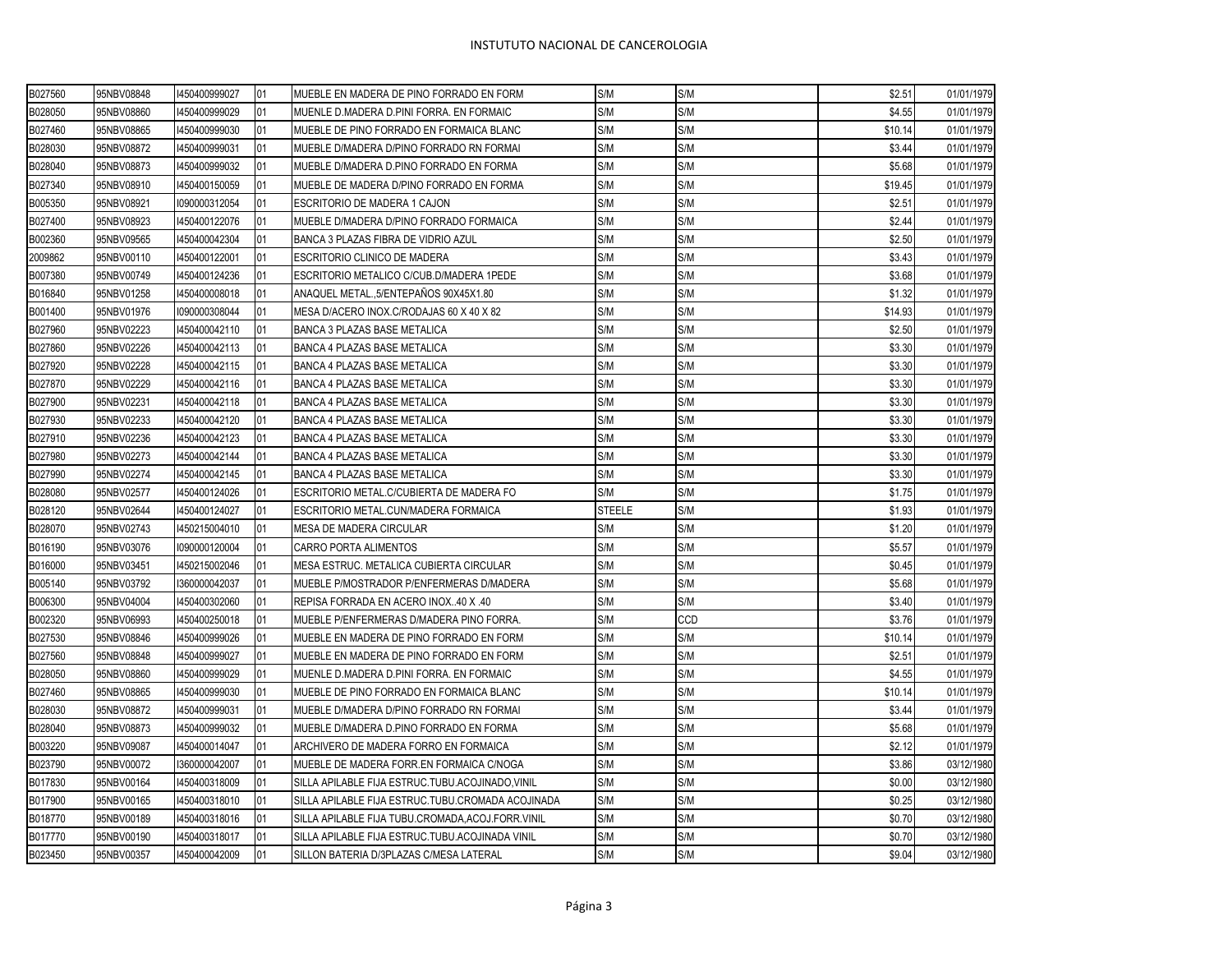| | | | | | | | | |
|---|---|---|---|---|---|---|---|---|
| B027560 | 95NBV08848 | I450400999027 | 01 | MUEBLE EN MADERA DE PINO FORRADO EN FORM | S/M | S/M | $2.51 | 01/01/1979 |
| B028050 | 95NBV08860 | I450400999029 | 01 | MUENLE D.MADERA D.PINI FORRA. EN FORMAIC | S/M | S/M | $4.55 | 01/01/1979 |
| B027460 | 95NBV08865 | I450400999030 | 01 | MUEBLE DE PINO FORRADO EN FORMAICA BLANC | S/M | S/M | $10.14 | 01/01/1979 |
| B028030 | 95NBV08872 | I450400999031 | 01 | MUEBLE D/MADERA D/PINO FORRADO RN FORMAI | S/M | S/M | $3.44 | 01/01/1979 |
| B028040 | 95NBV08873 | I450400999032 | 01 | MUEBLE D/MADERA D.PINO FORRADO EN FORMA | S/M | S/M | $5.68 | 01/01/1979 |
| B027340 | 95NBV08910 | I450400150059 | 01 | MUEBLE DE MADERA D/PINO FORRADO EN FORMA | S/M | S/M | $19.45 | 01/01/1979 |
| B005350 | 95NBV08921 | I090000312054 | 01 | ESCRITORIO DE MADERA 1 CAJON | S/M | S/M | $2.51 | 01/01/1979 |
| B027400 | 95NBV08923 | I450400122076 | 01 | MUEBLE D/MADERA D/PINO FORRADO FORMAICA | S/M | S/M | $2.44 | 01/01/1979 |
| B002360 | 95NBV09565 | I450400042304 | 01 | BANCA 3 PLAZAS FIBRA DE VIDRIO AZUL | S/M | S/M | $2.50 | 01/01/1979 |
| 2009862 | 95NBV00110 | I450400122001 | 01 | ESCRITORIO CLINICO DE MADERA | S/M | S/M | $3.43 | 01/01/1979 |
| B007380 | 95NBV00749 | I450400124236 | 01 | ESCRITORIO METALICO C/CUB.D/MADERA 1PEDE | S/M | S/M | $3.68 | 01/01/1979 |
| B016840 | 95NBV01258 | I450400008018 | 01 | ANAQUEL METAL.,5/ENTEPAÑOS 90X45X1.80 | S/M | S/M | $1.32 | 01/01/1979 |
| B001400 | 95NBV01976 | I090000308044 | 01 | MESA D/ACERO INOX.C/RODAJAS 60 X 40 X 82 | S/M | S/M | $14.93 | 01/01/1979 |
| B027960 | 95NBV02223 | I450400042110 | 01 | BANCA 3 PLAZAS BASE METALICA | S/M | S/M | $2.50 | 01/01/1979 |
| B027860 | 95NBV02226 | I450400042113 | 01 | BANCA 4 PLAZAS BASE METALICA | S/M | S/M | $3.30 | 01/01/1979 |
| B027920 | 95NBV02228 | I450400042115 | 01 | BANCA 4 PLAZAS BASE METALICA | S/M | S/M | $3.30 | 01/01/1979 |
| B027870 | 95NBV02229 | I450400042116 | 01 | BANCA 4 PLAZAS BASE METALICA | S/M | S/M | $3.30 | 01/01/1979 |
| B027900 | 95NBV02231 | I450400042118 | 01 | BANCA 4 PLAZAS BASE METALICA | S/M | S/M | $3.30 | 01/01/1979 |
| B027930 | 95NBV02233 | I450400042120 | 01 | BANCA 4 PLAZAS BASE METALICA | S/M | S/M | $3.30 | 01/01/1979 |
| B027910 | 95NBV02236 | I450400042123 | 01 | BANCA 4 PLAZAS BASE METALICA | S/M | S/M | $3.30 | 01/01/1979 |
| B027980 | 95NBV02273 | I450400042144 | 01 | BANCA 4 PLAZAS BASE METALICA | S/M | S/M | $3.30 | 01/01/1979 |
| B027990 | 95NBV02274 | I450400042145 | 01 | BANCA 4 PLAZAS BASE METALICA | S/M | S/M | $3.30 | 01/01/1979 |
| B028080 | 95NBV02577 | I450400124026 | 01 | ESCRITORIO METAL.C/CUBIERTA DE MADERA FO | S/M | S/M | $1.75 | 01/01/1979 |
| B028120 | 95NBV02644 | I450400124027 | 01 | ESCRITORIO METAL.CUN/MADERA FORMAICA | STEELE | S/M | $1.93 | 01/01/1979 |
| B028070 | 95NBV02743 | I450215004010 | 01 | MESA DE MADERA CIRCULAR | S/M | S/M | $1.20 | 01/01/1979 |
| B016190 | 95NBV03076 | I090000120004 | 01 | CARRO PORTA ALIMENTOS | S/M | S/M | $5.57 | 01/01/1979 |
| B016000 | 95NBV03451 | I450215002046 | 01 | MESA ESTRUC. METALICA CUBIERTA CIRCULAR | S/M | S/M | $0.45 | 01/01/1979 |
| B005140 | 95NBV03792 | I360000042037 | 01 | MUEBLE P/MOSTRADOR P/ENFERMERAS D/MADERA | S/M | S/M | $5.68 | 01/01/1979 |
| B006300 | 95NBV04004 | I450400302060 | 01 | REPISA FORRADA EN ACERO INOX..40 X .40 | S/M | S/M | $3.40 | 01/01/1979 |
| B002320 | 95NBV06993 | I450400250018 | 01 | MUEBLE P/ENFERMERAS D/MADERA PINO FORRA. | S/M | CCD | $3.76 | 01/01/1979 |
| B027530 | 95NBV08846 | I450400999026 | 01 | MUEBLE EN MADERA DE PINO FORRADO EN FORM | S/M | S/M | $10.14 | 01/01/1979 |
| B027560 | 95NBV08848 | I450400999027 | 01 | MUEBLE EN MADERA DE PINO FORRADO EN FORM | S/M | S/M | $2.51 | 01/01/1979 |
| B028050 | 95NBV08860 | I450400999029 | 01 | MUENLE D.MADERA D.PINI FORRA. EN FORMAIC | S/M | S/M | $4.55 | 01/01/1979 |
| B027460 | 95NBV08865 | I450400999030 | 01 | MUEBLE DE PINO FORRADO EN FORMAICA BLANC | S/M | S/M | $10.14 | 01/01/1979 |
| B028030 | 95NBV08872 | I450400999031 | 01 | MUEBLE D/MADERA D/PINO FORRADO RN FORMAI | S/M | S/M | $3.44 | 01/01/1979 |
| B028040 | 95NBV08873 | I450400999032 | 01 | MUEBLE D/MADERA D.PINO FORRADO EN FORMA | S/M | S/M | $5.68 | 01/01/1979 |
| B003220 | 95NBV09087 | I450400014047 | 01 | ARCHIVERO DE MADERA FORRO EN FORMAICA | S/M | S/M | $2.12 | 01/01/1979 |
| B023790 | 95NBV00072 | I360000042007 | 01 | MUEBLE DE MADERA FORR.EN FORMAICA C/NOGA | S/M | S/M | $3.86 | 03/12/1980 |
| B017830 | 95NBV00164 | I450400318009 | 01 | SILLA APILABLE FIJA ESTRUC.TUBU.ACOJINADO,VINIL | S/M | S/M | $0.00 | 03/12/1980 |
| B017900 | 95NBV00165 | I450400318010 | 01 | SILLA APILABLE FIJA ESTRUC.TUBU.CROMADA ACOJINADA | S/M | S/M | $0.25 | 03/12/1980 |
| B018770 | 95NBV00189 | I450400318016 | 01 | SILLA APILABLE FIJA TUBU.CROMADA,ACOJ.FORR.VINIL | S/M | S/M | $0.70 | 03/12/1980 |
| B017770 | 95NBV00190 | I450400318017 | 01 | SILLA APILABLE FIJA ESTRUC.TUBU.ACOJINADA VINIL | S/M | S/M | $0.70 | 03/12/1980 |
| B023450 | 95NBV00357 | I450400042009 | 01 | SILLON BATERIA D/3PLAZAS C/MESA LATERAL | S/M | S/M | $9.04 | 03/12/1980 |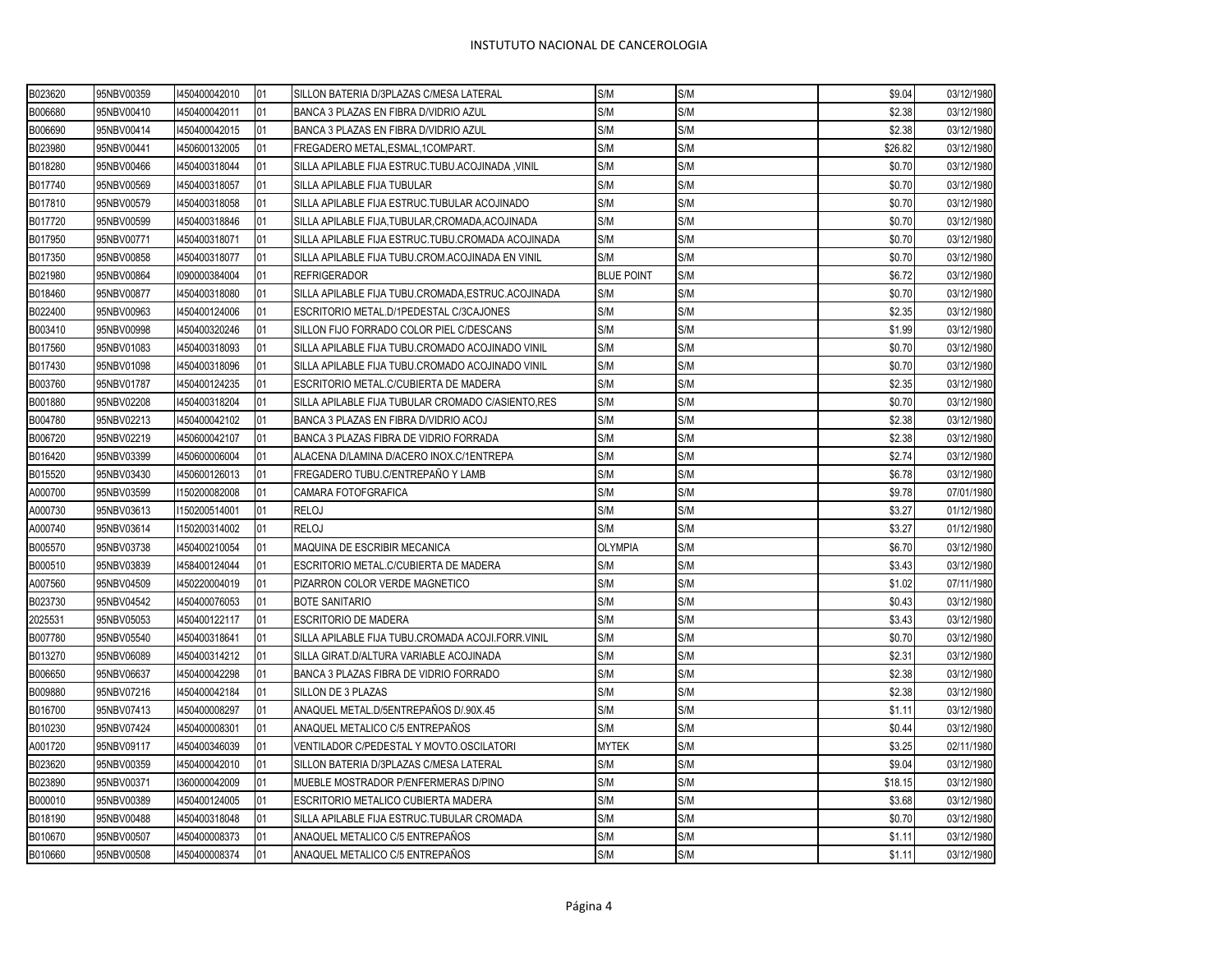| | | | | | | | | |
|---|---|---|---|---|---|---|---|---|
| B023620 | 95NBV00359 | I450400042010 | 01 | SILLON BATERIA D/3PLAZAS C/MESA LATERAL | S/M | S/M | $9.04 | 03/12/1980 |
| B006680 | 95NBV00410 | I450400042011 | 01 | BANCA 3 PLAZAS EN FIBRA D/VIDRIO AZUL | S/M | S/M | $2.38 | 03/12/1980 |
| B006690 | 95NBV00414 | I450400042015 | 01 | BANCA 3 PLAZAS EN FIBRA D/VIDRIO AZUL | S/M | S/M | $2.38 | 03/12/1980 |
| B023980 | 95NBV00441 | I450600132005 | 01 | FREGADERO METAL,ESMAL,1COMPART. | S/M | S/M | $26.82 | 03/12/1980 |
| B018280 | 95NBV00466 | I450400318044 | 01 | SILLA APILABLE FIJA ESTRUC.TUBU.ACOJINADA ,VINIL | S/M | S/M | $0.70 | 03/12/1980 |
| B017740 | 95NBV00569 | I450400318057 | 01 | SILLA APILABLE FIJA TUBULAR | S/M | S/M | $0.70 | 03/12/1980 |
| B017810 | 95NBV00579 | I450400318058 | 01 | SILLA APILABLE FIJA ESTRUC.TUBULAR ACOJINADO | S/M | S/M | $0.70 | 03/12/1980 |
| B017720 | 95NBV00599 | I450400318846 | 01 | SILLA APILABLE FIJA,TUBULAR,CROMADA,ACOJINADA | S/M | S/M | $0.70 | 03/12/1980 |
| B017950 | 95NBV00771 | I450400318071 | 01 | SILLA APILABLE FIJA ESTRUC.TUBU.CROMADA ACOJINADA | S/M | S/M | $0.70 | 03/12/1980 |
| B017350 | 95NBV00858 | I450400318077 | 01 | SILLA APILABLE FIJA TUBU.CROM.ACOJINADA EN VINIL | S/M | S/M | $0.70 | 03/12/1980 |
| B021980 | 95NBV00864 | I090000384004 | 01 | REFRIGERADOR | BLUE POINT | S/M | $6.72 | 03/12/1980 |
| B018460 | 95NBV00877 | I450400318080 | 01 | SILLA APILABLE FIJA TUBU.CROMADA,ESTRUC.ACOJINADA | S/M | S/M | $0.70 | 03/12/1980 |
| B022400 | 95NBV00963 | I450400124006 | 01 | ESCRITORIO METAL.D/1PEDESTAL C/3CAJONES | S/M | S/M | $2.35 | 03/12/1980 |
| B003410 | 95NBV00998 | I450400320246 | 01 | SILLON FIJO FORRADO COLOR PIEL C/DESCANS | S/M | S/M | $1.99 | 03/12/1980 |
| B017560 | 95NBV01083 | I450400318093 | 01 | SILLA APILABLE FIJA TUBU.CROMADO ACOJINADO VINIL | S/M | S/M | $0.70 | 03/12/1980 |
| B017430 | 95NBV01098 | I450400318096 | 01 | SILLA APILABLE FIJA TUBU.CROMADO ACOJINADO VINIL | S/M | S/M | $0.70 | 03/12/1980 |
| B003760 | 95NBV01787 | I450400124235 | 01 | ESCRITORIO METAL.C/CUBIERTA DE MADERA | S/M | S/M | $2.35 | 03/12/1980 |
| B001880 | 95NBV02208 | I450400318204 | 01 | SILLA APILABLE FIJA TUBULAR CROMADO C/ASIENTO,RES | S/M | S/M | $0.70 | 03/12/1980 |
| B004780 | 95NBV02213 | I450400042102 | 01 | BANCA 3 PLAZAS EN FIBRA D/VIDRIO ACOJ | S/M | S/M | $2.38 | 03/12/1980 |
| B006720 | 95NBV02219 | I450600042107 | 01 | BANCA 3 PLAZAS FIBRA DE VIDRIO FORRADA | S/M | S/M | $2.38 | 03/12/1980 |
| B016420 | 95NBV03399 | I450600006004 | 01 | ALACENA D/LAMINA D/ACERO INOX.C/1ENTREPA | S/M | S/M | $2.74 | 03/12/1980 |
| B015520 | 95NBV03430 | I450600126013 | 01 | FREGADERO TUBU.C/ENTREPAÑO Y LAMB | S/M | S/M | $6.78 | 03/12/1980 |
| A000700 | 95NBV03599 | I150200082008 | 01 | CAMARA FOTOFGRAFICA | S/M | S/M | $9.78 | 07/01/1980 |
| A000730 | 95NBV03613 | I150200514001 | 01 | RELOJ | S/M | S/M | $3.27 | 01/12/1980 |
| A000740 | 95NBV03614 | I150200314002 | 01 | RELOJ | S/M | S/M | $3.27 | 01/12/1980 |
| B005570 | 95NBV03738 | I450400210054 | 01 | MAQUINA DE ESCRIBIR MECANICA | OLYMPIA | S/M | $6.70 | 03/12/1980 |
| B000510 | 95NBV03839 | I458400124044 | 01 | ESCRITORIO METAL.C/CUBIERTA DE MADERA | S/M | S/M | $3.43 | 03/12/1980 |
| A007560 | 95NBV04509 | I450220004019 | 01 | PIZARRON COLOR VERDE MAGNETICO | S/M | S/M | $1.02 | 07/11/1980 |
| B023730 | 95NBV04542 | I450400076053 | 01 | BOTE SANITARIO | S/M | S/M | $0.43 | 03/12/1980 |
| 2025531 | 95NBV05053 | I450400122117 | 01 | ESCRITORIO DE MADERA | S/M | S/M | $3.43 | 03/12/1980 |
| B007780 | 95NBV05540 | I450400318641 | 01 | SILLA APILABLE FIJA TUBU.CROMADA ACOJI.FORR.VINIL | S/M | S/M | $0.70 | 03/12/1980 |
| B013270 | 95NBV06089 | I450400314212 | 01 | SILLA GIRAT.D/ALTURA VARIABLE ACOJINADA | S/M | S/M | $2.31 | 03/12/1980 |
| B006650 | 95NBV06637 | I450400042298 | 01 | BANCA 3 PLAZAS FIBRA DE VIDRIO FORRADO | S/M | S/M | $2.38 | 03/12/1980 |
| B009880 | 95NBV07216 | I450400042184 | 01 | SILLON DE 3 PLAZAS | S/M | S/M | $2.38 | 03/12/1980 |
| B016700 | 95NBV07413 | I450400008297 | 01 | ANAQUEL METAL.D/5ENTREPAÑOS D/.90X.45 | S/M | S/M | $1.11 | 03/12/1980 |
| B010230 | 95NBV07424 | I450400008301 | 01 | ANAQUEL METALICO C/5 ENTREPAÑOS | S/M | S/M | $0.44 | 03/12/1980 |
| A001720 | 95NBV09117 | I450400346039 | 01 | VENTILADOR C/PEDESTAL Y MOVTO.OSCILATORI | MYTEK | S/M | $3.25 | 02/11/1980 |
| B023620 | 95NBV00359 | I450400042010 | 01 | SILLON BATERIA D/3PLAZAS C/MESA LATERAL | S/M | S/M | $9.04 | 03/12/1980 |
| B023890 | 95NBV00371 | I360000042009 | 01 | MUEBLE MOSTRADOR P/ENFERMERAS D/PINO | S/M | S/M | $18.15 | 03/12/1980 |
| B000010 | 95NBV00389 | I450400124005 | 01 | ESCRITORIO METALICO CUBIERTA MADERA | S/M | S/M | $3.68 | 03/12/1980 |
| B018190 | 95NBV00488 | I450400318048 | 01 | SILLA APILABLE FIJA ESTRUC.TUBULAR CROMADA | S/M | S/M | $0.70 | 03/12/1980 |
| B010670 | 95NBV00507 | I450400008373 | 01 | ANAQUEL METALICO C/5 ENTREPAÑOS | S/M | S/M | $1.11 | 03/12/1980 |
| B010660 | 95NBV00508 | I450400008374 | 01 | ANAQUEL METALICO C/5 ENTREPAÑOS | S/M | S/M | $1.11 | 03/12/1980 |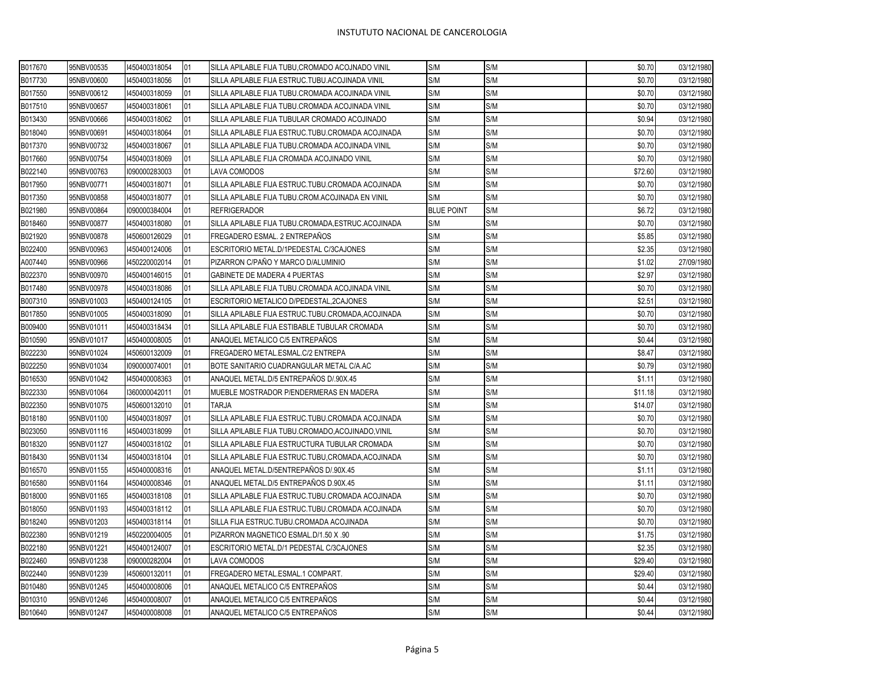| | | | | | | | | |
|---|---|---|---|---|---|---|---|---|
| B017670 | 95NBV00535 | I450400318054 | 01 | SILLA APILABLE FIJA TUBU,CROMADO ACOJNADO VINIL | S/M | S/M | $0.70 | 03/12/1980 |
| B017730 | 95NBV00600 | I450400318056 | 01 | SILLA APILABLE FIJA ESTRUC.TUBU.ACOJINADA VINIL | S/M | S/M | $0.70 | 03/12/1980 |
| B017550 | 95NBV00612 | I450400318059 | 01 | SILLA APILABLE FIJA TUBU.CROMADA ACOJINADA VINIL | S/M | S/M | $0.70 | 03/12/1980 |
| B017510 | 95NBV00657 | I450400318061 | 01 | SILLA APILABLE FIJA TUBU.CROMADA ACOJINADA VINIL | S/M | S/M | $0.70 | 03/12/1980 |
| B013430 | 95NBV00666 | I450400318062 | 01 | SILLA APILABLE FIJA TUBULAR CROMADO ACOJINADO | S/M | S/M | $0.94 | 03/12/1980 |
| B018040 | 95NBV00691 | I450400318064 | 01 | SILLA APILABLE FIJA ESTRUC.TUBU.CROMADA ACOJINADA | S/M | S/M | $0.70 | 03/12/1980 |
| B017370 | 95NBV00732 | I450400318067 | 01 | SILLA APILABLE FIJA TUBU.CROMADA ACOJINADA VINIL | S/M | S/M | $0.70 | 03/12/1980 |
| B017660 | 95NBV00754 | I450400318069 | 01 | SILLA APILABLE FIJA CROMADA ACOJINADO VINIL | S/M | S/M | $0.70 | 03/12/1980 |
| B022140 | 95NBV00763 | I090000283003 | 01 | LAVA COMODOS | S/M | S/M | $72.60 | 03/12/1980 |
| B017950 | 95NBV00771 | I450400318071 | 01 | SILLA APILABLE FIJA ESTRUC.TUBU.CROMADA ACOJINADA | S/M | S/M | $0.70 | 03/12/1980 |
| B017350 | 95NBV00858 | I450400318077 | 01 | SILLA APILABLE FIJA TUBU.CROM.ACOJINADA EN VINIL | S/M | S/M | $0.70 | 03/12/1980 |
| B021980 | 95NBV00864 | I090000384004 | 01 | REFRIGERADOR | BLUE POINT | S/M | $6.72 | 03/12/1980 |
| B018460 | 95NBV00877 | I450400318080 | 01 | SILLA APILABLE FIJA TUBU.CROMADA,ESTRUC.ACOJINADA | S/M | S/M | $0.70 | 03/12/1980 |
| B021920 | 95NBV00878 | I450600126029 | 01 | FREGADERO ESMAL. 2 ENTREPAÑOS | S/M | S/M | $5.85 | 03/12/1980 |
| B022400 | 95NBV00963 | I450400124006 | 01 | ESCRITORIO METAL.D/1PEDESTAL C/3CAJONES | S/M | S/M | $2.35 | 03/12/1980 |
| A007440 | 95NBV00966 | I450220002014 | 01 | PIZARRON C/PAÑO Y MARCO D/ALUMINIO | S/M | S/M | $1.02 | 27/09/1980 |
| B022370 | 95NBV00970 | I450400146015 | 01 | GABINETE DE MADERA 4 PUERTAS | S/M | S/M | $2.97 | 03/12/1980 |
| B017480 | 95NBV00978 | I450400318086 | 01 | SILLA APILABLE FIJA TUBU.CROMADA ACOJINADA VINIL | S/M | S/M | $0.70 | 03/12/1980 |
| B007310 | 95NBV01003 | I450400124105 | 01 | ESCRITORIO METALICO D/PEDESTAL,2CAJONES | S/M | S/M | $2.51 | 03/12/1980 |
| B017850 | 95NBV01005 | I450400318090 | 01 | SILLA APILABLE FIJA ESTRUC.TUBU.CROMADA,ACOJINADA | S/M | S/M | $0.70 | 03/12/1980 |
| B009400 | 95NBV01011 | I450400318434 | 01 | SILLA APILABLE FIJA ESTIBABLE TUBULAR CROMADA | S/M | S/M | $0.70 | 03/12/1980 |
| B010590 | 95NBV01017 | I450400008005 | 01 | ANAQUEL METALICO C/5 ENTREPAÑOS | S/M | S/M | $0.44 | 03/12/1980 |
| B022230 | 95NBV01024 | I450600132009 | 01 | FREGADERO METAL.ESMAL.C/2 ENTREPA | S/M | S/M | $8.47 | 03/12/1980 |
| B022250 | 95NBV01034 | I090000074001 | 01 | BOTE SANITARIO CUADRANGULAR METAL C/A.AC | S/M | S/M | $0.79 | 03/12/1980 |
| B016530 | 95NBV01042 | I450400008363 | 01 | ANAQUEL METAL.D/5 ENTREPAÑOS D/.90X.45 | S/M | S/M | $1.11 | 03/12/1980 |
| B022330 | 95NBV01064 | I360000042011 | 01 | MUEBLE MOSTRADOR P/ENDERMERAS EN MADERA | S/M | S/M | $11.18 | 03/12/1980 |
| B022350 | 95NBV01075 | I450600132010 | 01 | TARJA | S/M | S/M | $14.07 | 03/12/1980 |
| B018180 | 95NBV01100 | I450400318097 | 01 | SILLA APILABLE FIJA ESTRUC.TUBU.CROMADA ACOJINADA | S/M | S/M | $0.70 | 03/12/1980 |
| B023050 | 95NBV01116 | I450400318099 | 01 | SILLA APILABLE FIJA TUBU.CROMADO,ACOJINADO,VINIL | S/M | S/M | $0.70 | 03/12/1980 |
| B018320 | 95NBV01127 | I450400318102 | 01 | SILLA APILABLE FIJA ESTRUCTURA TUBULAR CROMADA | S/M | S/M | $0.70 | 03/12/1980 |
| B018430 | 95NBV01134 | I450400318104 | 01 | SILLA APILABLE FIJA ESTRUC.TUBU,CROMADA,ACOJINADA | S/M | S/M | $0.70 | 03/12/1980 |
| B016570 | 95NBV01155 | I450400008316 | 01 | ANAQUEL METAL.D/5ENTREPAÑOS D/.90X.45 | S/M | S/M | $1.11 | 03/12/1980 |
| B016580 | 95NBV01164 | I450400008346 | 01 | ANAQUEL METAL.D/5 ENTREPAÑOS D.90X.45 | S/M | S/M | $1.11 | 03/12/1980 |
| B018000 | 95NBV01165 | I450400318108 | 01 | SILLA APILABLE FIJA ESTRUC.TUBU.CROMADA ACOJINADA | S/M | S/M | $0.70 | 03/12/1980 |
| B018050 | 95NBV01193 | I450400318112 | 01 | SILLA APILABLE FIJA ESTRUC.TUBU.CROMADA ACOJINADA | S/M | S/M | $0.70 | 03/12/1980 |
| B018240 | 95NBV01203 | I450400318114 | 01 | SILLA FIJA ESTRUC.TUBU.CROMADA ACOJINADA | S/M | S/M | $0.70 | 03/12/1980 |
| B022380 | 95NBV01219 | I450220004005 | 01 | PIZARRON MAGNETICO ESMAL.D/1.50 X .90 | S/M | S/M | $1.75 | 03/12/1980 |
| B022180 | 95NBV01221 | I450400124007 | 01 | ESCRITORIO METAL.D/1 PEDESTAL C/3CAJONES | S/M | S/M | $2.35 | 03/12/1980 |
| B022460 | 95NBV01238 | I090000282004 | 01 | LAVA COMODOS | S/M | S/M | $29.40 | 03/12/1980 |
| B022440 | 95NBV01239 | I450600132011 | 01 | FREGADERO METAL.ESMAL.1 COMPART. | S/M | S/M | $29.40 | 03/12/1980 |
| B010480 | 95NBV01245 | I450400008006 | 01 | ANAQUEL METALICO C/5 ENTREPAÑOS | S/M | S/M | $0.44 | 03/12/1980 |
| B010310 | 95NBV01246 | I450400008007 | 01 | ANAQUEL METALICO C/5 ENTREPAÑOS | S/M | S/M | $0.44 | 03/12/1980 |
| B010640 | 95NBV01247 | I450400008008 | 01 | ANAQUEL METALICO C/5 ENTREPAÑOS | S/M | S/M | $0.44 | 03/12/1980 |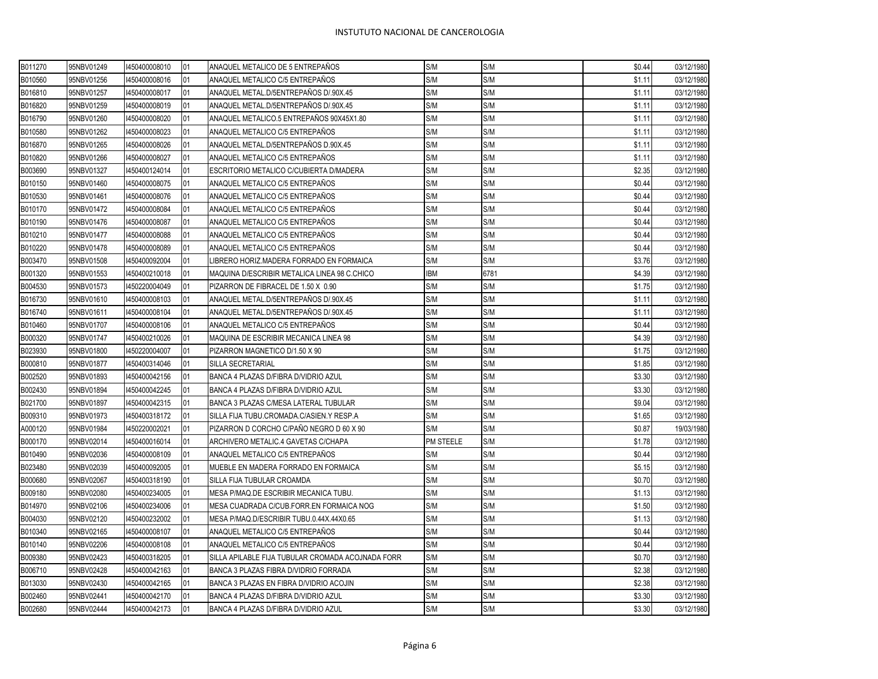| | | | | | | | | |
|---|---|---|---|---|---|---|---|---|
| B011270 | 95NBV01249 | I450400008010 | 01 | ANAQUEL METALICO DE 5 ENTREPAÑOS | S/M | S/M | $0.44 | 03/12/1980 |
| B010560 | 95NBV01256 | I450400008016 | 01 | ANAQUEL METALICO C/5 ENTREPAÑOS | S/M | S/M | $1.11 | 03/12/1980 |
| B016810 | 95NBV01257 | I450400008017 | 01 | ANAQUEL METAL.D/5ENTREPAÑOS D/.90X.45 | S/M | S/M | $1.11 | 03/12/1980 |
| B016820 | 95NBV01259 | I450400008019 | 01 | ANAQUEL METAL.D/5ENTREPAÑOS D/.90X.45 | S/M | S/M | $1.11 | 03/12/1980 |
| B016790 | 95NBV01260 | I450400008020 | 01 | ANAQUEL METALICO.5 ENTREPAÑOS 90X45X1.80 | S/M | S/M | $1.11 | 03/12/1980 |
| B010580 | 95NBV01262 | I450400008023 | 01 | ANAQUEL METALICO C/5 ENTREPAÑOS | S/M | S/M | $1.11 | 03/12/1980 |
| B016870 | 95NBV01265 | I450400008026 | 01 | ANAQUEL METAL.D/5ENTREPAÑOS D.90X.45 | S/M | S/M | $1.11 | 03/12/1980 |
| B010820 | 95NBV01266 | I450400008027 | 01 | ANAQUEL METALICO C/5 ENTREPAÑOS | S/M | S/M | $1.11 | 03/12/1980 |
| B003690 | 95NBV01327 | I450400124014 | 01 | ESCRITORIO METALICO C/CUBIERTA D/MADERA | S/M | S/M | $2.35 | 03/12/1980 |
| B010150 | 95NBV01460 | I450400008075 | 01 | ANAQUEL METALICO C/5 ENTREPAÑOS | S/M | S/M | $0.44 | 03/12/1980 |
| B010530 | 95NBV01461 | I450400008076 | 01 | ANAQUEL METALICO C/5 ENTREPAÑOS | S/M | S/M | $0.44 | 03/12/1980 |
| B010170 | 95NBV01472 | I450400008084 | 01 | ANAQUEL METALICO C/5 ENTREPAÑOS | S/M | S/M | $0.44 | 03/12/1980 |
| B010190 | 95NBV01476 | I450400008087 | 01 | ANAQUEL METALICO C/5 ENTREPAÑOS | S/M | S/M | $0.44 | 03/12/1980 |
| B010210 | 95NBV01477 | I450400008088 | 01 | ANAQUEL METALICO C/5 ENTREPAÑOS | S/M | S/M | $0.44 | 03/12/1980 |
| B010220 | 95NBV01478 | I450400008089 | 01 | ANAQUEL METALICO C/5 ENTREPAÑOS | S/M | S/M | $0.44 | 03/12/1980 |
| B003470 | 95NBV01508 | I450400092004 | 01 | LIBRERO HORIZ.MADERA FORRADO EN FORMAICA | S/M | S/M | $3.76 | 03/12/1980 |
| B001320 | 95NBV01553 | I450400210018 | 01 | MAQUINA D/ESCRIBIR METALICA LINEA 98 C.CHICO | IBM | 6781 | $4.39 | 03/12/1980 |
| B004530 | 95NBV01573 | I450220004049 | 01 | PIZARRON DE FIBRACEL DE 1.50 X 0.90 | S/M | S/M | $1.75 | 03/12/1980 |
| B016730 | 95NBV01610 | I450400008103 | 01 | ANAQUEL METAL.D/5ENTREPAÑOS D/.90X.45 | S/M | S/M | $1.11 | 03/12/1980 |
| B016740 | 95NBV01611 | I450400008104 | 01 | ANAQUEL METAL.D/5ENTREPAÑOS D/.90X.45 | S/M | S/M | $1.11 | 03/12/1980 |
| B010460 | 95NBV01707 | I450400008106 | 01 | ANAQUEL METALICO C/5 ENTREPAÑOS | S/M | S/M | $0.44 | 03/12/1980 |
| B000320 | 95NBV01747 | I450400210026 | 01 | MAQUINA DE ESCRIBIR MECANICA LINEA 98 | S/M | S/M | $4.39 | 03/12/1980 |
| B023930 | 95NBV01800 | I450220004007 | 01 | PIZARRON MAGNETICO D/1.50 X 90 | S/M | S/M | $1.75 | 03/12/1980 |
| B000810 | 95NBV01877 | I450400314046 | 01 | SILLA SECRETARIAL | S/M | S/M | $1.85 | 03/12/1980 |
| B002520 | 95NBV01893 | I450400042156 | 01 | BANCA 4 PLAZAS D/FIBRA D/VIDRIO AZUL | S/M | S/M | $3.30 | 03/12/1980 |
| B002430 | 95NBV01894 | I450400042245 | 01 | BANCA 4 PLAZAS D/FIBRA D/VIDRIO AZUL | S/M | S/M | $3.30 | 03/12/1980 |
| B021700 | 95NBV01897 | I450400042315 | 01 | BANCA 3 PLAZAS C/MESA LATERAL TUBULAR | S/M | S/M | $9.04 | 03/12/1980 |
| B009310 | 95NBV01973 | I450400318172 | 01 | SILLA FIJA TUBU.CROMADA.C/ASIEN.Y RESP.A | S/M | S/M | $1.65 | 03/12/1980 |
| A000120 | 95NBV01984 | I450220002021 | 01 | PIZARRON D CORCHO C/PAÑO NEGRO D 60 X 90 | S/M | S/M | $0.87 | 19/03/1980 |
| B000170 | 95NBV02014 | I450400016014 | 01 | ARCHIVERO METALIC.4 GAVETAS C/CHAPA | PM STEELE | S/M | $1.78 | 03/12/1980 |
| B010490 | 95NBV02036 | I450400008109 | 01 | ANAQUEL METALICO C/5 ENTREPAÑOS | S/M | S/M | $0.44 | 03/12/1980 |
| B023480 | 95NBV02039 | I450400092005 | 01 | MUEBLE EN MADERA FORRADO EN FORMAICA | S/M | S/M | $5.15 | 03/12/1980 |
| B000680 | 95NBV02067 | I450400318190 | 01 | SILLA FIJA TUBULAR CROAMDA | S/M | S/M | $0.70 | 03/12/1980 |
| B009180 | 95NBV02080 | I450400234005 | 01 | MESA P/MAQ.DE ESCRIBIR MECANICA TUBU. | S/M | S/M | $1.13 | 03/12/1980 |
| B014970 | 95NBV02106 | I450400234006 | 01 | MESA CUADRADA C/CUB.FORR.EN FORMAICA NOG | S/M | S/M | $1.50 | 03/12/1980 |
| B004030 | 95NBV02120 | I450400232002 | 01 | MESA P/MAQ.D/ESCRIBIR TUBU.0.44X.44X0.65 | S/M | S/M | $1.13 | 03/12/1980 |
| B010340 | 95NBV02165 | I450400008107 | 01 | ANAQUEL METALICO C/5 ENTREPAÑOS | S/M | S/M | $0.44 | 03/12/1980 |
| B010140 | 95NBV02206 | I450400008108 | 01 | ANAQUEL METALICO C/5 ENTREPAÑOS | S/M | S/M | $0.44 | 03/12/1980 |
| B009380 | 95NBV02423 | I450400318205 | 01 | SILLA APILABLE FIJA TUBULAR CROMADA ACOJNADA FORR | S/M | S/M | $0.70 | 03/12/1980 |
| B006710 | 95NBV02428 | I450400042163 | 01 | BANCA 3 PLAZAS FIBRA D/VIDRIO FORRADA | S/M | S/M | $2.38 | 03/12/1980 |
| B013030 | 95NBV02430 | I450400042165 | 01 | BANCA 3 PLAZAS EN FIBRA D/VIDRIO ACOJIN | S/M | S/M | $2.38 | 03/12/1980 |
| B002460 | 95NBV02441 | I450400042170 | 01 | BANCA 4 PLAZAS D/FIBRA D/VIDRIO AZUL | S/M | S/M | $3.30 | 03/12/1980 |
| B002680 | 95NBV02444 | I450400042173 | 01 | BANCA 4 PLAZAS D/FIBRA D/VIDRIO AZUL | S/M | S/M | $3.30 | 03/12/1980 |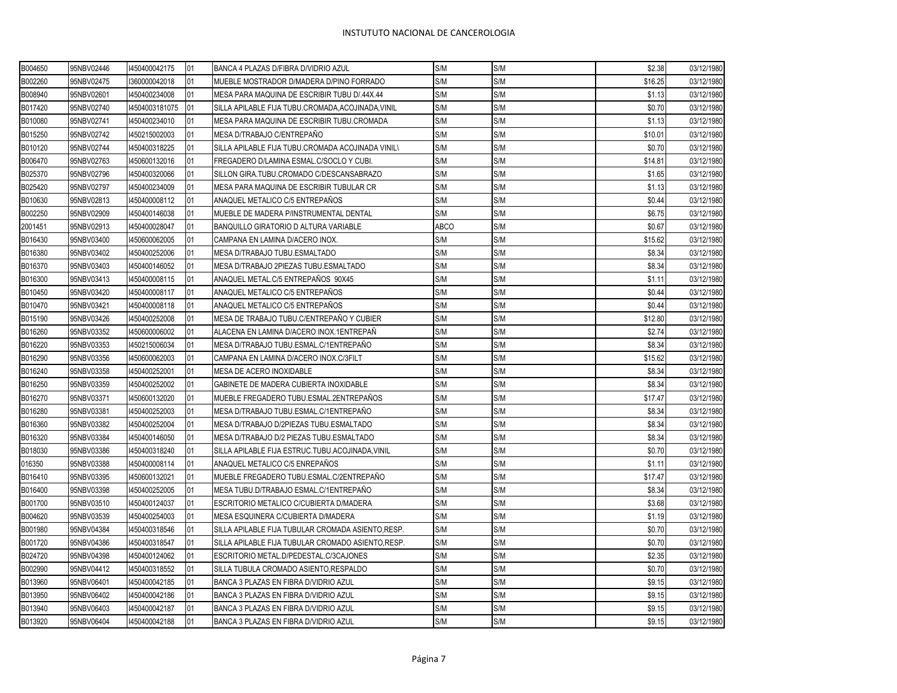| B004650 | 95NBV02446 | I450400042175 | 01 | BANCA 4 PLAZAS D/FIBRA D/VIDRIO AZUL | S/M | S/M | $2.38 | 03/12/1980 |
|---|---|---|---|---|---|---|---|---|
| B002260 | 95NBV02475 | I360000042018 | 01 | MUEBLE MOSTRADOR D/MADERA D/PINO FORRADO | S/M | S/M | $16.25 | 03/12/1980 |
| B008940 | 95NBV02601 | I450400234008 | 01 | MESA PARA MAQUINA DE ESCRIBIR TUBU D/.44X.44 | S/M | S/M | $1.13 | 03/12/1980 |
| B017420 | 95NBV02740 | I4504003181075 | 01 | SILLA APILABLE FIJA TUBU.CROMADA,ACOJINADA,VINIL | S/M | S/M | $0.70 | 03/12/1980 |
| B010080 | 95NBV02741 | I450400234010 | 01 | MESA PARA MAQUINA DE ESCRIBIR TUBU.CROMADA | S/M | S/M | $1.13 | 03/12/1980 |
| B015250 | 95NBV02742 | I450215002003 | 01 | MESA D/TRABAJO C/ENTREPAÑO | S/M | S/M | $10.01 | 03/12/1980 |
| B010120 | 95NBV02744 | I450400318225 | 01 | SILLA APILABLE FIJA TUBU.CROMADA ACOJINADA VINIL\ | S/M | S/M | $0.70 | 03/12/1980 |
| B006470 | 95NBV02763 | I450600132016 | 01 | FREGADERO D/LAMINA ESMAL.C/SOCLO Y CUBI. | S/M | S/M | $14.81 | 03/12/1980 |
| B025370 | 95NBV02796 | I450400320066 | 01 | SILLON GIRA.TUBU.CROMADO C/DESCANSABRAZO | S/M | S/M | $1.65 | 03/12/1980 |
| B025420 | 95NBV02797 | I450400234009 | 01 | MESA PARA MAQUINA DE ESCRIBIR TUBULAR CR | S/M | S/M | $1.13 | 03/12/1980 |
| B010630 | 95NBV02813 | I450400008112 | 01 | ANAQUEL METALICO C/5 ENTREPAÑOS | S/M | S/M | $0.44 | 03/12/1980 |
| B002250 | 95NBV02909 | I450400146038 | 01 | MUEBLE DE MADERA P/INSTRUMENTAL DENTAL | S/M | S/M | $6.75 | 03/12/1980 |
| 2001451 | 95NBV02913 | I450400028047 | 01 | BANQUILLO GIRATORIO D ALTURA VARIABLE | ABCO | S/M | $0.67 | 03/12/1980 |
| B016430 | 95NBV03400 | I450600062005 | 01 | CAMPANA EN LAMINA D/ACERO INOX. | S/M | S/M | $15.62 | 03/12/1980 |
| B016380 | 95NBV03402 | I450400252006 | 01 | MESA D/TRABAJO TUBU.ESMALTADO | S/M | S/M | $8.34 | 03/12/1980 |
| B016370 | 95NBV03403 | I450400146052 | 01 | MESA D/TRABAJO 2PIEZAS TUBU.ESMALTADO | S/M | S/M | $8.34 | 03/12/1980 |
| B016300 | 95NBV03413 | I450400008115 | 01 | ANAQUEL METAL.C/5 ENTREPAÑOS 90X45 | S/M | S/M | $1.11 | 03/12/1980 |
| B010450 | 95NBV03420 | I450400008117 | 01 | ANAQUEL METALICO C/5 ENTREPAÑOS | S/M | S/M | $0.44 | 03/12/1980 |
| B010470 | 95NBV03421 | I450400008118 | 01 | ANAQUEL METALICO C/5 ENTREPAÑOS | S/M | S/M | $0.44 | 03/12/1980 |
| B015190 | 95NBV03426 | I450400252008 | 01 | MESA DE TRABAJO TUBU.C/ENTREPAÑO Y CUBIER | S/M | S/M | $12.80 | 03/12/1980 |
| B016260 | 95NBV03352 | I450600006002 | 01 | ALACENA EN LAMINA D/ACERO INOX.1ENTREPAÑ | S/M | S/M | $2.74 | 03/12/1980 |
| B016220 | 95NBV03353 | I450215006034 | 01 | MESA D/TRABAJO TUBU.ESMAL.C/1ENTREPAÑO | S/M | S/M | $8.34 | 03/12/1980 |
| B016290 | 95NBV03356 | I450600062003 | 01 | CAMPANA EN LAMINA D/ACERO INOX.C/3FILT | S/M | S/M | $15.62 | 03/12/1980 |
| B016240 | 95NBV03358 | I450400252001 | 01 | MESA DE ACERO INOXIDABLE | S/M | S/M | $8.34 | 03/12/1980 |
| B016250 | 95NBV03359 | I450400252002 | 01 | GABINETE DE MADERA CUBIERTA INOXIDABLE | S/M | S/M | $8.34 | 03/12/1980 |
| B016270 | 95NBV03371 | I450600132020 | 01 | MUEBLE FREGADERO TUBU.ESMAL.2ENTREPAÑOS | S/M | S/M | $17.47 | 03/12/1980 |
| B016280 | 95NBV03381 | I450400252003 | 01 | MESA D/TRABAJO TUBU.ESMAL.C/1ENTREPAÑO | S/M | S/M | $8.34 | 03/12/1980 |
| B016360 | 95NBV03382 | I450400252004 | 01 | MESA D/TRABAJO D/2PIEZAS TUBU.ESMALTADO | S/M | S/M | $8.34 | 03/12/1980 |
| B016320 | 95NBV03384 | I450400146050 | 01 | MESA D/TRABAJO D/2 PIEZAS TUBU.ESMALTADO | S/M | S/M | $8.34 | 03/12/1980 |
| B018030 | 95NBV03386 | I450400318240 | 01 | SILLA APILABLE FIJA ESTRUC.TUBU.ACOJINADA,VINIL | S/M | S/M | $0.70 | 03/12/1980 |
| 016350 | 95NBV03388 | I450400008114 | 01 | ANAQUEL METALICO C/5 ENREPAÑOS | S/M | S/M | $1.11 | 03/12/1980 |
| B016410 | 95NBV03395 | I450600132021 | 01 | MUEBLE FREGADERO TUBU.ESMAL.C/2ENTREPAÑO | S/M | S/M | $17.47 | 03/12/1980 |
| B016400 | 95NBV03398 | I450400252005 | 01 | MESA TUBU.D/TRABAJO ESMAL.C/1ENTREPAÑO | S/M | S/M | $8.34 | 03/12/1980 |
| B001700 | 95NBV03510 | I450400124037 | 01 | ESCRITORIO METALICO C/CUBIERTA D/MADERA | S/M | S/M | $3.68 | 03/12/1980 |
| B004620 | 95NBV03539 | I450400254003 | 01 | MESA ESQUINERA C/CUBIERTA D/MADERA | S/M | S/M | $1.19 | 03/12/1980 |
| B001980 | 95NBV04384 | I450400318546 | 01 | SILLA APILABLE FIJA TUBULAR CROMADA ASIENTO,RESP. | S/M | S/M | $0.70 | 03/12/1980 |
| B001720 | 95NBV04386 | I450400318547 | 01 | SILLA APILABLE FIJA TUBULAR CROMADO ASIENTO,RESP. | S/M | S/M | $0.70 | 03/12/1980 |
| B024720 | 95NBV04398 | I450400124062 | 01 | ESCRITORIO METAL.D/PEDESTAL.C/3CAJONES | S/M | S/M | $2.35 | 03/12/1980 |
| B002990 | 95NBV04412 | I450400318552 | 01 | SILLA TUBULA CROMADO ASIENTO,RESPALDO | S/M | S/M | $0.70 | 03/12/1980 |
| B013960 | 95NBV06401 | I450400042185 | 01 | BANCA 3 PLAZAS EN FIBRA D/VIDRIO AZUL | S/M | S/M | $9.15 | 03/12/1980 |
| B013950 | 95NBV06402 | I450400042186 | 01 | BANCA 3 PLAZAS EN FIBRA D/VIDRIO AZUL | S/M | S/M | $9.15 | 03/12/1980 |
| B013940 | 95NBV06403 | I450400042187 | 01 | BANCA 3 PLAZAS EN FIBRA D/VIDRIO AZUL | S/M | S/M | $9.15 | 03/12/1980 |
| B013920 | 95NBV06404 | I450400042188 | 01 | BANCA 3 PLAZAS EN FIBRA D/VIDRIO AZUL | S/M | S/M | $9.15 | 03/12/1980 |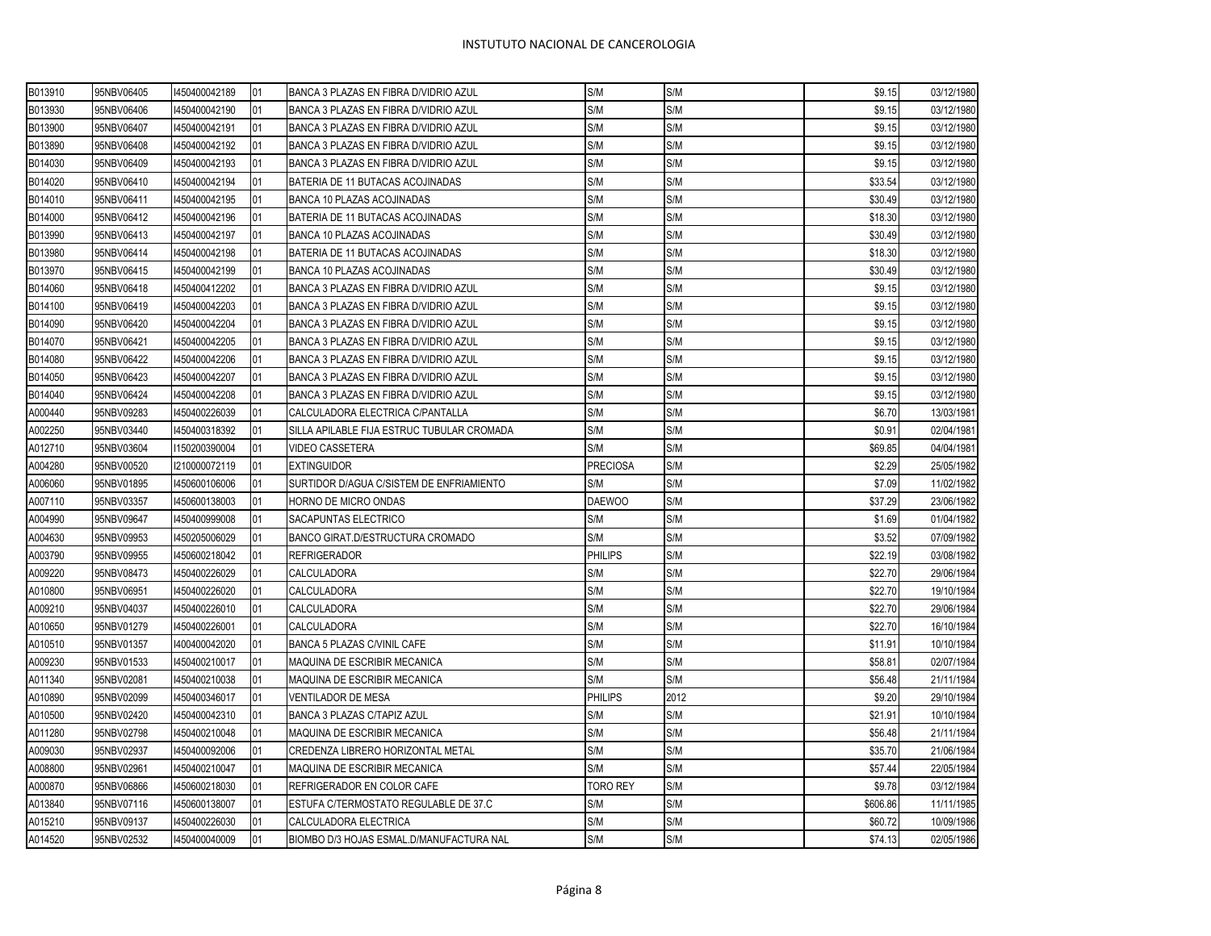| | | | | | | | | |
|---|---|---|---|---|---|---|---|---|
| B013910 | 95NBV06405 | I450400042189 | 01 | BANCA 3 PLAZAS EN FIBRA D/VIDRIO AZUL | S/M | S/M | $9.15 | 03/12/1980 |
| B013930 | 95NBV06406 | I450400042190 | 01 | BANCA 3 PLAZAS EN FIBRA D/VIDRIO AZUL | S/M | S/M | $9.15 | 03/12/1980 |
| B013900 | 95NBV06407 | I450400042191 | 01 | BANCA 3 PLAZAS EN FIBRA D/VIDRIO AZUL | S/M | S/M | $9.15 | 03/12/1980 |
| B013890 | 95NBV06408 | I450400042192 | 01 | BANCA 3 PLAZAS EN FIBRA D/VIDRIO AZUL | S/M | S/M | $9.15 | 03/12/1980 |
| B014030 | 95NBV06409 | I450400042193 | 01 | BANCA 3 PLAZAS EN FIBRA D/VIDRIO AZUL | S/M | S/M | $9.15 | 03/12/1980 |
| B014020 | 95NBV06410 | I450400042194 | 01 | BATERIA DE 11 BUTACAS ACOJINADAS | S/M | S/M | $33.54 | 03/12/1980 |
| B014010 | 95NBV06411 | I450400042195 | 01 | BANCA 10 PLAZAS ACOJINADAS | S/M | S/M | $30.49 | 03/12/1980 |
| B014000 | 95NBV06412 | I450400042196 | 01 | BATERIA DE 11 BUTACAS ACOJINADAS | S/M | S/M | $18.30 | 03/12/1980 |
| B013990 | 95NBV06413 | I450400042197 | 01 | BANCA 10 PLAZAS ACOJINADAS | S/M | S/M | $30.49 | 03/12/1980 |
| B013980 | 95NBV06414 | I450400042198 | 01 | BATERIA DE 11 BUTACAS ACOJINADAS | S/M | S/M | $18.30 | 03/12/1980 |
| B013970 | 95NBV06415 | I450400042199 | 01 | BANCA 10 PLAZAS ACOJINADAS | S/M | S/M | $30.49 | 03/12/1980 |
| B014060 | 95NBV06418 | I450400412202 | 01 | BANCA 3 PLAZAS EN FIBRA D/VIDRIO AZUL | S/M | S/M | $9.15 | 03/12/1980 |
| B014100 | 95NBV06419 | I450400042203 | 01 | BANCA 3 PLAZAS EN FIBRA D/VIDRIO AZUL | S/M | S/M | $9.15 | 03/12/1980 |
| B014090 | 95NBV06420 | I450400042204 | 01 | BANCA 3 PLAZAS EN FIBRA D/VIDRIO AZUL | S/M | S/M | $9.15 | 03/12/1980 |
| B014070 | 95NBV06421 | I450400042205 | 01 | BANCA 3 PLAZAS EN FIBRA D/VIDRIO AZUL | S/M | S/M | $9.15 | 03/12/1980 |
| B014080 | 95NBV06422 | I450400042206 | 01 | BANCA 3 PLAZAS EN FIBRA D/VIDRIO AZUL | S/M | S/M | $9.15 | 03/12/1980 |
| B014050 | 95NBV06423 | I450400042207 | 01 | BANCA 3 PLAZAS EN FIBRA D/VIDRIO AZUL | S/M | S/M | $9.15 | 03/12/1980 |
| B014040 | 95NBV06424 | I450400042208 | 01 | BANCA 3 PLAZAS EN FIBRA D/VIDRIO AZUL | S/M | S/M | $9.15 | 03/12/1980 |
| A000440 | 95NBV09283 | I450400226039 | 01 | CALCULADORA ELECTRICA C/PANTALLA | S/M | S/M | $6.70 | 13/03/1981 |
| A002250 | 95NBV03440 | I450400318392 | 01 | SILLA APILABLE FIJA ESTRUC TUBULAR CROMADA | S/M | S/M | $0.91 | 02/04/1981 |
| A012710 | 95NBV03604 | I150200390004 | 01 | VIDEO CASSETERA | S/M | S/M | $69.85 | 04/04/1981 |
| A004280 | 95NBV00520 | I210000072119 | 01 | EXTINGUIDOR | PRECIOSA | S/M | $2.29 | 25/05/1982 |
| A006060 | 95NBV01895 | I450600106006 | 01 | SURTIDOR D/AGUA C/SISTEM DE ENFRIAMIENTO | S/M | S/M | $7.09 | 11/02/1982 |
| A007110 | 95NBV03357 | I450600138003 | 01 | HORNO DE MICRO ONDAS | DAEWOO | S/M | $37.29 | 23/06/1982 |
| A004990 | 95NBV09647 | I450400999008 | 01 | SACAPUNTAS ELECTRICO | S/M | S/M | $1.69 | 01/04/1982 |
| A004630 | 95NBV09953 | I450205006029 | 01 | BANCO GIRAT.D/ESTRUCTURA CROMADO | S/M | S/M | $3.52 | 07/09/1982 |
| A003790 | 95NBV09955 | I450600218042 | 01 | REFRIGERADOR | PHILIPS | S/M | $22.19 | 03/08/1982 |
| A009220 | 95NBV08473 | I450400226029 | 01 | CALCULADORA | S/M | S/M | $22.70 | 29/06/1984 |
| A010800 | 95NBV06951 | I450400226020 | 01 | CALCULADORA | S/M | S/M | $22.70 | 19/10/1984 |
| A009210 | 95NBV04037 | I450400226010 | 01 | CALCULADORA | S/M | S/M | $22.70 | 29/06/1984 |
| A010650 | 95NBV01279 | I450400226001 | 01 | CALCULADORA | S/M | S/M | $22.70 | 16/10/1984 |
| A010510 | 95NBV01357 | I400400042020 | 01 | BANCA 5 PLAZAS C/VINIL CAFE | S/M | S/M | $11.91 | 10/10/1984 |
| A009230 | 95NBV01533 | I450400210017 | 01 | MAQUINA DE ESCRIBIR MECANICA | S/M | S/M | $58.81 | 02/07/1984 |
| A011340 | 95NBV02081 | I450400210038 | 01 | MAQUINA DE ESCRIBIR MECANICA | S/M | S/M | $56.48 | 21/11/1984 |
| A010890 | 95NBV02099 | I450400346017 | 01 | VENTILADOR DE MESA | PHILIPS | 2012 | $9.20 | 29/10/1984 |
| A010500 | 95NBV02420 | I450400042310 | 01 | BANCA 3 PLAZAS C/TAPIZ AZUL | S/M | S/M | $21.91 | 10/10/1984 |
| A011280 | 95NBV02798 | I450400210048 | 01 | MAQUINA DE ESCRIBIR MECANICA | S/M | S/M | $56.48 | 21/11/1984 |
| A009030 | 95NBV02937 | I450400092006 | 01 | CREDENZA LIBRERO HORIZONTAL METAL | S/M | S/M | $35.70 | 21/06/1984 |
| A008800 | 95NBV02961 | I450400210047 | 01 | MAQUINA DE ESCRIBIR MECANICA | S/M | S/M | $57.44 | 22/05/1984 |
| A000870 | 95NBV06866 | I450600218030 | 01 | REFRIGERADOR EN COLOR CAFE | TORO REY | S/M | $9.78 | 03/12/1984 |
| A013840 | 95NBV07116 | I450600138007 | 01 | ESTUFA C/TERMOSTATO REGULABLE DE 37.C | S/M | S/M | $606.86 | 11/11/1985 |
| A015210 | 95NBV09137 | I450400226030 | 01 | CALCULADORA ELECTRICA | S/M | S/M | $60.72 | 10/09/1986 |
| A014520 | 95NBV02532 | I450400040009 | 01 | BIOMBO D/3 HOJAS ESMAL.D/MANUFACTURA NAL | S/M | S/M | $74.13 | 02/05/1986 |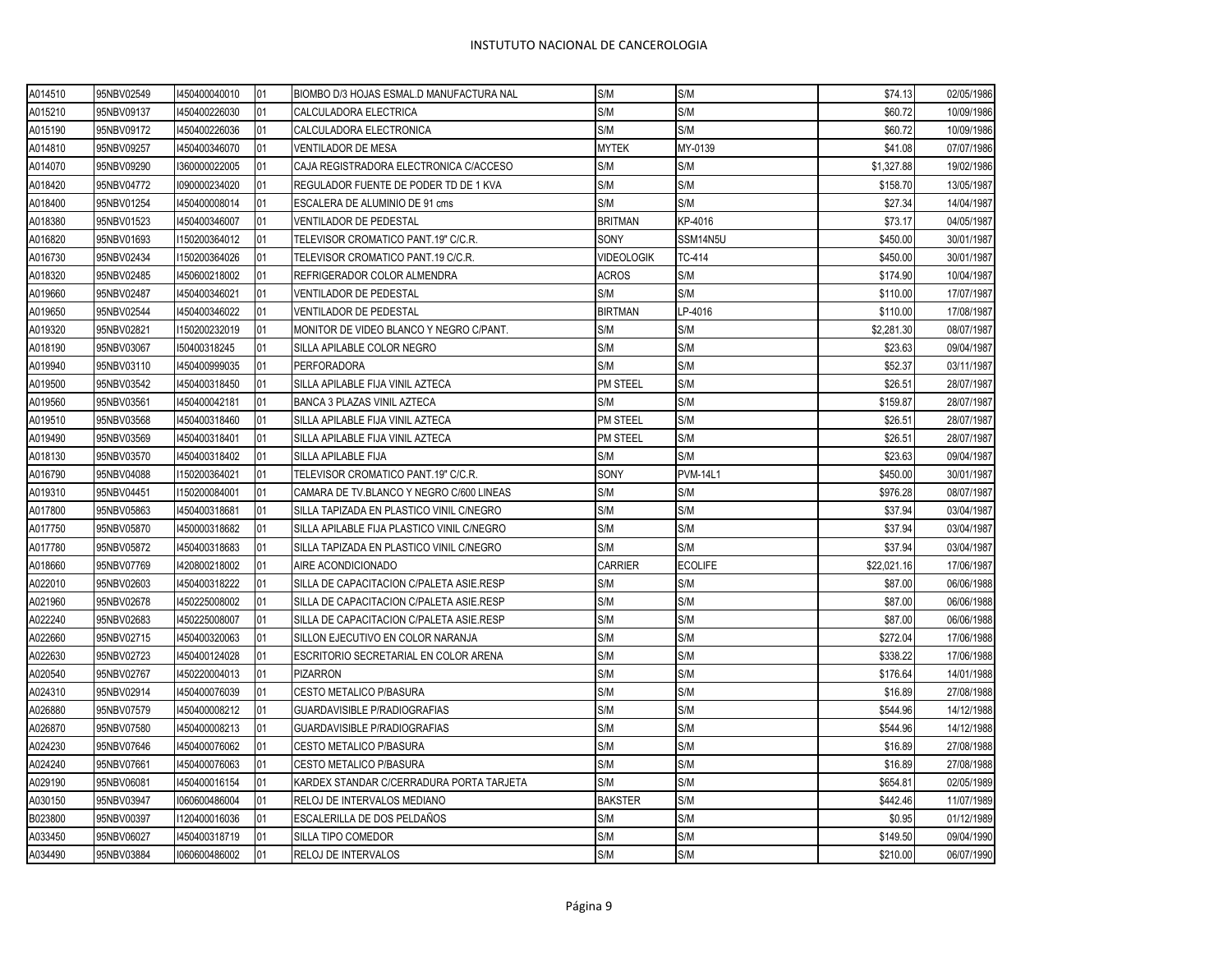| | | | | | | | | |
|---|---|---|---|---|---|---|---|---|
| A014510 | 95NBV02549 | I450400040010 | 01 | BIOMBO D/3 HOJAS ESMAL.D MANUFACTURA NAL | S/M | S/M | $74.13 | 02/05/1986 |
| A015210 | 95NBV09137 | I450400226030 | 01 | CALCULADORA ELECTRICA | S/M | S/M | $60.72 | 10/09/1986 |
| A015190 | 95NBV09172 | I450400226036 | 01 | CALCULADORA ELECTRONICA | S/M | S/M | $60.72 | 10/09/1986 |
| A014810 | 95NBV09257 | I450400346070 | 01 | VENTILADOR DE MESA | MYTEK | MY-0139 | $41.08 | 07/07/1986 |
| A014070 | 95NBV09290 | I360000022005 | 01 | CAJA REGISTRADORA ELECTRONICA C/ACCESO | S/M | S/M | $1,327.88 | 19/02/1986 |
| A018420 | 95NBV04772 | I090000234020 | 01 | REGULADOR FUENTE DE PODER TD DE 1 KVA | S/M | S/M | $158.70 | 13/05/1987 |
| A018400 | 95NBV01254 | I450400008014 | 01 | ESCALERA DE ALUMINIO DE 91 cms | S/M | S/M | $27.34 | 14/04/1987 |
| A018380 | 95NBV01523 | I450400346007 | 01 | VENTILADOR DE PEDESTAL | BRITMAN | KP-4016 | $73.17 | 04/05/1987 |
| A016820 | 95NBV01693 | I150200364012 | 01 | TELEVISOR CROMATICO PANT.19" C/C.R. | SONY | SSM14N5U | $450.00 | 30/01/1987 |
| A016730 | 95NBV02434 | I150200364026 | 01 | TELEVISOR CROMATICO PANT.19 C/C.R. | VIDEOLOGIK | TC-414 | $450.00 | 30/01/1987 |
| A018320 | 95NBV02485 | I450600218002 | 01 | REFRIGERADOR COLOR ALMENDRA | ACROS | S/M | $174.90 | 10/04/1987 |
| A019660 | 95NBV02487 | I450400346021 | 01 | VENTILADOR DE PEDESTAL | S/M | S/M | $110.00 | 17/07/1987 |
| A019650 | 95NBV02544 | I450400346022 | 01 | VENTILADOR DE PEDESTAL | BIRTMAN | LP-4016 | $110.00 | 17/08/1987 |
| A019320 | 95NBV02821 | I150200232019 | 01 | MONITOR DE VIDEO BLANCO Y NEGRO C/PANT. | S/M | S/M | $2,281.30 | 08/07/1987 |
| A018190 | 95NBV03067 | I50400318245 | 01 | SILLA APILABLE COLOR NEGRO | S/M | S/M | $23.63 | 09/04/1987 |
| A019940 | 95NBV03110 | I450400999035 | 01 | PERFORADORA | S/M | S/M | $52.37 | 03/11/1987 |
| A019500 | 95NBV03542 | I450400318450 | 01 | SILLA APILABLE FIJA VINIL AZTECA | PM STEEL | S/M | $26.51 | 28/07/1987 |
| A019560 | 95NBV03561 | I450400042181 | 01 | BANCA 3 PLAZAS VINIL AZTECA | S/M | S/M | $159.87 | 28/07/1987 |
| A019510 | 95NBV03568 | I450400318460 | 01 | SILLA APILABLE FIJA VINIL AZTECA | PM STEEL | S/M | $26.51 | 28/07/1987 |
| A019490 | 95NBV03569 | I450400318401 | 01 | SILLA APILABLE FIJA VINIL AZTECA | PM STEEL | S/M | $26.51 | 28/07/1987 |
| A018130 | 95NBV03570 | I450400318402 | 01 | SILLA APILABLE FIJA | S/M | S/M | $23.63 | 09/04/1987 |
| A016790 | 95NBV04088 | I150200364021 | 01 | TELEVISOR CROMATICO PANT.19" C/C.R. | SONY | PVM-14L1 | $450.00 | 30/01/1987 |
| A019310 | 95NBV04451 | I150200084001 | 01 | CAMARA DE TV.BLANCO Y NEGRO C/600 LINEAS | S/M | S/M | $976.28 | 08/07/1987 |
| A017800 | 95NBV05863 | I450400318681 | 01 | SILLA TAPIZADA EN PLASTICO VINIL C/NEGRO | S/M | S/M | $37.94 | 03/04/1987 |
| A017750 | 95NBV05870 | I450000318682 | 01 | SILLA APILABLE FIJA PLASTICO VINIL C/NEGRO | S/M | S/M | $37.94 | 03/04/1987 |
| A017780 | 95NBV05872 | I450400318683 | 01 | SILLA TAPIZADA EN PLASTICO VINIL C/NEGRO | S/M | S/M | $37.94 | 03/04/1987 |
| A018660 | 95NBV07769 | I420800218002 | 01 | AIRE ACONDICIONADO | CARRIER | ECOLIFE | $22,021.16 | 17/06/1987 |
| A022010 | 95NBV02603 | I450400318222 | 01 | SILLA DE CAPACITACION C/PALETA ASIE.RESP | S/M | S/M | $87.00 | 06/06/1988 |
| A021960 | 95NBV02678 | I450225008002 | 01 | SILLA DE CAPACITACION C/PALETA ASIE.RESP | S/M | S/M | $87.00 | 06/06/1988 |
| A022240 | 95NBV02683 | I450225008007 | 01 | SILLA DE CAPACITACION C/PALETA ASIE.RESP | S/M | S/M | $87.00 | 06/06/1988 |
| A022660 | 95NBV02715 | I450400320063 | 01 | SILLON EJECUTIVO EN COLOR NARANJA | S/M | S/M | $272.04 | 17/06/1988 |
| A022630 | 95NBV02723 | I450400124028 | 01 | ESCRITORIO SECRETARIAL EN COLOR ARENA | S/M | S/M | $338.22 | 17/06/1988 |
| A020540 | 95NBV02767 | I450220004013 | 01 | PIZARRON | S/M | S/M | $176.64 | 14/01/1988 |
| A024310 | 95NBV02914 | I450400076039 | 01 | CESTO METALICO P/BASURA | S/M | S/M | $16.89 | 27/08/1988 |
| A026880 | 95NBV07579 | I450400008212 | 01 | GUARDAVISIBLE P/RADIOGRAFIAS | S/M | S/M | $544.96 | 14/12/1988 |
| A026870 | 95NBV07580 | I450400008213 | 01 | GUARDAVISIBLE P/RADIOGRAFIAS | S/M | S/M | $544.96 | 14/12/1988 |
| A024230 | 95NBV07646 | I450400076062 | 01 | CESTO METALICO P/BASURA | S/M | S/M | $16.89 | 27/08/1988 |
| A024240 | 95NBV07661 | I450400076063 | 01 | CESTO METALICO P/BASURA | S/M | S/M | $16.89 | 27/08/1988 |
| A029190 | 95NBV06081 | I450400016154 | 01 | KARDEX STANDAR C/CERRADURA PORTA TARJETA | S/M | S/M | $654.81 | 02/05/1989 |
| A030150 | 95NBV03947 | I060600486004 | 01 | RELOJ DE INTERVALOS MEDIANO | BAKSTER | S/M | $442.46 | 11/07/1989 |
| B023800 | 95NBV00397 | I120400016036 | 01 | ESCALERILLA DE DOS PELDAÑOS | S/M | S/M | $0.95 | 01/12/1989 |
| A033450 | 95NBV06027 | I450400318719 | 01 | SILLA TIPO COMEDOR | S/M | S/M | $149.50 | 09/04/1990 |
| A034490 | 95NBV03884 | I060600486002 | 01 | RELOJ DE INTERVALOS | S/M | S/M | $210.00 | 06/07/1990 |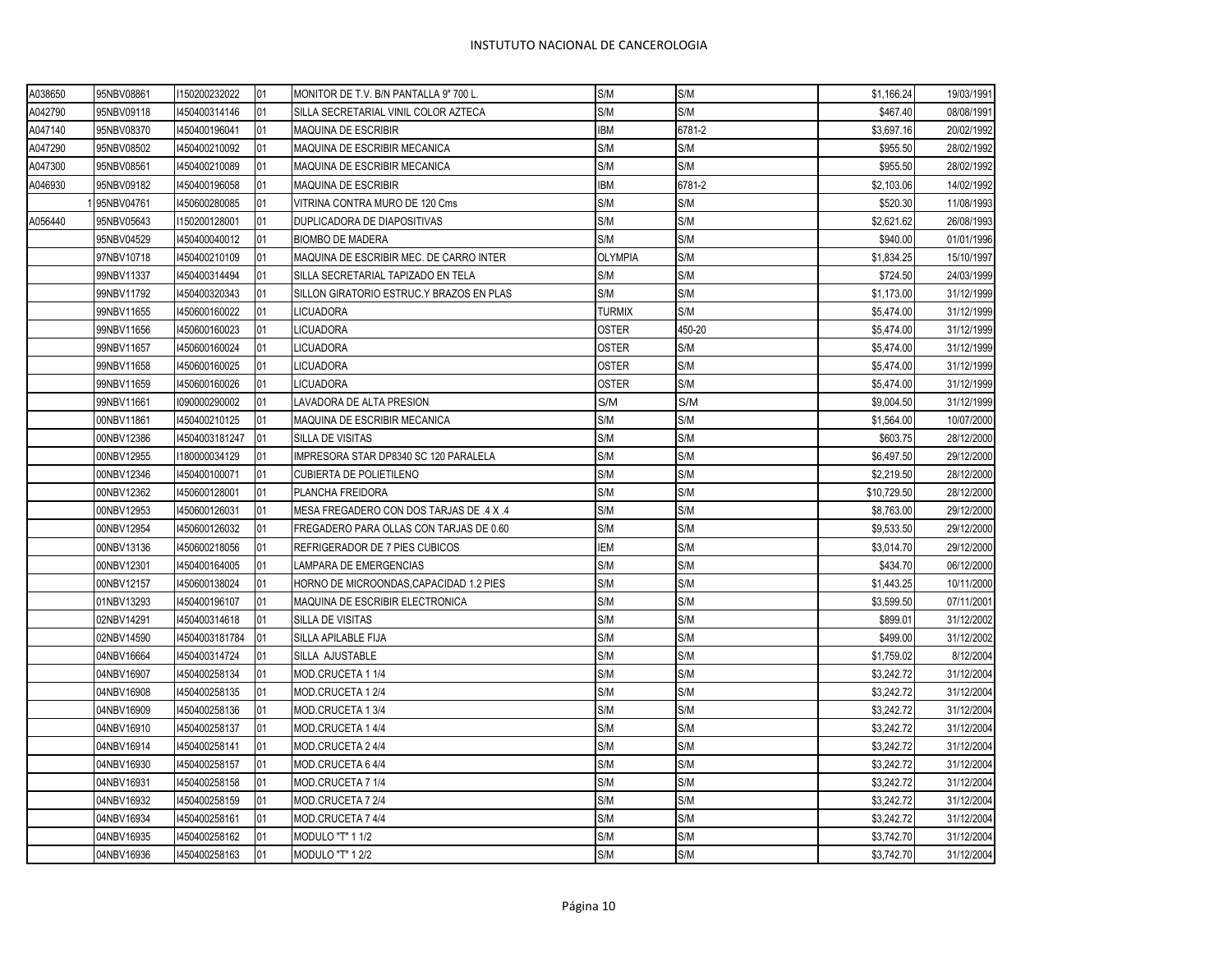| | | | | | | | | |
|---|---|---|---|---|---|---|---|---|
| A038650 | 95NBV08861 | I150200232022 | 01 | MONITOR DE T.V. B/N PANTALLA 9" 700 L. | S/M | S/M | $1,166.24 | 19/03/1991 |
| A042790 | 95NBV09118 | I450400314146 | 01 | SILLA SECRETARIAL VINIL COLOR AZTECA | S/M | S/M | $467.40 | 08/08/1991 |
| A047140 | 95NBV08370 | I450400196041 | 01 | MAQUINA DE ESCRIBIR | IBM | 6781-2 | $3,697.16 | 20/02/1992 |
| A047290 | 95NBV08502 | I450400210092 | 01 | MAQUINA DE ESCRIBIR MECANICA | S/M | S/M | $955.50 | 28/02/1992 |
| A047300 | 95NBV08561 | I450400210089 | 01 | MAQUINA DE ESCRIBIR MECANICA | S/M | S/M | $955.50 | 28/02/1992 |
| A046930 | 95NBV09182 | I450400196058 | 01 | MAQUINA DE ESCRIBIR | IBM | 6781-2 | $2,103.06 | 14/02/1992 |
| 1 | 95NBV04761 | I450600280085 | 01 | VITRINA CONTRA MURO DE 120 Cms | S/M | S/M | $520.30 | 11/08/1993 |
| A056440 | 95NBV05643 | I150200128001 | 01 | DUPLICADORA DE DIAPOSITIVAS | S/M | S/M | $2,621.62 | 26/08/1993 |
| | 95NBV04529 | I450400040012 | 01 | BIOMBO DE MADERA | S/M | S/M | $940.00 | 01/01/1996 |
| | 97NBV10718 | I450400210109 | 01 | MAQUINA DE ESCRIBIR MEC. DE CARRO INTER | OLYMPIA | S/M | $1,834.25 | 15/10/1997 |
| | 99NBV11337 | I450400314494 | 01 | SILLA SECRETARIAL TAPIZADO EN TELA | S/M | S/M | $724.50 | 24/03/1999 |
| | 99NBV11792 | I450400320343 | 01 | SILLON GIRATORIO ESTRUC.Y BRAZOS EN PLAS | S/M | S/M | $1,173.00 | 31/12/1999 |
| | 99NBV11655 | I450600160022 | 01 | LICUADORA | TURMIX | S/M | $5,474.00 | 31/12/1999 |
| | 99NBV11656 | I450600160023 | 01 | LICUADORA | OSTER | 450-20 | $5,474.00 | 31/12/1999 |
| | 99NBV11657 | I450600160024 | 01 | LICUADORA | OSTER | S/M | $5,474.00 | 31/12/1999 |
| | 99NBV11658 | I450600160025 | 01 | LICUADORA | OSTER | S/M | $5,474.00 | 31/12/1999 |
| | 99NBV11659 | I450600160026 | 01 | LICUADORA | OSTER | S/M | $5,474.00 | 31/12/1999 |
| | 99NBV11661 | I090000290002 | 01 | LAVADORA DE ALTA PRESION | S/M | S/M | $9,004.50 | 31/12/1999 |
| | 00NBV11861 | I450400210125 | 01 | MAQUINA DE ESCRIBIR MECANICA | S/M | S/M | $1,564.00 | 10/07/2000 |
| | 00NBV12386 | I4504003181247 | 01 | SILLA DE VISITAS | S/M | S/M | $603.75 | 28/12/2000 |
| | 00NBV12955 | I180000034129 | 01 | IMPRESORA STAR DP8340 SC 120 PARALELA | S/M | S/M | $6,497.50 | 29/12/2000 |
| | 00NBV12346 | I450400100071 | 01 | CUBIERTA DE POLIETILENO | S/M | S/M | $2,219.50 | 28/12/2000 |
| | 00NBV12362 | I450600128001 | 01 | PLANCHA FREIDORA | S/M | S/M | $10,729.50 | 28/12/2000 |
| | 00NBV12953 | I450600126031 | 01 | MESA FREGADERO CON DOS TARJAS DE .4 X .4 | S/M | S/M | $8,763.00 | 29/12/2000 |
| | 00NBV12954 | I450600126032 | 01 | FREGADERO PARA OLLAS CON TARJAS DE 0.60 | S/M | S/M | $9,533.50 | 29/12/2000 |
| | 00NBV13136 | I450600218056 | 01 | REFRIGERADOR DE 7 PIES CUBICOS | IEM | S/M | $3,014.70 | 29/12/2000 |
| | 00NBV12301 | I450400164005 | 01 | LAMPARA DE EMERGENCIAS | S/M | S/M | $434.70 | 06/12/2000 |
| | 00NBV12157 | I450600138024 | 01 | HORNO DE MICROONDAS,CAPACIDAD 1.2 PIES | S/M | S/M | $1,443.25 | 10/11/2000 |
| | 01NBV13293 | I450400196107 | 01 | MAQUINA DE ESCRIBIR ELECTRONICA | S/M | S/M | $3,599.50 | 07/11/2001 |
| | 02NBV14291 | I450400314618 | 01 | SILLA DE VISITAS | S/M | S/M | $899.01 | 31/12/2002 |
| | 02NBV14590 | I4504003181784 | 01 | SILLA APILABLE FIJA | S/M | S/M | $499.00 | 31/12/2002 |
| | 04NBV16664 | I450400314724 | 01 | SILLA AJUSTABLE | S/M | S/M | $1,759.02 | 8/12/2004 |
| | 04NBV16907 | I450400258134 | 01 | MOD.CRUCETA 1 1/4 | S/M | S/M | $3,242.72 | 31/12/2004 |
| | 04NBV16908 | I450400258135 | 01 | MOD.CRUCETA 1 2/4 | S/M | S/M | $3,242.72 | 31/12/2004 |
| | 04NBV16909 | I450400258136 | 01 | MOD.CRUCETA 1 3/4 | S/M | S/M | $3,242.72 | 31/12/2004 |
| | 04NBV16910 | I450400258137 | 01 | MOD.CRUCETA 1 4/4 | S/M | S/M | $3,242.72 | 31/12/2004 |
| | 04NBV16914 | I450400258141 | 01 | MOD.CRUCETA 2 4/4 | S/M | S/M | $3,242.72 | 31/12/2004 |
| | 04NBV16930 | I450400258157 | 01 | MOD.CRUCETA 6 4/4 | S/M | S/M | $3,242.72 | 31/12/2004 |
| | 04NBV16931 | I450400258158 | 01 | MOD.CRUCETA 7 1/4 | S/M | S/M | $3,242.72 | 31/12/2004 |
| | 04NBV16932 | I450400258159 | 01 | MOD.CRUCETA 7 2/4 | S/M | S/M | $3,242.72 | 31/12/2004 |
| | 04NBV16934 | I450400258161 | 01 | MOD.CRUCETA 7 4/4 | S/M | S/M | $3,242.72 | 31/12/2004 |
| | 04NBV16935 | I450400258162 | 01 | MODULO "T" 1 1/2 | S/M | S/M | $3,742.70 | 31/12/2004 |
| | 04NBV16936 | I450400258163 | 01 | MODULO "T" 1 2/2 | S/M | S/M | $3,742.70 | 31/12/2004 |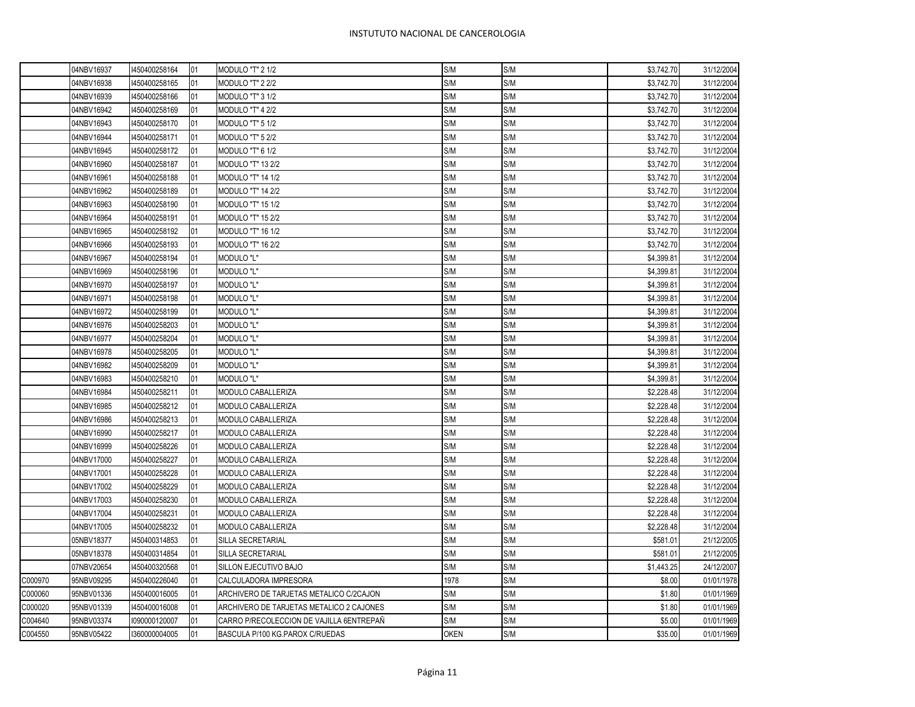| | | | | | | | | |
|---|---|---|---|---|---|---|---|---|
| | 04NBV16937 | I450400258164 | 01 | MODULO "T" 2 1/2 | S/M | S/M | $3,742.70 | 31/12/2004 |
| | 04NBV16938 | I450400258165 | 01 | MODULO "T" 2 2/2 | S/M | S/M | $3,742.70 | 31/12/2004 |
| | 04NBV16939 | I450400258166 | 01 | MODULO "T" 3 1/2 | S/M | S/M | $3,742.70 | 31/12/2004 |
| | 04NBV16942 | I450400258169 | 01 | MODULO "T" 4 2/2 | S/M | S/M | $3,742.70 | 31/12/2004 |
| | 04NBV16943 | I450400258170 | 01 | MODULO "T" 5 1/2 | S/M | S/M | $3,742.70 | 31/12/2004 |
| | 04NBV16944 | I450400258171 | 01 | MODULO "T" 5 2/2 | S/M | S/M | $3,742.70 | 31/12/2004 |
| | 04NBV16945 | I450400258172 | 01 | MODULO "T" 6 1/2 | S/M | S/M | $3,742.70 | 31/12/2004 |
| | 04NBV16960 | I450400258187 | 01 | MODULO "T" 13 2/2 | S/M | S/M | $3,742.70 | 31/12/2004 |
| | 04NBV16961 | I450400258188 | 01 | MODULO "T" 14 1/2 | S/M | S/M | $3,742.70 | 31/12/2004 |
| | 04NBV16962 | I450400258189 | 01 | MODULO "T" 14 2/2 | S/M | S/M | $3,742.70 | 31/12/2004 |
| | 04NBV16963 | I450400258190 | 01 | MODULO "T" 15 1/2 | S/M | S/M | $3,742.70 | 31/12/2004 |
| | 04NBV16964 | I450400258191 | 01 | MODULO "T" 15 2/2 | S/M | S/M | $3,742.70 | 31/12/2004 |
| | 04NBV16965 | I450400258192 | 01 | MODULO "T" 16 1/2 | S/M | S/M | $3,742.70 | 31/12/2004 |
| | 04NBV16966 | I450400258193 | 01 | MODULO "T" 16 2/2 | S/M | S/M | $3,742.70 | 31/12/2004 |
| | 04NBV16967 | I450400258194 | 01 | MODULO "L" | S/M | S/M | $4,399.81 | 31/12/2004 |
| | 04NBV16969 | I450400258196 | 01 | MODULO "L" | S/M | S/M | $4,399.81 | 31/12/2004 |
| | 04NBV16970 | I450400258197 | 01 | MODULO "L" | S/M | S/M | $4,399.81 | 31/12/2004 |
| | 04NBV16971 | I450400258198 | 01 | MODULO "L" | S/M | S/M | $4,399.81 | 31/12/2004 |
| | 04NBV16972 | I450400258199 | 01 | MODULO "L" | S/M | S/M | $4,399.81 | 31/12/2004 |
| | 04NBV16976 | I450400258203 | 01 | MODULO "L" | S/M | S/M | $4,399.81 | 31/12/2004 |
| | 04NBV16977 | I450400258204 | 01 | MODULO "L" | S/M | S/M | $4,399.81 | 31/12/2004 |
| | 04NBV16978 | I450400258205 | 01 | MODULO "L" | S/M | S/M | $4,399.81 | 31/12/2004 |
| | 04NBV16982 | I450400258209 | 01 | MODULO "L" | S/M | S/M | $4,399.81 | 31/12/2004 |
| | 04NBV16983 | I450400258210 | 01 | MODULO "L" | S/M | S/M | $4,399.81 | 31/12/2004 |
| | 04NBV16984 | I450400258211 | 01 | MODULO CABALLERIZA | S/M | S/M | $2,228.48 | 31/12/2004 |
| | 04NBV16985 | I450400258212 | 01 | MODULO CABALLERIZA | S/M | S/M | $2,228.48 | 31/12/2004 |
| | 04NBV16986 | I450400258213 | 01 | MODULO CABALLERIZA | S/M | S/M | $2,228.48 | 31/12/2004 |
| | 04NBV16990 | I450400258217 | 01 | MODULO CABALLERIZA | S/M | S/M | $2,228.48 | 31/12/2004 |
| | 04NBV16999 | I450400258226 | 01 | MODULO CABALLERIZA | S/M | S/M | $2,228.48 | 31/12/2004 |
| | 04NBV17000 | I450400258227 | 01 | MODULO CABALLERIZA | S/M | S/M | $2,228.48 | 31/12/2004 |
| | 04NBV17001 | I450400258228 | 01 | MODULO CABALLERIZA | S/M | S/M | $2,228.48 | 31/12/2004 |
| | 04NBV17002 | I450400258229 | 01 | MODULO CABALLERIZA | S/M | S/M | $2,228.48 | 31/12/2004 |
| | 04NBV17003 | I450400258230 | 01 | MODULO CABALLERIZA | S/M | S/M | $2,228.48 | 31/12/2004 |
| | 04NBV17004 | I450400258231 | 01 | MODULO CABALLERIZA | S/M | S/M | $2,228.48 | 31/12/2004 |
| | 04NBV17005 | I450400258232 | 01 | MODULO CABALLERIZA | S/M | S/M | $2,228.48 | 31/12/2004 |
| | 05NBV18377 | I450400314853 | 01 | SILLA SECRETARIAL | S/M | S/M | $581.01 | 21/12/2005 |
| | 05NBV18378 | I450400314854 | 01 | SILLA SECRETARIAL | S/M | S/M | $581.01 | 21/12/2005 |
| | 07NBV20654 | I450400320568 | 01 | SILLON EJECUTIVO BAJO | S/M | S/M | $1,443.25 | 24/12/2007 |
| C000970 | 95NBV09295 | I450400226040 | 01 | CALCULADORA IMPRESORA | 1978 | S/M | $8.00 | 01/01/1978 |
| C000060 | 95NBV01336 | I450400016005 | 01 | ARCHIVERO DE TARJETAS METALICO C/2CAJON | S/M | S/M | $1.80 | 01/01/1969 |
| C000020 | 95NBV01339 | I450400016008 | 01 | ARCHIVERO DE TARJETAS METALICO 2 CAJONES | S/M | S/M | $1.80 | 01/01/1969 |
| C004640 | 95NBV03374 | I090000120007 | 01 | CARRO P/RECOLECCION DE VAJILLA 6ENTREPAÑ | S/M | S/M | $5.00 | 01/01/1969 |
| C004550 | 95NBV05422 | I360000004005 | 01 | BASCULA P/100 KG.PAROX C/RUEDAS | OKEN | S/M | $35.00 | 01/01/1969 |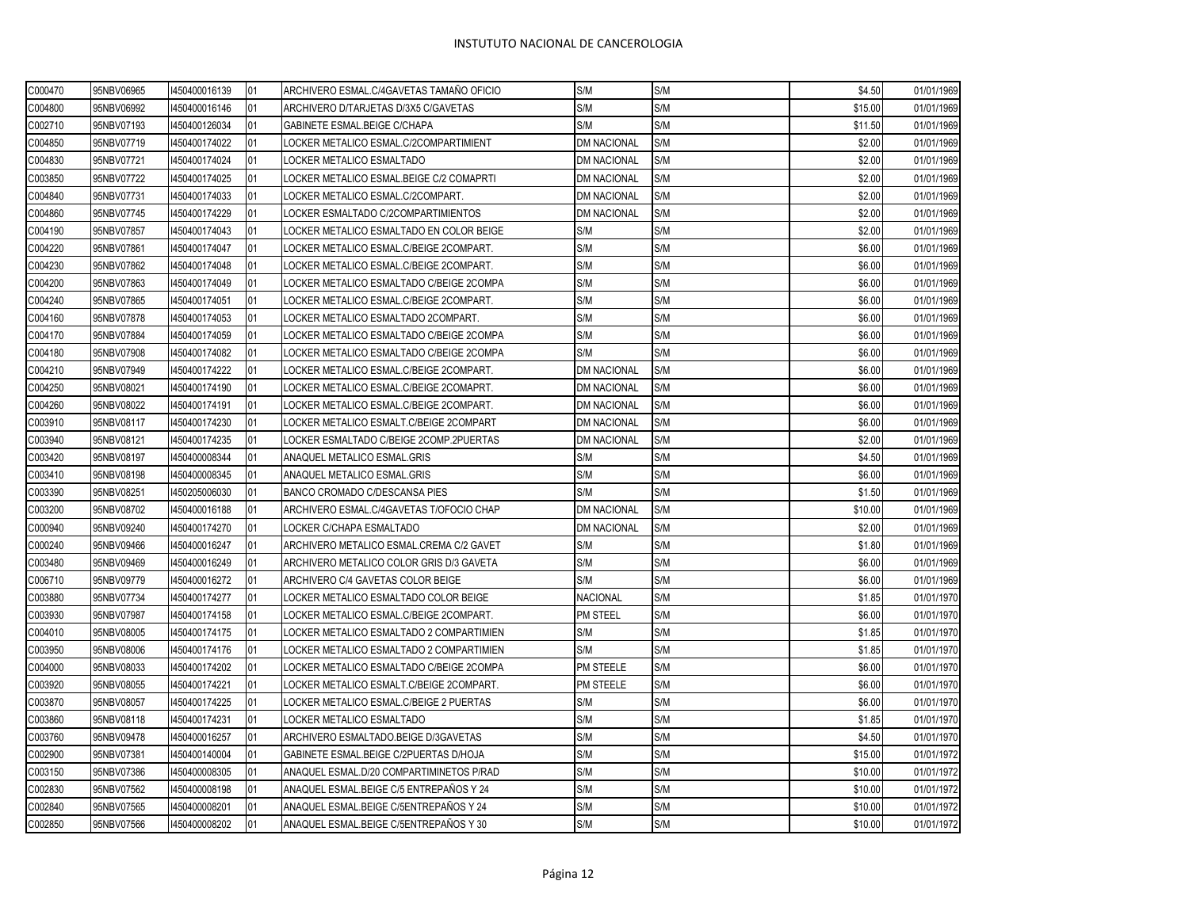| C000470 | 95NBV06965 | I450400016139 | 01 | ARCHIVERO ESMAL.C/4GAVETAS TAMAÑO OFICIO | S/M | S/M | $4.50 | 01/01/1969 |
|---|---|---|---|---|---|---|---|---|
| C004800 | 95NBV06992 | I450400016146 | 01 | ARCHIVERO D/TARJETAS D/3X5 C/GAVETAS | S/M | S/M | $15.00 | 01/01/1969 |
| C002710 | 95NBV07193 | I450400126034 | 01 | GABINETE ESMAL.BEIGE C/CHAPA | S/M | S/M | $11.50 | 01/01/1969 |
| C004850 | 95NBV07719 | I450400174022 | 01 | LOCKER METALICO ESMAL.C/2COMPARTIMIENT | DM NACIONAL | S/M | $2.00 | 01/01/1969 |
| C004830 | 95NBV07721 | I450400174024 | 01 | LOCKER METALICO ESMALTADO | DM NACIONAL | S/M | $2.00 | 01/01/1969 |
| C003850 | 95NBV07722 | I450400174025 | 01 | LOCKER METALICO ESMAL.BEIGE C/2 COMAPRTI | DM NACIONAL | S/M | $2.00 | 01/01/1969 |
| C004840 | 95NBV07731 | I450400174033 | 01 | LOCKER METALICO ESMAL.C/2COMPART. | DM NACIONAL | S/M | $2.00 | 01/01/1969 |
| C004860 | 95NBV07745 | I450400174229 | 01 | LOCKER ESMALTADO C/2COMPARTIMIENTOS | DM NACIONAL | S/M | $2.00 | 01/01/1969 |
| C004190 | 95NBV07857 | I450400174043 | 01 | LOCKER METALICO ESMALTADO EN COLOR BEIGE | S/M | S/M | $2.00 | 01/01/1969 |
| C004220 | 95NBV07861 | I450400174047 | 01 | LOCKER METALICO ESMAL.C/BEIGE 2COMPART. | S/M | S/M | $6.00 | 01/01/1969 |
| C004230 | 95NBV07862 | I450400174048 | 01 | LOCKER METALICO ESMAL.C/BEIGE 2COMPART. | S/M | S/M | $6.00 | 01/01/1969 |
| C004200 | 95NBV07863 | I450400174049 | 01 | LOCKER METALICO ESMALTADO C/BEIGE 2COMPA | S/M | S/M | $6.00 | 01/01/1969 |
| C004240 | 95NBV07865 | I450400174051 | 01 | LOCKER METALICO ESMAL.C/BEIGE 2COMPART. | S/M | S/M | $6.00 | 01/01/1969 |
| C004160 | 95NBV07878 | I450400174053 | 01 | LOCKER METALICO ESMALTADO 2COMPART. | S/M | S/M | $6.00 | 01/01/1969 |
| C004170 | 95NBV07884 | I450400174059 | 01 | LOCKER METALICO ESMALTADO C/BEIGE 2COMPA | S/M | S/M | $6.00 | 01/01/1969 |
| C004180 | 95NBV07908 | I450400174082 | 01 | LOCKER METALICO ESMALTADO C/BEIGE 2COMPA | S/M | S/M | $6.00 | 01/01/1969 |
| C004210 | 95NBV07949 | I450400174222 | 01 | LOCKER METALICO ESMAL.C/BEIGE 2COMPART. | DM NACIONAL | S/M | $6.00 | 01/01/1969 |
| C004250 | 95NBV08021 | I450400174190 | 01 | LOCKER METALICO ESMAL.C/BEIGE 2COMAPRT. | DM NACIONAL | S/M | $6.00 | 01/01/1969 |
| C004260 | 95NBV08022 | I450400174191 | 01 | LOCKER METALICO ESMAL.C/BEIGE 2COMPART. | DM NACIONAL | S/M | $6.00 | 01/01/1969 |
| C003910 | 95NBV08117 | I450400174230 | 01 | LOCKER METALICO ESMALT.C/BEIGE 2COMPART | DM NACIONAL | S/M | $6.00 | 01/01/1969 |
| C003940 | 95NBV08121 | I450400174235 | 01 | LOCKER ESMALTADO C/BEIGE 2COMP.2PUERTAS | DM NACIONAL | S/M | $2.00 | 01/01/1969 |
| C003420 | 95NBV08197 | I450400008344 | 01 | ANAQUEL METALICO ESMAL.GRIS | S/M | S/M | $4.50 | 01/01/1969 |
| C003410 | 95NBV08198 | I450400008345 | 01 | ANAQUEL METALICO ESMAL.GRIS | S/M | S/M | $6.00 | 01/01/1969 |
| C003390 | 95NBV08251 | I450205006030 | 01 | BANCO CROMADO C/DESCANSA PIES | S/M | S/M | $1.50 | 01/01/1969 |
| C003200 | 95NBV08702 | I450400016188 | 01 | ARCHIVERO ESMAL.C/4GAVETAS T/OFOCIO CHAP | DM NACIONAL | S/M | $10.00 | 01/01/1969 |
| C000940 | 95NBV09240 | I450400174270 | 01 | LOCKER C/CHAPA ESMALTADO | DM NACIONAL | S/M | $2.00 | 01/01/1969 |
| C000240 | 95NBV09466 | I450400016247 | 01 | ARCHIVERO METALICO ESMAL.CREMA C/2 GAVET | S/M | S/M | $1.80 | 01/01/1969 |
| C003480 | 95NBV09469 | I450400016249 | 01 | ARCHIVERO METALICO COLOR GRIS D/3 GAVETA | S/M | S/M | $6.00 | 01/01/1969 |
| C006710 | 95NBV09779 | I450400016272 | 01 | ARCHIVERO C/4 GAVETAS COLOR BEIGE | S/M | S/M | $6.00 | 01/01/1969 |
| C003880 | 95NBV07734 | I450400174277 | 01 | LOCKER METALICO ESMALTADO COLOR BEIGE | NACIONAL | S/M | $1.85 | 01/01/1970 |
| C003930 | 95NBV07987 | I450400174158 | 01 | LOCKER METALICO ESMAL.C/BEIGE 2COMPART. | PM STEEL | S/M | $6.00 | 01/01/1970 |
| C004010 | 95NBV08005 | I450400174175 | 01 | LOCKER METALICO ESMALTADO 2 COMPARTIMIEN | S/M | S/M | $1.85 | 01/01/1970 |
| C003950 | 95NBV08006 | I450400174176 | 01 | LOCKER METALICO ESMALTADO 2 COMPARTIMIEN | S/M | S/M | $1.85 | 01/01/1970 |
| C004000 | 95NBV08033 | I450400174202 | 01 | LOCKER METALICO ESMALTADO C/BEIGE 2COMPA | PM STEELE | S/M | $6.00 | 01/01/1970 |
| C003920 | 95NBV08055 | I450400174221 | 01 | LOCKER METALICO ESMALT.C/BEIGE 2COMPART. | PM STEELE | S/M | $6.00 | 01/01/1970 |
| C003870 | 95NBV08057 | I450400174225 | 01 | LOCKER METALICO ESMAL.C/BEIGE 2 PUERTAS | S/M | S/M | $6.00 | 01/01/1970 |
| C003860 | 95NBV08118 | I450400174231 | 01 | LOCKER METALICO ESMALTADO | S/M | S/M | $1.85 | 01/01/1970 |
| C003760 | 95NBV09478 | I450400016257 | 01 | ARCHIVERO ESMALTADO.BEIGE D/3GAVETAS | S/M | S/M | $4.50 | 01/01/1970 |
| C002900 | 95NBV07381 | I450400140004 | 01 | GABINETE ESMAL.BEIGE C/2PUERTAS D/HOJA | S/M | S/M | $15.00 | 01/01/1972 |
| C003150 | 95NBV07386 | I450400008305 | 01 | ANAQUEL ESMAL.D/20 COMPARTIMINETOS P/RAD | S/M | S/M | $10.00 | 01/01/1972 |
| C002830 | 95NBV07562 | I450400008198 | 01 | ANAQUEL ESMAL.BEIGE C/5 ENTREPAÑOS Y 24 | S/M | S/M | $10.00 | 01/01/1972 |
| C002840 | 95NBV07565 | I450400008201 | 01 | ANAQUEL ESMAL.BEIGE C/5ENTREPAÑOS Y 24 | S/M | S/M | $10.00 | 01/01/1972 |
| C002850 | 95NBV07566 | I450400008202 | 01 | ANAQUEL ESMAL.BEIGE C/5ENTREPAÑOS Y 30 | S/M | S/M | $10.00 | 01/01/1972 |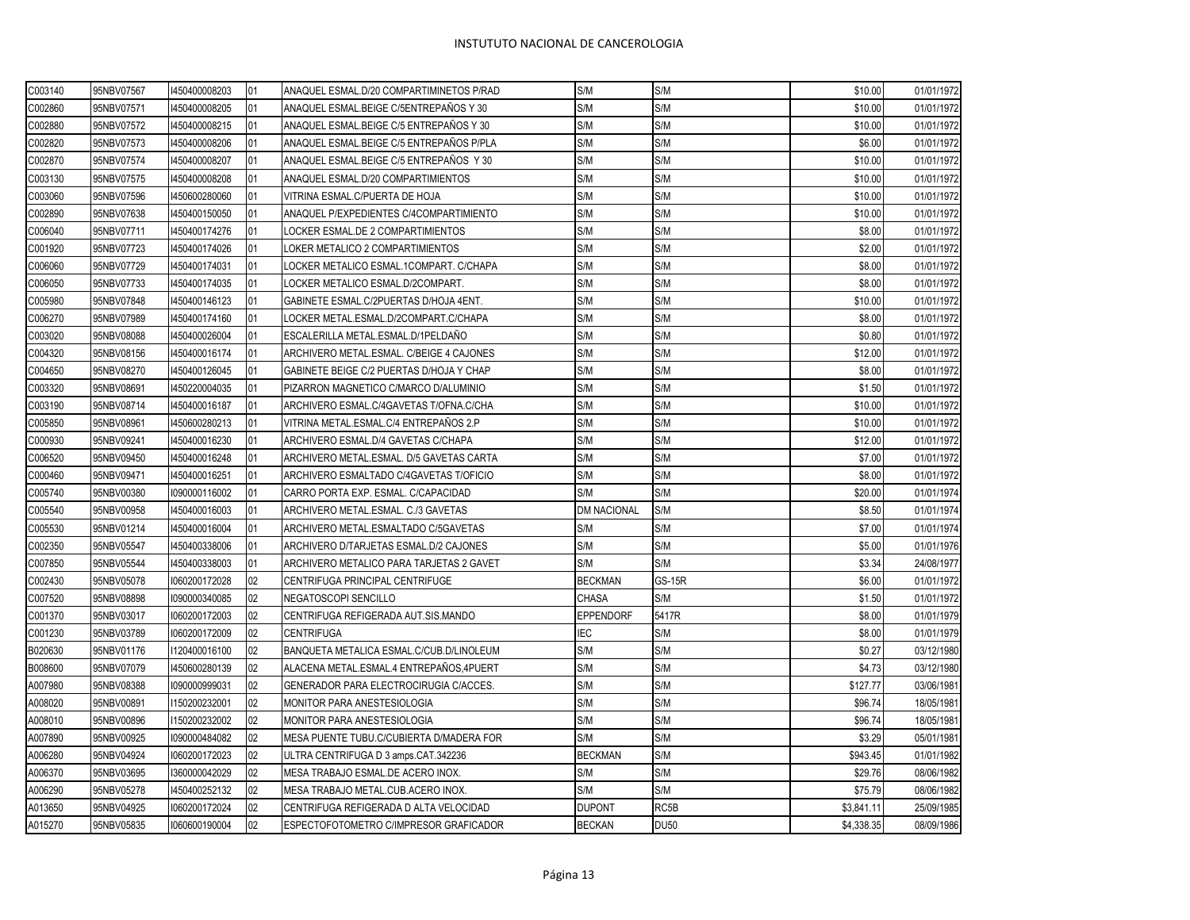# INSTUTUTO NACIONAL DE CANCEROLOGIA

| | | | | | | | | |
|---|---|---|---|---|---|---|---|---|
| C003140 | 95NBV07567 | I450400008203 | 01 | ANAQUEL ESMAL.D/20 COMPARTIMINETOS P/RAD | S/M | S/M | $10.00 | 01/01/1972 |
| C002860 | 95NBV07571 | I450400008205 | 01 | ANAQUEL ESMAL.BEIGE C/5ENTREPAÑOS Y 30 | S/M | S/M | $10.00 | 01/01/1972 |
| C002880 | 95NBV07572 | I450400008215 | 01 | ANAQUEL ESMAL.BEIGE C/5 ENTREPAÑOS Y 30 | S/M | S/M | $10.00 | 01/01/1972 |
| C002820 | 95NBV07573 | I450400008206 | 01 | ANAQUEL ESMAL.BEIGE C/5 ENTREPAÑOS P/PLA | S/M | S/M | $6.00 | 01/01/1972 |
| C002870 | 95NBV07574 | I450400008207 | 01 | ANAQUEL ESMAL.BEIGE C/5 ENTREPAÑOS Y 30 | S/M | S/M | $10.00 | 01/01/1972 |
| C003130 | 95NBV07575 | I450400008208 | 01 | ANAQUEL ESMAL.D/20 COMPARTIMIENTOS | S/M | S/M | $10.00 | 01/01/1972 |
| C003060 | 95NBV07596 | I450600280060 | 01 | VITRINA ESMAL.C/PUERTA DE HOJA | S/M | S/M | $10.00 | 01/01/1972 |
| C002890 | 95NBV07638 | I450400150050 | 01 | ANAQUEL P/EXPEDIENTES C/4COMPARTIMIENTO | S/M | S/M | $10.00 | 01/01/1972 |
| C006040 | 95NBV07711 | I450400174276 | 01 | LOCKER ESMAL.DE 2 COMPARTIMIENTOS | S/M | S/M | $8.00 | 01/01/1972 |
| C001920 | 95NBV07723 | I450400174026 | 01 | LOKER METALICO 2 COMPARTIMIENTOS | S/M | S/M | $2.00 | 01/01/1972 |
| C006060 | 95NBV07729 | I450400174031 | 01 | LOCKER METALICO ESMAL.1COMPART. C/CHAPA | S/M | S/M | $8.00 | 01/01/1972 |
| C006050 | 95NBV07733 | I450400174035 | 01 | LOCKER METALICO ESMAL.D/2COMPART. | S/M | S/M | $8.00 | 01/01/1972 |
| C005980 | 95NBV07848 | I450400146123 | 01 | GABINETE ESMAL.C/2PUERTAS D/HOJA 4ENT. | S/M | S/M | $10.00 | 01/01/1972 |
| C006270 | 95NBV07989 | I450400174160 | 01 | LOCKER METAL.ESMAL.D/2COMPART.C/CHAPA | S/M | S/M | $8.00 | 01/01/1972 |
| C003020 | 95NBV08088 | I450400026004 | 01 | ESCALERILLA METAL.ESMAL.D/1PELDAÑO | S/M | S/M | $0.80 | 01/01/1972 |
| C004320 | 95NBV08156 | I450400016174 | 01 | ARCHIVERO METAL.ESMAL. C/BEIGE 4 CAJONES | S/M | S/M | $12.00 | 01/01/1972 |
| C004650 | 95NBV08270 | I450400126045 | 01 | GABINETE BEIGE C/2 PUERTAS D/HOJA Y CHAP | S/M | S/M | $8.00 | 01/01/1972 |
| C003320 | 95NBV08691 | I450220004035 | 01 | PIZARRON MAGNETICO C/MARCO D/ALUMINIO | S/M | S/M | $1.50 | 01/01/1972 |
| C003190 | 95NBV08714 | I450400016187 | 01 | ARCHIVERO ESMAL.C/4GAVETAS T/OFNA.C/CHA | S/M | S/M | $10.00 | 01/01/1972 |
| C005850 | 95NBV08961 | I450600280213 | 01 | VITRINA METAL.ESMAL.C/4 ENTREPAÑOS 2.P | S/M | S/M | $10.00 | 01/01/1972 |
| C000930 | 95NBV09241 | I450400016230 | 01 | ARCHIVERO ESMAL.D/4 GAVETAS C/CHAPA | S/M | S/M | $12.00 | 01/01/1972 |
| C006520 | 95NBV09450 | I450400016248 | 01 | ARCHIVERO METAL.ESMAL. D/5 GAVETAS CARTA | S/M | S/M | $7.00 | 01/01/1972 |
| C000460 | 95NBV09471 | I450400016251 | 01 | ARCHIVERO ESMALTADO C/4GAVETAS T/OFICIO | S/M | S/M | $8.00 | 01/01/1972 |
| C005740 | 95NBV00380 | I090000116002 | 01 | CARRO PORTA EXP. ESMAL. C/CAPACIDAD | S/M | S/M | $20.00 | 01/01/1974 |
| C005540 | 95NBV00958 | I450400016003 | 01 | ARCHIVERO METAL.ESMAL. C./3 GAVETAS | DM NACIONAL | S/M | $8.50 | 01/01/1974 |
| C005530 | 95NBV01214 | I450400016004 | 01 | ARCHIVERO METAL.ESMALTADO C/5GAVETAS | S/M | S/M | $7.00 | 01/01/1974 |
| C002350 | 95NBV05547 | I450400338006 | 01 | ARCHIVERO D/TARJETAS ESMAL.D/2 CAJONES | S/M | S/M | $5.00 | 01/01/1976 |
| C007850 | 95NBV05544 | I450400338003 | 01 | ARCHIVERO METALICO PARA TARJETAS 2 GAVET | S/M | S/M | $3.34 | 24/08/1977 |
| C002430 | 95NBV05078 | I060200172028 | 02 | CENTRIFUGA PRINCIPAL CENTRIFUGE | BECKMAN | GS-15R | $6.00 | 01/01/1972 |
| C007520 | 95NBV08898 | I090000340085 | 02 | NEGATOSCOPI SENCILLO | CHASA | S/M | $1.50 | 01/01/1972 |
| C001370 | 95NBV03017 | I060200172003 | 02 | CENTRIFUGA REFIGERADA AUT.SIS.MANDO | EPPENDORF | 5417R | $8.00 | 01/01/1979 |
| C001230 | 95NBV03789 | I060200172009 | 02 | CENTRIFUGA | IEC | S/M | $8.00 | 01/01/1979 |
| B020630 | 95NBV01176 | I120400016100 | 02 | BANQUETA METALICA ESMAL.C/CUB.D/LINOLEUM | S/M | S/M | $0.27 | 03/12/1980 |
| B008600 | 95NBV07079 | I450600280139 | 02 | ALACENA METAL.ESMAL.4 ENTREPAÑOS,4PUERT | S/M | S/M | $4.73 | 03/12/1980 |
| A007980 | 95NBV08388 | I090000999031 | 02 | GENERADOR PARA ELECTROCIRUGIA C/ACCES. | S/M | S/M | $127.77 | 03/06/1981 |
| A008020 | 95NBV00891 | I150200232001 | 02 | MONITOR PARA ANESTESIOLOGIA | S/M | S/M | $96.74 | 18/05/1981 |
| A008010 | 95NBV00896 | I150200232002 | 02 | MONITOR PARA ANESTESIOLOGIA | S/M | S/M | $96.74 | 18/05/1981 |
| A007890 | 95NBV00925 | I090000484082 | 02 | MESA PUENTE TUBU.C/CUBIERTA D/MADERA FOR | S/M | S/M | $3.29 | 05/01/1981 |
| A006280 | 95NBV04924 | I060200172023 | 02 | ULTRA CENTRIFUGA D 3 amps.CAT.342236 | BECKMAN | S/M | $943.45 | 01/01/1982 |
| A006370 | 95NBV03695 | I360000042029 | 02 | MESA TRABAJO ESMAL.DE ACERO INOX. | S/M | S/M | $29.76 | 08/06/1982 |
| A006290 | 95NBV05278 | I450400252132 | 02 | MESA TRABAJO METAL.CUB.ACERO INOX. | S/M | S/M | $75.79 | 08/06/1982 |
| A013650 | 95NBV04925 | I060200172024 | 02 | CENTRIFUGA REFIGERADA D ALTA VELOCIDAD | DUPONT | RC5B | $3,841.11 | 25/09/1985 |
| A015270 | 95NBV05835 | I060600190004 | 02 | ESPECTOFOTOMETRO C/IMPRESOR GRAFICADOR | BECKAN | DU50 | $4,338.35 | 08/09/1986 |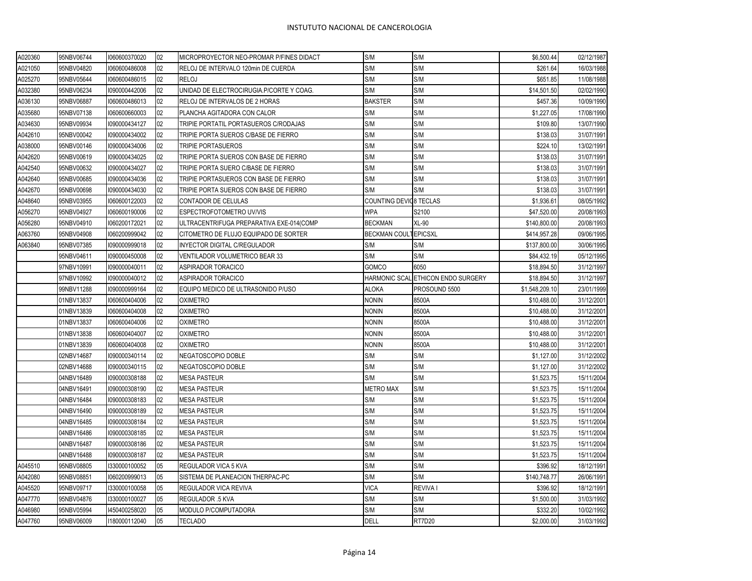| | | | | | | | | |
|---|---|---|---|---|---|---|---|---|
| A020360 | 95NBV06744 | I060600370020 | 02 | MICROPROYECTOR NEO-PROMAR P/FINES DIDACT | S/M | S/M | $6,500.44 | 02/12/1987 |
| A021050 | 95NBV04820 | I060600486008 | 02 | RELOJ DE INTERVALO 120min DE CUERDA | S/M | S/M | $261.64 | 16/03/1988 |
| A025270 | 95NBV05644 | I060600486015 | 02 | RELOJ | S/M | S/M | $651.85 | 11/08/1988 |
| A032380 | 95NBV06234 | I090000442006 | 02 | UNIDAD DE ELECTROCIRUGIA.P/CORTE Y COAG. | S/M | S/M | $14,501.50 | 02/02/1990 |
| A036130 | 95NBV06887 | I060600486013 | 02 | RELOJ DE INTERVALOS DE 2 HORAS | BAKSTER | S/M | $457.36 | 10/09/1990 |
| A035680 | 95NBV07138 | I060600660003 | 02 | PLANCHA AGITADORA CON CALOR | S/M | S/M | $1,227.05 | 17/08/1990 |
| A034630 | 95NBV09934 | I090000434127 | 02 | TRIPIE PORTATIL PORTASUEROS C/RODAJAS | S/M | S/M | $109.80 | 13/07/1990 |
| A042610 | 95NBV00042 | I090000434002 | 02 | TRIPIE PORTA SUEROS C/BASE DE FIERRO | S/M | S/M | $138.03 | 31/07/1991 |
| A038000 | 95NBV00146 | I090000434006 | 02 | TRIPIE PORTASUEROS | S/M | S/M | $224.10 | 13/02/1991 |
| A042620 | 95NBV00619 | I090000434025 | 02 | TRIPIE PORTA SUEROS CON BASE DE FIERRO | S/M | S/M | $138.03 | 31/07/1991 |
| A042540 | 95NBV00632 | I090000434027 | 02 | TRIPIE PORTA SUERO C/BASE DE FIERRO | S/M | S/M | $138.03 | 31/07/1991 |
| A042640 | 95NBV00685 | I090000434036 | 02 | TRIPIE PORTASUEROS CON BASE DE FIERRO | S/M | S/M | $138.03 | 31/07/1991 |
| A042670 | 95NBV00698 | I090000434030 | 02 | TRIPIE PORTA SUEROS CON BASE DE FIERRO | S/M | S/M | $138.03 | 31/07/1991 |
| A048640 | 95NBV03955 | I060600122003 | 02 | CONTADOR DE CELULAS | COUNTING DEVIC | 8 TECLAS | $1,936.61 | 08/05/1992 |
| A056270 | 95NBV04927 | I060600190006 | 02 | ESPECTROFOTOMETRO UV/VIS | WPA | S2100 | $47,520.00 | 20/08/1993 |
| A056280 | 95NBV04910 | I060200172021 | 02 | ULTRACENTRIFUGA PREPARATIVA EXE-014(COMP | BECKMAN | XL-90 | $140,800.00 | 20/08/1993 |
| A063760 | 95NBV04908 | I060200999042 | 02 | CITOMETRO DE FLUJO EQUIPADO DE SORTER | BECKMAN COULT | EPICSXL | $414,957.28 | 09/06/1995 |
| A063840 | 95NBV07385 | I090000999018 | 02 | INYECTOR DIGITAL C/REGULADOR | S/M | S/M | $137,800.00 | 30/06/1995 |
| | 95NBV04611 | I090000450008 | 02 | VENTILADOR VOLUMETRICO BEAR 33 | S/M | S/M | $84,432.19 | 05/12/1995 |
| | 97NBV10991 | I090000040011 | 02 | ASPIRADOR TORACICO | GOMCO | 6050 | $18,894.50 | 31/12/1997 |
| | 97NBV10992 | I090000040012 | 02 | ASPIRADOR TORACICO | HARMONIC SCAL | ETHICON ENDO SURGERY | $18,894.50 | 31/12/1997 |
| | 99NBV11288 | I090000999164 | 02 | EQUIPO MEDICO DE ULTRASONIDO P/USO | ALOKA | PROSOUND 5500 | $1,548,209.10 | 23/01/1999 |
| | 01NBV13837 | I060600404006 | 02 | OXIMETRO | NONIN | 8500A | $10,488.00 | 31/12/2001 |
| | 01NBV13839 | I060600404008 | 02 | OXIMETRO | NONIN | 8500A | $10,488.00 | 31/12/2001 |
| | 01NBV13837 | I060600404006 | 02 | OXIMETRO | NONIN | 8500A | $10,488.00 | 31/12/2001 |
| | 01NBV13838 | I060600404007 | 02 | OXIMETRO | NONIN | 8500A | $10,488.00 | 31/12/2001 |
| | 01NBV13839 | I060600404008 | 02 | OXIMETRO | NONIN | 8500A | $10,488.00 | 31/12/2001 |
| | 02NBV14687 | I090000340114 | 02 | NEGATOSCOPIO DOBLE | S/M | S/M | $1,127.00 | 31/12/2002 |
| | 02NBV14688 | I090000340115 | 02 | NEGATOSCOPIO DOBLE | S/M | S/M | $1,127.00 | 31/12/2002 |
| | 04NBV16489 | I090000308188 | 02 | MESA PASTEUR | S/M | S/M | $1,523.75 | 15/11/2004 |
| | 04NBV16491 | I090000308190 | 02 | MESA PASTEUR | METRO MAX | S/M | $1,523.75 | 15/11/2004 |
| | 04NBV16484 | I090000308183 | 02 | MESA PASTEUR | S/M | S/M | $1,523.75 | 15/11/2004 |
| | 04NBV16490 | I090000308189 | 02 | MESA PASTEUR | S/M | S/M | $1,523.75 | 15/11/2004 |
| | 04NBV16485 | I090000308184 | 02 | MESA PASTEUR | S/M | S/M | $1,523.75 | 15/11/2004 |
| | 04NBV16486 | I090000308185 | 02 | MESA PASTEUR | S/M | S/M | $1,523.75 | 15/11/2004 |
| | 04NBV16487 | I090000308186 | 02 | MESA PASTEUR | S/M | S/M | $1,523.75 | 15/11/2004 |
| | 04NBV16488 | I090000308187 | 02 | MESA PASTEUR | S/M | S/M | $1,523.75 | 15/11/2004 |
| A045510 | 95NBV08805 | I330000100052 | 05 | REGULADOR VICA 5 KVA | S/M | S/M | $396.92 | 18/12/1991 |
| A042080 | 95NBV08851 | I060200999013 | 05 | SISTEMA DE PLANEACION THERPAC-PC | S/M | S/M | $140,748.77 | 26/06/1991 |
| A045520 | 95NBV09717 | I330000100058 | 05 | REGULADOR VICA REVIVA | VICA | REVIVA I | $396.92 | 18/12/1991 |
| A047770 | 95NBV04876 | I330000100027 | 05 | REGULADOR .5 KVA | S/M | S/M | $1,500.00 | 31/03/1992 |
| A046980 | 95NBV05994 | I450400258020 | 05 | MODULO P/COMPUTADORA | S/M | S/M | $332.20 | 10/02/1992 |
| A047760 | 95NBV06009 | I180000112040 | 05 | TECLADO | DELL | RT7D20 | $2,000.00 | 31/03/1992 |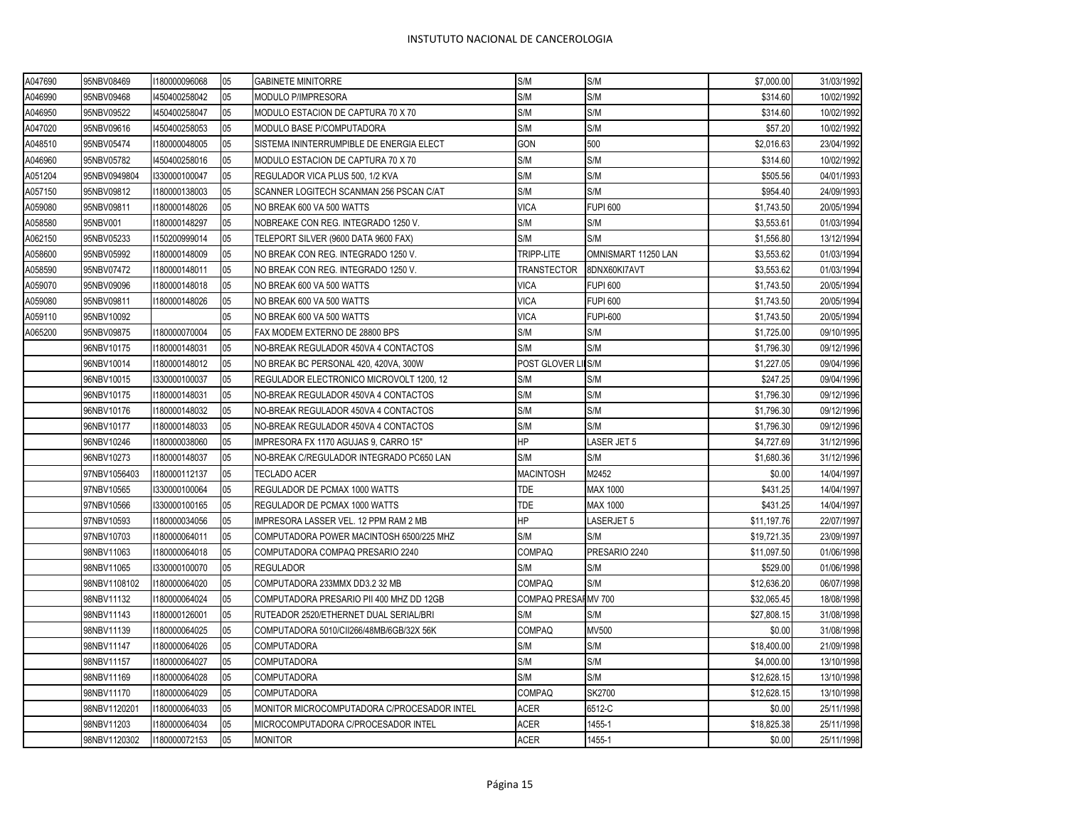| | | | | | | | | |
|---|---|---|---|---|---|---|---|---|
| A047690 | 95NBV08469 | I180000096068 | 05 | GABINETE MINITORRE | S/M | S/M | $7,000.00 | 31/03/1992 |
| A046990 | 95NBV09468 | I450400258042 | 05 | MODULO P/IMPRESORA | S/M | S/M | $314.60 | 10/02/1992 |
| A046950 | 95NBV09522 | I450400258047 | 05 | MODULO ESTACION DE CAPTURA 70 X 70 | S/M | S/M | $314.60 | 10/02/1992 |
| A047020 | 95NBV09616 | I450400258053 | 05 | MODULO BASE P/COMPUTADORA | S/M | S/M | $57.20 | 10/02/1992 |
| A048510 | 95NBV05474 | I180000048005 | 05 | SISTEMA ININTERRUMPIBLE DE ENERGIA ELECT | GON | 500 | $2,016.63 | 23/04/1992 |
| A046960 | 95NBV05782 | I450400258016 | 05 | MODULO ESTACION DE CAPTURA 70 X 70 | S/M | S/M | $314.60 | 10/02/1992 |
| A051204 | 95NBV0949804 | I330000100047 | 05 | REGULADOR VICA PLUS 500, 1/2 KVA | S/M | S/M | $505.56 | 04/01/1993 |
| A057150 | 95NBV09812 | I180000138003 | 05 | SCANNER LOGITECH SCANMAN 256 PSCAN C/AT | S/M | S/M | $954.40 | 24/09/1993 |
| A059080 | 95NBV09811 | I180000148026 | 05 | NO BREAK 600 VA 500 WATTS | VICA | FUPI 600 | $1,743.50 | 20/05/1994 |
| A058580 | 95NBV001 | I180000148297 | 05 | NOBREAKE CON REG. INTEGRADO 1250 V. | S/M | S/M | $3,553.61 | 01/03/1994 |
| A062150 | 95NBV05233 | I150200999014 | 05 | TELEPORT SILVER (9600 DATA 9600 FAX) | S/M | S/M | $1,556.80 | 13/12/1994 |
| A058600 | 95NBV05992 | I180000148009 | 05 | NO BREAK CON REG. INTEGRADO 1250 V. | TRIPP-LITE | OMNISMART 11250 LAN | $3,553.62 | 01/03/1994 |
| A058590 | 95NBV07472 | I180000148011 | 05 | NO BREAK CON REG. INTEGRADO 1250 V. | TRANSTECTOR | 8DNX60KI7AVT | $3,553.62 | 01/03/1994 |
| A059070 | 95NBV09096 | I180000148018 | 05 | NO BREAK 600 VA 500 WATTS | VICA | FUPI 600 | $1,743.50 | 20/05/1994 |
| A059080 | 95NBV09811 | I180000148026 | 05 | NO BREAK 600 VA 500 WATTS | VICA | FUPI 600 | $1,743.50 | 20/05/1994 |
| A059110 | 95NBV10092 | | 05 | NO BREAK 600 VA 500 WATTS | VICA | FUPI-600 | $1,743.50 | 20/05/1994 |
| A065200 | 95NBV09875 | I180000070004 | 05 | FAX MODEM EXTERNO DE 28800 BPS | S/M | S/M | $1,725.00 | 09/10/1995 |
| | 96NBV10175 | I180000148031 | 05 | NO-BREAK REGULADOR 450VA 4 CONTACTOS | S/M | S/M | $1,796.30 | 09/12/1996 |
| | 96NBV10014 | I180000148012 | 05 | NO BREAK BC PERSONAL 420, 420VA, 300W | POST GLOVER LI | S/M | $1,227.05 | 09/04/1996 |
| | 96NBV10015 | I330000100037 | 05 | REGULADOR ELECTRONICO MICROVOLT 1200, 12 | S/M | S/M | $247.25 | 09/04/1996 |
| | 96NBV10175 | I180000148031 | 05 | NO-BREAK REGULADOR 450VA 4 CONTACTOS | S/M | S/M | $1,796.30 | 09/12/1996 |
| | 96NBV10176 | I180000148032 | 05 | NO-BREAK REGULADOR 450VA 4 CONTACTOS | S/M | S/M | $1,796.30 | 09/12/1996 |
| | 96NBV10177 | I180000148033 | 05 | NO-BREAK REGULADOR 450VA 4 CONTACTOS | S/M | S/M | $1,796.30 | 09/12/1996 |
| | 96NBV10246 | I180000038060 | 05 | IMPRESORA FX 1170 AGUJAS 9, CARRO 15" | HP | LASER JET 5 | $4,727.69 | 31/12/1996 |
| | 96NBV10273 | I180000148037 | 05 | NO-BREAK C/REGULADOR INTEGRADO PC650 LAN | S/M | S/M | $1,680.36 | 31/12/1996 |
| | 97NBV1056403 | I180000112137 | 05 | TECLADO ACER | MACINTOSH | M2452 | $0.00 | 14/04/1997 |
| | 97NBV10565 | I330000100064 | 05 | REGULADOR DE PCMAX 1000 WATTS | TDE | MAX 1000 | $431.25 | 14/04/1997 |
| | 97NBV10566 | I330000100165 | 05 | REGULADOR DE PCMAX 1000 WATTS | TDE | MAX 1000 | $431.25 | 14/04/1997 |
| | 97NBV10593 | I180000034056 | 05 | IMPRESORA LASSER VEL. 12 PPM RAM 2 MB | HP | LASERJET 5 | $11,197.76 | 22/07/1997 |
| | 97NBV10703 | I180000064011 | 05 | COMPUTADORA POWER MACINTOSH 6500/225 MHZ | S/M | S/M | $19,721.35 | 23/09/1997 |
| | 98NBV11063 | I180000064018 | 05 | COMPUTADORA COMPAQ PRESARIO 2240 | COMPAQ | PRESARIO 2240 | $11,097.50 | 01/06/1998 |
| | 98NBV11065 | I330000100070 | 05 | REGULADOR | S/M | S/M | $529.00 | 01/06/1998 |
| | 98NBV1108102 | I180000064020 | 05 | COMPUTADORA 233MMX DD3.2 32 MB | COMPAQ | S/M | $12,636.20 | 06/07/1998 |
| | 98NBV11132 | I180000064024 | 05 | COMPUTADORA PRESARIO PII 400 MHZ DD 12GB | COMPAQ PRESAF | MV 700 | $32,065.45 | 18/08/1998 |
| | 98NBV11143 | I180000126001 | 05 | RUTEADOR 2520/ETHERNET DUAL SERIAL/BRI | S/M | S/M | $27,808.15 | 31/08/1998 |
| | 98NBV11139 | I180000064025 | 05 | COMPUTADORA 5010/CII266/48MB/6GB/32X 56K | COMPAQ | MV500 | $0.00 | 31/08/1998 |
| | 98NBV11147 | I180000064026 | 05 | COMPUTADORA | S/M | S/M | $18,400.00 | 21/09/1998 |
| | 98NBV11157 | I180000064027 | 05 | COMPUTADORA | S/M | S/M | $4,000.00 | 13/10/1998 |
| | 98NBV11169 | I180000064028 | 05 | COMPUTADORA | S/M | S/M | $12,628.15 | 13/10/1998 |
| | 98NBV11170 | I180000064029 | 05 | COMPUTADORA | COMPAQ | SK2700 | $12,628.15 | 13/10/1998 |
| | 98NBV1120201 | I180000064033 | 05 | MONITOR MICROCOMPUTADORA C/PROCESADOR INTEL | ACER | 6512-C | $0.00 | 25/11/1998 |
| | 98NBV11203 | I180000064034 | 05 | MICROCOMPUTADORA C/PROCESADOR INTEL | ACER | 1455-1 | $18,825.38 | 25/11/1998 |
| | 98NBV1120302 | I180000072153 | 05 | MONITOR | ACER | 1455-1 | $0.00 | 25/11/1998 |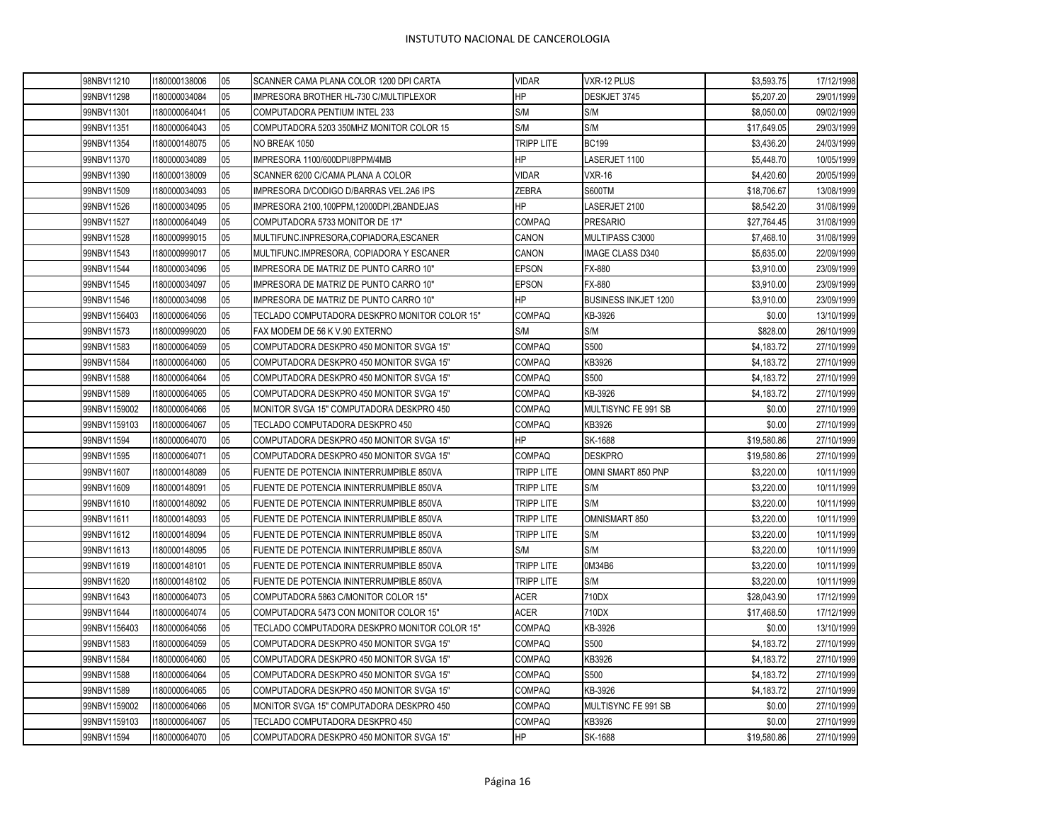| | | | | | | | | |
|---|---|---|---|---|---|---|---|---|
| | 98NBV11210 | I180000138006 | 05 | SCANNER CAMA PLANA COLOR 1200 DPI CARTA | VIDAR | VXR-12 PLUS | $3,593.75 | 17/12/1998 |
| | 99NBV11298 | I180000034084 | 05 | IMPRESORA BROTHER HL-730 C/MULTIPLEXOR | HP | DESKJET 3745 | $5,207.20 | 29/01/1999 |
| | 99NBV11301 | I180000064041 | 05 | COMPUTADORA PENTIUM INTEL 233 | S/M | S/M | $8,050.00 | 09/02/1999 |
| | 99NBV11351 | I180000064043 | 05 | COMPUTADORA 5203 350MHZ MONITOR COLOR 15 | S/M | S/M | $17,649.05 | 29/03/1999 |
| | 99NBV11354 | I180000148075 | 05 | NO BREAK 1050 | TRIPP LITE | BC199 | $3,436.20 | 24/03/1999 |
| | 99NBV11370 | I180000034089 | 05 | IMPRESORA 1100/600DPI/8PPM/4MB | HP | LASERJET 1100 | $5,448.70 | 10/05/1999 |
| | 99NBV11390 | I180000138009 | 05 | SCANNER 6200 C/CAMA PLANA A COLOR | VIDAR | VXR-16 | $4,420.60 | 20/05/1999 |
| | 99NBV11509 | I180000034093 | 05 | IMPRESORA D/CODIGO D/BARRAS VEL.2A6 IPS | ZEBRA | S600TM | $18,706.67 | 13/08/1999 |
| | 99NBV11526 | I180000034095 | 05 | IMPRESORA 2100,100PPM,12000DPI,2BANDEJAS | HP | LASERJET 2100 | $8,542.20 | 31/08/1999 |
| | 99NBV11527 | I180000064049 | 05 | COMPUTADORA 5733 MONITOR DE 17" | COMPAQ | PRESARIO | $27,764.45 | 31/08/1999 |
| | 99NBV11528 | I180000999015 | 05 | MULTIFUNC.INPRESORA,COPIADORA,ESCANER | CANON | MULTIPASS C3000 | $7,468.10 | 31/08/1999 |
| | 99NBV11543 | I180000999017 | 05 | MULTIFUNC.IMPRESORA, COPIADORA Y ESCANER | CANON | IMAGE CLASS D340 | $5,635.00 | 22/09/1999 |
| | 99NBV11544 | I180000034096 | 05 | IMPRESORA DE MATRIZ DE PUNTO CARRO 10" | EPSON | FX-880 | $3,910.00 | 23/09/1999 |
| | 99NBV11545 | I180000034097 | 05 | IMPRESORA DE MATRIZ DE PUNTO CARRO 10" | EPSON | FX-880 | $3,910.00 | 23/09/1999 |
| | 99NBV11546 | I180000034098 | 05 | IMPRESORA DE MATRIZ DE PUNTO CARRO 10" | HP | BUSINESS INKJET 1200 | $3,910.00 | 23/09/1999 |
| | 99NBV1156403 | I180000064056 | 05 | TECLADO COMPUTADORA DESKPRO MONITOR COLOR 15" | COMPAQ | KB-3926 | $0.00 | 13/10/1999 |
| | 99NBV11573 | I180000999020 | 05 | FAX MODEM DE 56 K V.90 EXTERNO | S/M | S/M | $828.00 | 26/10/1999 |
| | 99NBV11583 | I180000064059 | 05 | COMPUTADORA DESKPRO 450 MONITOR SVGA 15" | COMPAQ | S500 | $4,183.72 | 27/10/1999 |
| | 99NBV11584 | I180000064060 | 05 | COMPUTADORA DESKPRO 450 MONITOR SVGA 15" | COMPAQ | KB3926 | $4,183.72 | 27/10/1999 |
| | 99NBV11588 | I180000064064 | 05 | COMPUTADORA DESKPRO 450 MONITOR SVGA 15" | COMPAQ | S500 | $4,183.72 | 27/10/1999 |
| | 99NBV11589 | I180000064065 | 05 | COMPUTADORA DESKPRO 450 MONITOR SVGA 15" | COMPAQ | KB-3926 | $4,183.72 | 27/10/1999 |
| | 99NBV1159002 | I180000064066 | 05 | MONITOR SVGA 15" COMPUTADORA DESKPRO 450 | COMPAQ | MULTISYNC FE 991 SB | $0.00 | 27/10/1999 |
| | 99NBV1159103 | I180000064067 | 05 | TECLADO COMPUTADORA DESKPRO 450 | COMPAQ | KB3926 | $0.00 | 27/10/1999 |
| | 99NBV11594 | I180000064070 | 05 | COMPUTADORA DESKPRO 450 MONITOR SVGA 15" | HP | SK-1688 | $19,580.86 | 27/10/1999 |
| | 99NBV11595 | I180000064071 | 05 | COMPUTADORA DESKPRO 450 MONITOR SVGA 15" | COMPAQ | DESKPRO | $19,580.86 | 27/10/1999 |
| | 99NBV11607 | I180000148089 | 05 | FUENTE DE POTENCIA ININTERRUMPIBLE 850VA | TRIPP LITE | OMNI SMART 850 PNP | $3,220.00 | 10/11/1999 |
| | 99NBV11609 | I180000148091 | 05 | FUENTE DE POTENCIA ININTERRUMPIBLE 850VA | TRIPP LITE | S/M | $3,220.00 | 10/11/1999 |
| | 99NBV11610 | I180000148092 | 05 | FUENTE DE POTENCIA ININTERRUMPIBLE 850VA | TRIPP LITE | S/M | $3,220.00 | 10/11/1999 |
| | 99NBV11611 | I180000148093 | 05 | FUENTE DE POTENCIA ININTERRUMPIBLE 850VA | TRIPP LITE | OMNISMART 850 | $3,220.00 | 10/11/1999 |
| | 99NBV11612 | I180000148094 | 05 | FUENTE DE POTENCIA ININTERRUMPIBLE 850VA | TRIPP LITE | S/M | $3,220.00 | 10/11/1999 |
| | 99NBV11613 | I180000148095 | 05 | FUENTE DE POTENCIA ININTERRUMPIBLE 850VA | S/M | S/M | $3,220.00 | 10/11/1999 |
| | 99NBV11619 | I180000148101 | 05 | FUENTE DE POTENCIA ININTERRUMPIBLE 850VA | TRIPP LITE | 0M34B6 | $3,220.00 | 10/11/1999 |
| | 99NBV11620 | I180000148102 | 05 | FUENTE DE POTENCIA ININTERRUMPIBLE 850VA | TRIPP LITE | S/M | $3,220.00 | 10/11/1999 |
| | 99NBV11643 | I180000064073 | 05 | COMPUTADORA 5863 C/MONITOR COLOR 15" | ACER | 710DX | $28,043.90 | 17/12/1999 |
| | 99NBV11644 | I180000064074 | 05 | COMPUTADORA 5473 CON MONITOR COLOR 15" | ACER | 710DX | $17,468.50 | 17/12/1999 |
| | 99NBV1156403 | I180000064056 | 05 | TECLADO COMPUTADORA DESKPRO MONITOR COLOR 15" | COMPAQ | KB-3926 | $0.00 | 13/10/1999 |
| | 99NBV11583 | I180000064059 | 05 | COMPUTADORA DESKPRO 450 MONITOR SVGA 15" | COMPAQ | S500 | $4,183.72 | 27/10/1999 |
| | 99NBV11584 | I180000064060 | 05 | COMPUTADORA DESKPRO 450 MONITOR SVGA 15" | COMPAQ | KB3926 | $4,183.72 | 27/10/1999 |
| | 99NBV11588 | I180000064064 | 05 | COMPUTADORA DESKPRO 450 MONITOR SVGA 15" | COMPAQ | S500 | $4,183.72 | 27/10/1999 |
| | 99NBV11589 | I180000064065 | 05 | COMPUTADORA DESKPRO 450 MONITOR SVGA 15" | COMPAQ | KB-3926 | $4,183.72 | 27/10/1999 |
| | 99NBV1159002 | I180000064066 | 05 | MONITOR SVGA 15" COMPUTADORA DESKPRO 450 | COMPAQ | MULTISYNC FE 991 SB | $0.00 | 27/10/1999 |
| | 99NBV1159103 | I180000064067 | 05 | TECLADO COMPUTADORA DESKPRO 450 | COMPAQ | KB3926 | $0.00 | 27/10/1999 |
| | 99NBV11594 | I180000064070 | 05 | COMPUTADORA DESKPRO 450 MONITOR SVGA 15" | HP | SK-1688 | $19,580.86 | 27/10/1999 |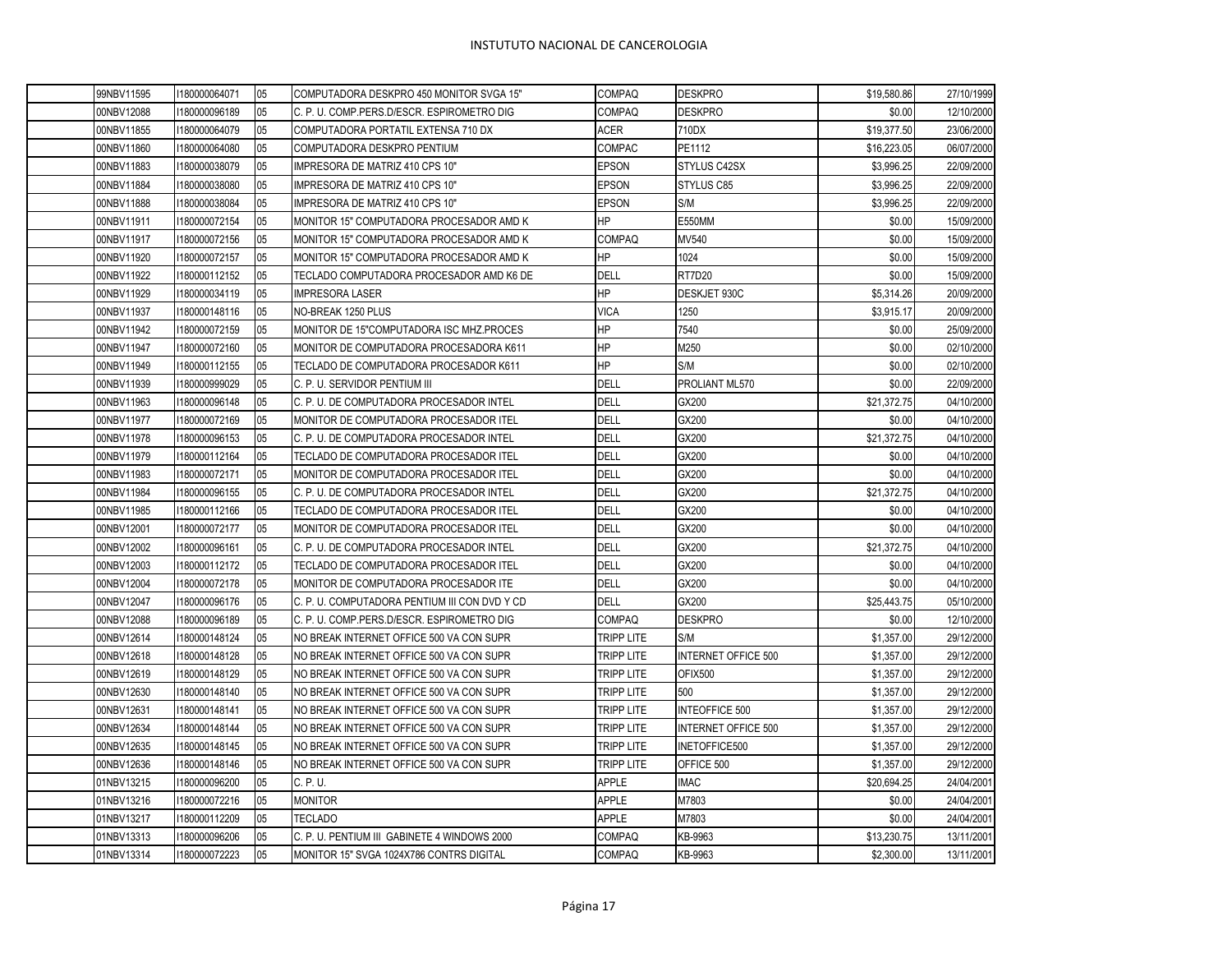| | | | | | | | |
|---|---|---|---|---|---|---|---|
| 99NBV11595 | I180000064071 | 05 | COMPUTADORA DESKPRO 450 MONITOR SVGA 15" | COMPAQ | DESKPRO | $19,580.86 | 27/10/1999 |
| 00NBV12088 | I180000096189 | 05 | C. P. U. COMP.PERS.D/ESCR. ESPIROMETRO DIG | COMPAQ | DESKPRO | $0.00 | 12/10/2000 |
| 00NBV11855 | I180000064079 | 05 | COMPUTADORA PORTATIL EXTENSA 710 DX | ACER | 710DX | $19,377.50 | 23/06/2000 |
| 00NBV11860 | I180000064080 | 05 | COMPUTADORA DESKPRO PENTIUM | COMPAC | PE1112 | $16,223.05 | 06/07/2000 |
| 00NBV11883 | I180000038079 | 05 | IMPRESORA DE MATRIZ 410 CPS 10" | EPSON | STYLUS C42SX | $3,996.25 | 22/09/2000 |
| 00NBV11884 | I180000038080 | 05 | IMPRESORA DE MATRIZ 410 CPS 10" | EPSON | STYLUS C85 | $3,996.25 | 22/09/2000 |
| 00NBV11888 | I180000038084 | 05 | IMPRESORA DE MATRIZ 410 CPS 10" | EPSON | S/M | $3,996.25 | 22/09/2000 |
| 00NBV11911 | I180000072154 | 05 | MONITOR 15" COMPUTADORA PROCESADOR AMD K | HP | E550MM | $0.00 | 15/09/2000 |
| 00NBV11917 | I180000072156 | 05 | MONITOR 15" COMPUTADORA PROCESADOR AMD K | COMPAQ | MV540 | $0.00 | 15/09/2000 |
| 00NBV11920 | I180000072157 | 05 | MONITOR 15" COMPUTADORA PROCESADOR AMD K | HP | 1024 | $0.00 | 15/09/2000 |
| 00NBV11922 | I180000112152 | 05 | TECLADO COMPUTADORA PROCESADOR AMD K6 DE | DELL | RT7D20 | $0.00 | 15/09/2000 |
| 00NBV11929 | I180000034119 | 05 | IMPRESORA LASER | HP | DESKJET 930C | $5,314.26 | 20/09/2000 |
| 00NBV11937 | I180000148116 | 05 | NO-BREAK 1250 PLUS | VICA | 1250 | $3,915.17 | 20/09/2000 |
| 00NBV11942 | I180000072159 | 05 | MONITOR DE 15"COMPUTADORA ISC MHZ.PROCES | HP | 7540 | $0.00 | 25/09/2000 |
| 00NBV11947 | I180000072160 | 05 | MONITOR DE COMPUTADORA PROCESADORA K611 | HP | M250 | $0.00 | 02/10/2000 |
| 00NBV11949 | I180000112155 | 05 | TECLADO DE COMPUTADORA PROCESADOR K611 | HP | S/M | $0.00 | 02/10/2000 |
| 00NBV11939 | I180000999029 | 05 | C. P. U. SERVIDOR PENTIUM III | DELL | PROLIANT ML570 | $0.00 | 22/09/2000 |
| 00NBV11963 | I180000096148 | 05 | C. P. U. DE COMPUTADORA PROCESADOR INTEL | DELL | GX200 | $21,372.75 | 04/10/2000 |
| 00NBV11977 | I180000072169 | 05 | MONITOR DE COMPUTADORA PROCESADOR ITEL | DELL | GX200 | $0.00 | 04/10/2000 |
| 00NBV11978 | I180000096153 | 05 | C. P. U. DE COMPUTADORA PROCESADOR INTEL | DELL | GX200 | $21,372.75 | 04/10/2000 |
| 00NBV11979 | I180000112164 | 05 | TECLADO DE COMPUTADORA PROCESADOR ITEL | DELL | GX200 | $0.00 | 04/10/2000 |
| 00NBV11983 | I180000072171 | 05 | MONITOR DE COMPUTADORA PROCESADOR ITEL | DELL | GX200 | $0.00 | 04/10/2000 |
| 00NBV11984 | I180000096155 | 05 | C. P. U. DE COMPUTADORA PROCESADOR INTEL | DELL | GX200 | $21,372.75 | 04/10/2000 |
| 00NBV11985 | I180000112166 | 05 | TECLADO DE COMPUTADORA PROCESADOR ITEL | DELL | GX200 | $0.00 | 04/10/2000 |
| 00NBV12001 | I180000072177 | 05 | MONITOR DE COMPUTADORA PROCESADOR ITEL | DELL | GX200 | $0.00 | 04/10/2000 |
| 00NBV12002 | I180000096161 | 05 | C. P. U. DE COMPUTADORA PROCESADOR INTEL | DELL | GX200 | $21,372.75 | 04/10/2000 |
| 00NBV12003 | I180000112172 | 05 | TECLADO DE COMPUTADORA PROCESADOR ITEL | DELL | GX200 | $0.00 | 04/10/2000 |
| 00NBV12004 | I180000072178 | 05 | MONITOR DE COMPUTADORA PROCESADOR ITE | DELL | GX200 | $0.00 | 04/10/2000 |
| 00NBV12047 | I180000096176 | 05 | C. P. U. COMPUTADORA PENTIUM III CON DVD Y CD | DELL | GX200 | $25,443.75 | 05/10/2000 |
| 00NBV12088 | I180000096189 | 05 | C. P. U. COMP.PERS.D/ESCR. ESPIROMETRO DIG | COMPAQ | DESKPRO | $0.00 | 12/10/2000 |
| 00NBV12614 | I180000148124 | 05 | NO BREAK INTERNET OFFICE 500 VA CON SUPR | TRIPP LITE | S/M | $1,357.00 | 29/12/2000 |
| 00NBV12618 | I180000148128 | 05 | NO BREAK INTERNET OFFICE 500 VA CON SUPR | TRIPP LITE | INTERNET OFFICE 500 | $1,357.00 | 29/12/2000 |
| 00NBV12619 | I180000148129 | 05 | NO BREAK INTERNET OFFICE 500 VA CON SUPR | TRIPP LITE | OFIX500 | $1,357.00 | 29/12/2000 |
| 00NBV12630 | I180000148140 | 05 | NO BREAK INTERNET OFFICE 500 VA CON SUPR | TRIPP LITE | 500 | $1,357.00 | 29/12/2000 |
| 00NBV12631 | I180000148141 | 05 | NO BREAK INTERNET OFFICE 500 VA CON SUPR | TRIPP LITE | INTEOFFICE 500 | $1,357.00 | 29/12/2000 |
| 00NBV12634 | I180000148144 | 05 | NO BREAK INTERNET OFFICE 500 VA CON SUPR | TRIPP LITE | INTERNET OFFICE 500 | $1,357.00 | 29/12/2000 |
| 00NBV12635 | I180000148145 | 05 | NO BREAK INTERNET OFFICE 500 VA CON SUPR | TRIPP LITE | INETOFFICE500 | $1,357.00 | 29/12/2000 |
| 00NBV12636 | I180000148146 | 05 | NO BREAK INTERNET OFFICE 500 VA CON SUPR | TRIPP LITE | OFFICE 500 | $1,357.00 | 29/12/2000 |
| 01NBV13215 | I180000096200 | 05 | C. P. U. | APPLE | IMAC | $20,694.25 | 24/04/2001 |
| 01NBV13216 | I180000072216 | 05 | MONITOR | APPLE | M7803 | $0.00 | 24/04/2001 |
| 01NBV13217 | I180000112209 | 05 | TECLADO | APPLE | M7803 | $0.00 | 24/04/2001 |
| 01NBV13313 | I180000096206 | 05 | C. P. U. PENTIUM III GABINETE 4 WINDOWS 2000 | COMPAQ | KB-9963 | $13,230.75 | 13/11/2001 |
| 01NBV13314 | I180000072223 | 05 | MONITOR 15" SVGA 1024X786 CONTRS DIGITAL | COMPAQ | KB-9963 | $2,300.00 | 13/11/2001 |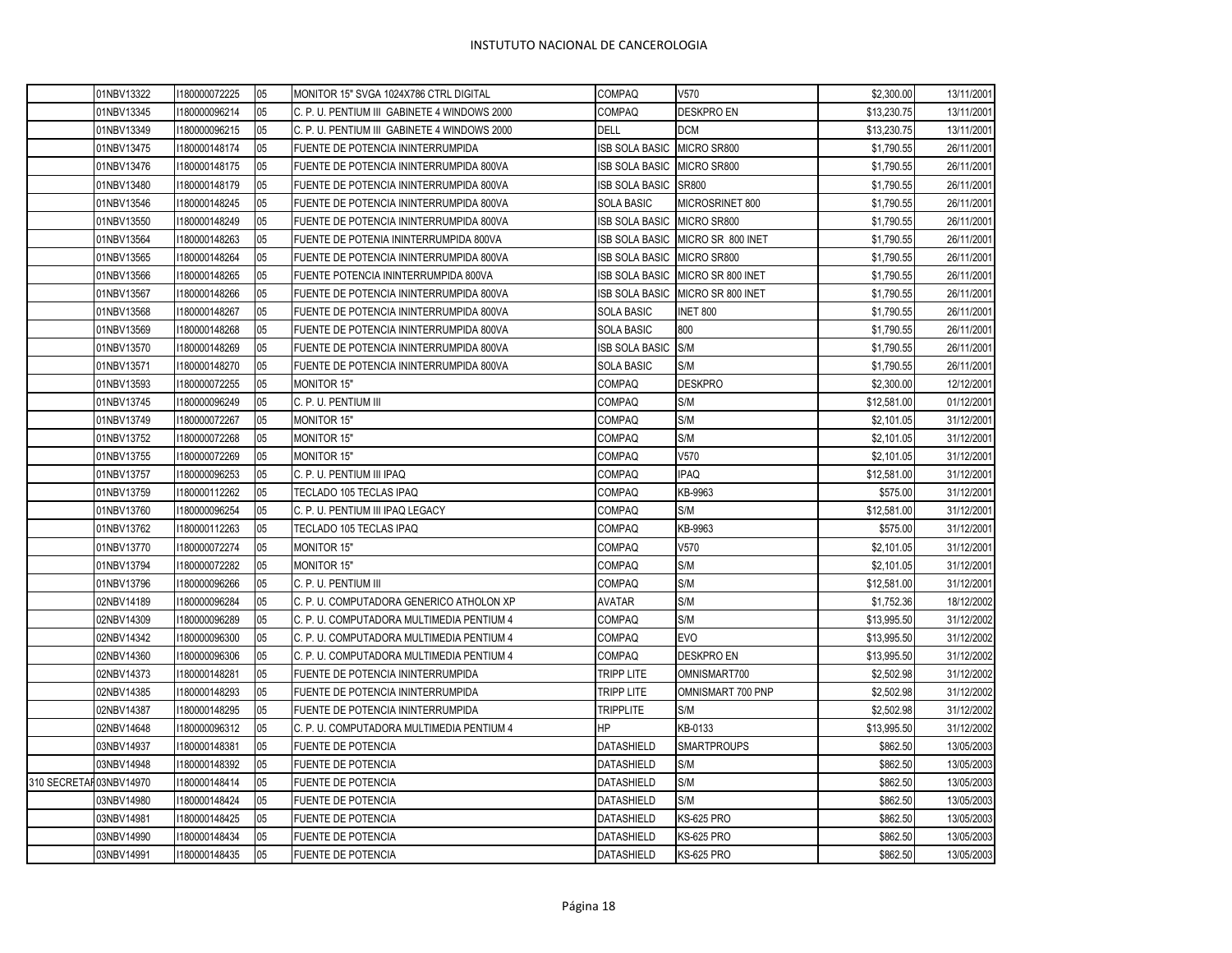|  |  |  |  |  |  |  |  |  |
|---|---|---|---|---|---|---|---|---|
|  | 01NBV13322 | I180000072225 | 05 | MONITOR 15" SVGA 1024X786 CTRL DIGITAL | COMPAQ | V570 | $2,300.00 | 13/11/2001 |
|  | 01NBV13345 | I180000096214 | 05 | C. P. U. PENTIUM III GABINETE 4 WINDOWS 2000 | COMPAQ | DESKPRO EN | $13,230.75 | 13/11/2001 |
|  | 01NBV13349 | I180000096215 | 05 | C. P. U. PENTIUM III GABINETE 4 WINDOWS 2000 | DELL | DCM | $13,230.75 | 13/11/2001 |
|  | 01NBV13475 | I180000148174 | 05 | FUENTE DE POTENCIA ININTERRUMPIDA | ISB SOLA BASIC | MICRO SR800 | $1,790.55 | 26/11/2001 |
|  | 01NBV13476 | I180000148175 | 05 | FUENTE DE POTENCIA ININTERRUMPIDA 800VA | ISB SOLA BASIC | MICRO SR800 | $1,790.55 | 26/11/2001 |
|  | 01NBV13480 | I180000148179 | 05 | FUENTE DE POTENCIA ININTERRUMPIDA 800VA | ISB SOLA BASIC | SR800 | $1,790.55 | 26/11/2001 |
|  | 01NBV13546 | I180000148245 | 05 | FUENTE DE POTENCIA ININTERRUMPIDA 800VA | SOLA BASIC | MICROSRINET 800 | $1,790.55 | 26/11/2001 |
|  | 01NBV13550 | I180000148249 | 05 | FUENTE DE POTENCIA ININTERRUMPIDA 800VA | ISB SOLA BASIC | MICRO SR800 | $1,790.55 | 26/11/2001 |
|  | 01NBV13564 | I180000148263 | 05 | FUENTE DE POTENIA ININTERRUMPIDA 800VA | ISB SOLA BASIC | MICRO SR 800 INET | $1,790.55 | 26/11/2001 |
|  | 01NBV13565 | I180000148264 | 05 | FUENTE DE POTENCIA ININTERRUMPIDA 800VA | ISB SOLA BASIC | MICRO SR800 | $1,790.55 | 26/11/2001 |
|  | 01NBV13566 | I180000148265 | 05 | FUENTE POTENCIA ININTERRUMPIDA 800VA | ISB SOLA BASIC | MICRO SR 800 INET | $1,790.55 | 26/11/2001 |
|  | 01NBV13567 | I180000148266 | 05 | FUENTE DE POTENCIA ININTERRUMPIDA 800VA | ISB SOLA BASIC | MICRO SR 800 INET | $1,790.55 | 26/11/2001 |
|  | 01NBV13568 | I180000148267 | 05 | FUENTE DE POTENCIA ININTERRUMPIDA 800VA | SOLA BASIC | INET 800 | $1,790.55 | 26/11/2001 |
|  | 01NBV13569 | I180000148268 | 05 | FUENTE DE POTENCIA ININTERRUMPIDA 800VA | SOLA BASIC | 800 | $1,790.55 | 26/11/2001 |
|  | 01NBV13570 | I180000148269 | 05 | FUENTE DE POTENCIA ININTERRUMPIDA 800VA | ISB SOLA BASIC | S/M | $1,790.55 | 26/11/2001 |
|  | 01NBV13571 | I180000148270 | 05 | FUENTE DE POTENCIA ININTERRUMPIDA 800VA | SOLA BASIC | S/M | $1,790.55 | 26/11/2001 |
|  | 01NBV13593 | I180000072255 | 05 | MONITOR 15" | COMPAQ | DESKPRO | $2,300.00 | 12/12/2001 |
|  | 01NBV13745 | I180000096249 | 05 | C. P. U. PENTIUM III | COMPAQ | S/M | $12,581.00 | 01/12/2001 |
|  | 01NBV13749 | I180000072267 | 05 | MONITOR 15" | COMPAQ | S/M | $2,101.05 | 31/12/2001 |
|  | 01NBV13752 | I180000072268 | 05 | MONITOR 15" | COMPAQ | S/M | $2,101.05 | 31/12/2001 |
|  | 01NBV13755 | I180000072269 | 05 | MONITOR 15" | COMPAQ | V570 | $2,101.05 | 31/12/2001 |
|  | 01NBV13757 | I180000096253 | 05 | C. P. U. PENTIUM III IPAQ | COMPAQ | IPAQ | $12,581.00 | 31/12/2001 |
|  | 01NBV13759 | I180000112262 | 05 | TECLADO 105 TECLAS IPAQ | COMPAQ | KB-9963 | $575.00 | 31/12/2001 |
|  | 01NBV13760 | I180000096254 | 05 | C. P. U. PENTIUM III IPAQ LEGACY | COMPAQ | S/M | $12,581.00 | 31/12/2001 |
|  | 01NBV13762 | I180000112263 | 05 | TECLADO 105 TECLAS IPAQ | COMPAQ | KB-9963 | $575.00 | 31/12/2001 |
|  | 01NBV13770 | I180000072274 | 05 | MONITOR 15" | COMPAQ | V570 | $2,101.05 | 31/12/2001 |
|  | 01NBV13794 | I180000072282 | 05 | MONITOR 15" | COMPAQ | S/M | $2,101.05 | 31/12/2001 |
|  | 01NBV13796 | I180000096266 | 05 | C. P. U. PENTIUM III | COMPAQ | S/M | $12,581.00 | 31/12/2001 |
|  | 02NBV14189 | I180000096284 | 05 | C. P. U. COMPUTADORA GENERICO ATHOLON XP | AVATAR | S/M | $1,752.36 | 18/12/2002 |
|  | 02NBV14309 | I180000096289 | 05 | C. P. U. COMPUTADORA MULTIMEDIA PENTIUM 4 | COMPAQ | S/M | $13,995.50 | 31/12/2002 |
|  | 02NBV14342 | I180000096300 | 05 | C. P. U. COMPUTADORA MULTIMEDIA PENTIUM 4 | COMPAQ | EVO | $13,995.50 | 31/12/2002 |
|  | 02NBV14360 | I180000096306 | 05 | C. P. U. COMPUTADORA MULTIMEDIA PENTIUM 4 | COMPAQ | DESKPRO EN | $13,995.50 | 31/12/2002 |
|  | 02NBV14373 | I180000148281 | 05 | FUENTE DE POTENCIA ININTERRUMPIDA | TRIPP LITE | OMNISMART700 | $2,502.98 | 31/12/2002 |
|  | 02NBV14385 | I180000148293 | 05 | FUENTE DE POTENCIA ININTERRUMPIDA | TRIPP LITE | OMNISMART 700 PNP | $2,502.98 | 31/12/2002 |
|  | 02NBV14387 | I180000148295 | 05 | FUENTE DE POTENCIA ININTERRUMPIDA | TRIPPLITE | S/M | $2,502.98 | 31/12/2002 |
|  | 02NBV14648 | I180000096312 | 05 | C. P. U. COMPUTADORA MULTIMEDIA PENTIUM 4 | HP | KB-0133 | $13,995.50 | 31/12/2002 |
|  | 03NBV14937 | I180000148381 | 05 | FUENTE DE POTENCIA | DATASHIELD | SMARTPROUPS | $862.50 | 13/05/2003 |
|  | 03NBV14948 | I180000148392 | 05 | FUENTE DE POTENCIA | DATASHIELD | S/M | $862.50 | 13/05/2003 |
| 310 SECRETAF | 03NBV14970 | I180000148414 | 05 | FUENTE DE POTENCIA | DATASHIELD | S/M | $862.50 | 13/05/2003 |
|  | 03NBV14980 | I180000148424 | 05 | FUENTE DE POTENCIA | DATASHIELD | S/M | $862.50 | 13/05/2003 |
|  | 03NBV14981 | I180000148425 | 05 | FUENTE DE POTENCIA | DATASHIELD | KS-625 PRO | $862.50 | 13/05/2003 |
|  | 03NBV14990 | I180000148434 | 05 | FUENTE DE POTENCIA | DATASHIELD | KS-625 PRO | $862.50 | 13/05/2003 |
|  | 03NBV14991 | I180000148435 | 05 | FUENTE DE POTENCIA | DATASHIELD | KS-625 PRO | $862.50 | 13/05/2003 |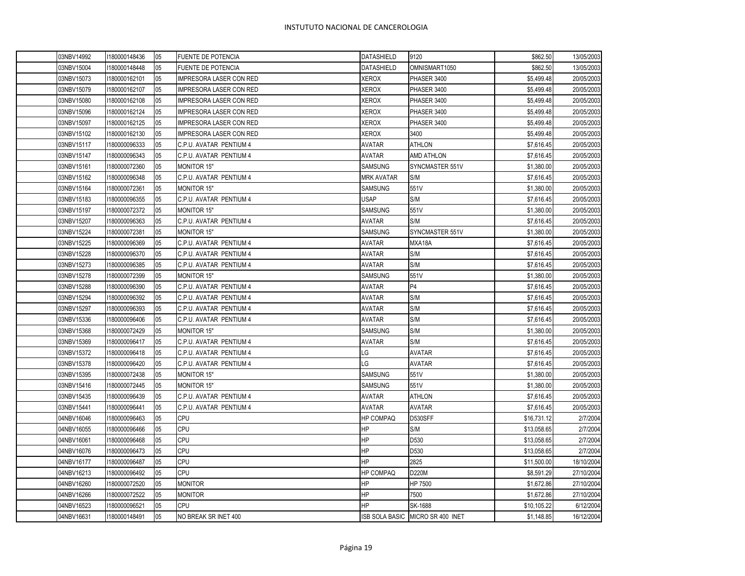| | | | | | | | |
|---|---|---|---|---|---|---|---|
| 03NBV14992 | I180000148436 | 05 | FUENTE DE POTENCIA | DATASHIELD | 9120 | $862.50 | 13/05/2003 |
| 03NBV15004 | I180000148448 | 05 | FUENTE DE POTENCIA | DATASHIELD | OMNISMART1050 | $862.50 | 13/05/2003 |
| 03NBV15073 | I180000162101 | 05 | IMPRESORA LASER CON RED | XEROX | PHASER 3400 | $5,499.48 | 20/05/2003 |
| 03NBV15079 | I180000162107 | 05 | IMPRESORA LASER CON RED | XEROX | PHASER 3400 | $5,499.48 | 20/05/2003 |
| 03NBV15080 | I180000162108 | 05 | IMPRESORA LASER CON RED | XEROX | PHASER 3400 | $5,499.48 | 20/05/2003 |
| 03NBV15096 | I180000162124 | 05 | IMPRESORA LASER CON RED | XEROX | PHASER 3400 | $5,499.48 | 20/05/2003 |
| 03NBV15097 | I180000162125 | 05 | IMPRESORA LASER CON RED | XEROX | PHASER 3400 | $5,499.48 | 20/05/2003 |
| 03NBV15102 | I180000162130 | 05 | IMPRESORA LASER CON RED | XEROX | 3400 | $5,499.48 | 20/05/2003 |
| 03NBV15117 | I180000096333 | 05 | C.P.U. AVATAR PENTIUM 4 | AVATAR | ATHLON | $7,616.45 | 20/05/2003 |
| 03NBV15147 | I180000096343 | 05 | C.P.U. AVATAR PENTIUM 4 | AVATAR | AMD ATHLON | $7,616.45 | 20/05/2003 |
| 03NBV15161 | I180000072360 | 05 | MONITOR 15" | SAMSUNG | SYNCMASTER 551V | $1,380.00 | 20/05/2003 |
| 03NBV15162 | I180000096348 | 05 | C.P.U. AVATAR PENTIUM 4 | MRK AVATAR | S/M | $7,616.45 | 20/05/2003 |
| 03NBV15164 | I180000072361 | 05 | MONITOR 15" | SAMSUNG | 551V | $1,380.00 | 20/05/2003 |
| 03NBV15183 | I180000096355 | 05 | C.P.U. AVATAR PENTIUM 4 | USAP | S/M | $7,616.45 | 20/05/2003 |
| 03NBV15197 | I180000072372 | 05 | MONITOR 15" | SAMSUNG | 551V | $1,380.00 | 20/05/2003 |
| 03NBV15207 | I180000096363 | 05 | C.P.U. AVATAR PENTIUM 4 | AVATAR | S/M | $7,616.45 | 20/05/2003 |
| 03NBV15224 | I180000072381 | 05 | MONITOR 15" | SAMSUNG | SYNCMASTER 551V | $1,380.00 | 20/05/2003 |
| 03NBV15225 | I180000096369 | 05 | C.P.U. AVATAR PENTIUM 4 | AVATAR | MXA18A | $7,616.45 | 20/05/2003 |
| 03NBV15228 | I180000096370 | 05 | C.P.U. AVATAR PENTIUM 4 | AVATAR | S/M | $7,616.45 | 20/05/2003 |
| 03NBV15273 | I180000096385 | 05 | C.P.U. AVATAR PENTIUM 4 | AVATAR | S/M | $7,616.45 | 20/05/2003 |
| 03NBV15278 | I180000072399 | 05 | MONITOR 15" | SAMSUNG | 551V | $1,380.00 | 20/05/2003 |
| 03NBV15288 | I180000096390 | 05 | C.P.U. AVATAR PENTIUM 4 | AVATAR | P4 | $7,616.45 | 20/05/2003 |
| 03NBV15294 | I180000096392 | 05 | C.P.U. AVATAR PENTIUM 4 | AVATAR | S/M | $7,616.45 | 20/05/2003 |
| 03NBV15297 | I180000096393 | 05 | C.P.U. AVATAR PENTIUM 4 | AVATAR | S/M | $7,616.45 | 20/05/2003 |
| 03NBV15336 | I180000096406 | 05 | C.P.U. AVATAR PENTIUM 4 | AVATAR | S/M | $7,616.45 | 20/05/2003 |
| 03NBV15368 | I180000072429 | 05 | MONITOR 15" | SAMSUNG | S/M | $1,380.00 | 20/05/2003 |
| 03NBV15369 | I180000096417 | 05 | C.P.U. AVATAR PENTIUM 4 | AVATAR | S/M | $7,616.45 | 20/05/2003 |
| 03NBV15372 | I180000096418 | 05 | C.P.U. AVATAR PENTIUM 4 | LG | AVATAR | $7,616.45 | 20/05/2003 |
| 03NBV15378 | I180000096420 | 05 | C.P.U. AVATAR PENTIUM 4 | LG | AVATAR | $7,616.45 | 20/05/2003 |
| 03NBV15395 | I180000072438 | 05 | MONITOR 15" | SAMSUNG | 551V | $1,380.00 | 20/05/2003 |
| 03NBV15416 | I180000072445 | 05 | MONITOR 15" | SAMSUNG | 551V | $1,380.00 | 20/05/2003 |
| 03NBV15435 | I180000096439 | 05 | C.P.U. AVATAR PENTIUM 4 | AVATAR | ATHLON | $7,616.45 | 20/05/2003 |
| 03NBV15441 | I180000096441 | 05 | C.P.U. AVATAR PENTIUM 4 | AVATAR | AVATAR | $7,616.45 | 20/05/2003 |
| 04NBV16046 | I180000096463 | 05 | CPU | HP COMPAQ | D530SFF | $16,731.12 | 2/7/2004 |
| 04NBV16055 | I180000096466 | 05 | CPU | HP | S/M | $13,058.65 | 2/7/2004 |
| 04NBV16061 | I180000096468 | 05 | CPU | HP | D530 | $13,058.65 | 2/7/2004 |
| 04NBV16076 | I180000096473 | 05 | CPU | HP | D530 | $13,058.65 | 2/7/2004 |
| 04NBV16177 | I180000096487 | 05 | CPU | HP | 2825 | $11,500.00 | 18/10/2004 |
| 04NBV16213 | I180000096492 | 05 | CPU | HP COMPAQ | D220M | $8,591.29 | 27/10/2004 |
| 04NBV16260 | I180000072520 | 05 | MONITOR | HP | HP 7500 | $1,672.86 | 27/10/2004 |
| 04NBV16266 | I180000072522 | 05 | MONITOR | HP | 7500 | $1,672.86 | 27/10/2004 |
| 04NBV16523 | I180000096521 | 05 | CPU | HP | SK-1688 | $10,105.22 | 6/12/2004 |
| 04NBV16631 | I180000148491 | 05 | NO BREAK SR INET 400 | ISB SOLA BASIC | MICRO SR 400 INET | $1,148.85 | 16/12/2004 |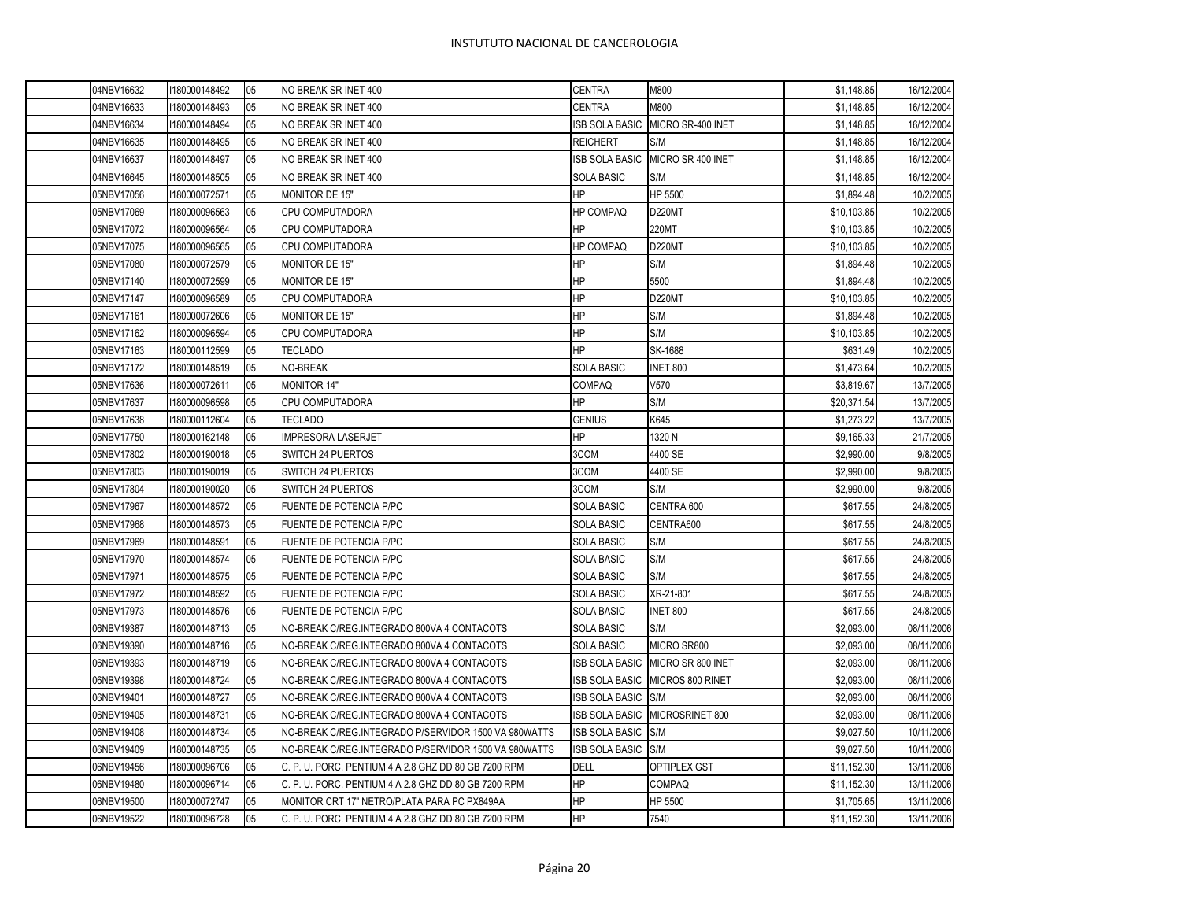| | | | | | | | | |
|---|---|---|---|---|---|---|---|---|
| | 04NBV16632 | I180000148492 | 05 | NO BREAK SR INET 400 | CENTRA | M800 | $1,148.85 | 16/12/2004 |
| | 04NBV16633 | I180000148493 | 05 | NO BREAK SR INET 400 | CENTRA | M800 | $1,148.85 | 16/12/2004 |
| | 04NBV16634 | I180000148494 | 05 | NO BREAK SR INET 400 | ISB SOLA BASIC | MICRO SR-400 INET | $1,148.85 | 16/12/2004 |
| | 04NBV16635 | I180000148495 | 05 | NO BREAK SR INET 400 | REICHERT | S/M | $1,148.85 | 16/12/2004 |
| | 04NBV16637 | I180000148497 | 05 | NO BREAK SR INET 400 | ISB SOLA BASIC | MICRO SR 400 INET | $1,148.85 | 16/12/2004 |
| | 04NBV16645 | I180000148505 | 05 | NO BREAK SR INET 400 | SOLA BASIC | S/M | $1,148.85 | 16/12/2004 |
| | 05NBV17056 | I180000072571 | 05 | MONITOR DE 15" | HP | HP 5500 | $1,894.48 | 10/2/2005 |
| | 05NBV17069 | I180000096563 | 05 | CPU COMPUTADORA | HP COMPAQ | D220MT | $10,103.85 | 10/2/2005 |
| | 05NBV17072 | I180000096564 | 05 | CPU COMPUTADORA | HP | 220MT | $10,103.85 | 10/2/2005 |
| | 05NBV17075 | I180000096565 | 05 | CPU COMPUTADORA | HP COMPAQ | D220MT | $10,103.85 | 10/2/2005 |
| | 05NBV17080 | I180000072579 | 05 | MONITOR DE 15" | HP | S/M | $1,894.48 | 10/2/2005 |
| | 05NBV17140 | I180000072599 | 05 | MONITOR DE 15" | HP | 5500 | $1,894.48 | 10/2/2005 |
| | 05NBV17147 | I180000096589 | 05 | CPU COMPUTADORA | HP | D220MT | $10,103.85 | 10/2/2005 |
| | 05NBV17161 | I180000072606 | 05 | MONITOR DE 15" | HP | S/M | $1,894.48 | 10/2/2005 |
| | 05NBV17162 | I180000096594 | 05 | CPU COMPUTADORA | HP | S/M | $10,103.85 | 10/2/2005 |
| | 05NBV17163 | I180000112599 | 05 | TECLADO | HP | SK-1688 | $631.49 | 10/2/2005 |
| | 05NBV17172 | I180000148519 | 05 | NO-BREAK | SOLA BASIC | INET 800 | $1,473.64 | 10/2/2005 |
| | 05NBV17636 | I180000072611 | 05 | MONITOR 14" | COMPAQ | V570 | $3,819.67 | 13/7/2005 |
| | 05NBV17637 | I180000096598 | 05 | CPU COMPUTADORA | HP | S/M | $20,371.54 | 13/7/2005 |
| | 05NBV17638 | I180000112604 | 05 | TECLADO | GENIUS | K645 | $1,273.22 | 13/7/2005 |
| | 05NBV17750 | I180000162148 | 05 | IMPRESORA LASERJET | HP | 1320 N | $9,165.33 | 21/7/2005 |
| | 05NBV17802 | I180000190018 | 05 | SWITCH 24 PUERTOS | 3COM | 4400 SE | $2,990.00 | 9/8/2005 |
| | 05NBV17803 | I180000190019 | 05 | SWITCH 24 PUERTOS | 3COM | 4400 SE | $2,990.00 | 9/8/2005 |
| | 05NBV17804 | I180000190020 | 05 | SWITCH 24 PUERTOS | 3COM | S/M | $2,990.00 | 9/8/2005 |
| | 05NBV17967 | I180000148572 | 05 | FUENTE DE POTENCIA P/PC | SOLA BASIC | CENTRA 600 | $617.55 | 24/8/2005 |
| | 05NBV17968 | I180000148573 | 05 | FUENTE DE POTENCIA P/PC | SOLA BASIC | CENTRA600 | $617.55 | 24/8/2005 |
| | 05NBV17969 | I180000148591 | 05 | FUENTE DE POTENCIA P/PC | SOLA BASIC | S/M | $617.55 | 24/8/2005 |
| | 05NBV17970 | I180000148574 | 05 | FUENTE DE POTENCIA P/PC | SOLA BASIC | S/M | $617.55 | 24/8/2005 |
| | 05NBV17971 | I180000148575 | 05 | FUENTE DE POTENCIA P/PC | SOLA BASIC | S/M | $617.55 | 24/8/2005 |
| | 05NBV17972 | I180000148592 | 05 | FUENTE DE POTENCIA P/PC | SOLA BASIC | XR-21-801 | $617.55 | 24/8/2005 |
| | 05NBV17973 | I180000148576 | 05 | FUENTE DE POTENCIA P/PC | SOLA BASIC | INET 800 | $617.55 | 24/8/2005 |
| | 06NBV19387 | I180000148713 | 05 | NO-BREAK C/REG.INTEGRADO 800VA 4 CONTACOTS | SOLA BASIC | S/M | $2,093.00 | 08/11/2006 |
| | 06NBV19390 | I180000148716 | 05 | NO-BREAK C/REG.INTEGRADO 800VA 4 CONTACOTS | SOLA BASIC | MICRO SR800 | $2,093.00 | 08/11/2006 |
| | 06NBV19393 | I180000148719 | 05 | NO-BREAK C/REG.INTEGRADO 800VA 4 CONTACOTS | ISB SOLA BASIC | MICRO SR 800 INET | $2,093.00 | 08/11/2006 |
| | 06NBV19398 | I180000148724 | 05 | NO-BREAK C/REG.INTEGRADO 800VA 4 CONTACOTS | ISB SOLA BASIC | MICROS 800 RINET | $2,093.00 | 08/11/2006 |
| | 06NBV19401 | I180000148727 | 05 | NO-BREAK C/REG.INTEGRADO 800VA 4 CONTACOTS | ISB SOLA BASIC | S/M | $2,093.00 | 08/11/2006 |
| | 06NBV19405 | I180000148731 | 05 | NO-BREAK C/REG.INTEGRADO 800VA 4 CONTACOTS | ISB SOLA BASIC | MICROSRINET 800 | $2,093.00 | 08/11/2006 |
| | 06NBV19408 | I180000148734 | 05 | NO-BREAK C/REG.INTEGRADO P/SERVIDOR 1500 VA 980WATTS | ISB SOLA BASIC | S/M | $9,027.50 | 10/11/2006 |
| | 06NBV19409 | I180000148735 | 05 | NO-BREAK C/REG.INTEGRADO P/SERVIDOR 1500 VA 980WATTS | ISB SOLA BASIC | S/M | $9,027.50 | 10/11/2006 |
| | 06NBV19456 | I180000096706 | 05 | C. P. U. PORC. PENTIUM 4 A 2.8 GHZ DD 80 GB 7200 RPM | DELL | OPTIPLEX GST | $11,152.30 | 13/11/2006 |
| | 06NBV19480 | I180000096714 | 05 | C. P. U. PORC. PENTIUM 4 A 2.8 GHZ DD 80 GB 7200 RPM | HP | COMPAQ | $11,152.30 | 13/11/2006 |
| | 06NBV19500 | I180000072747 | 05 | MONITOR CRT 17" NETRO/PLATA PARA PC PX849AA | HP | HP 5500 | $1,705.65 | 13/11/2006 |
| | 06NBV19522 | I180000096728 | 05 | C. P. U. PORC. PENTIUM 4 A 2.8 GHZ DD 80 GB 7200 RPM | HP | 7540 | $11,152.30 | 13/11/2006 |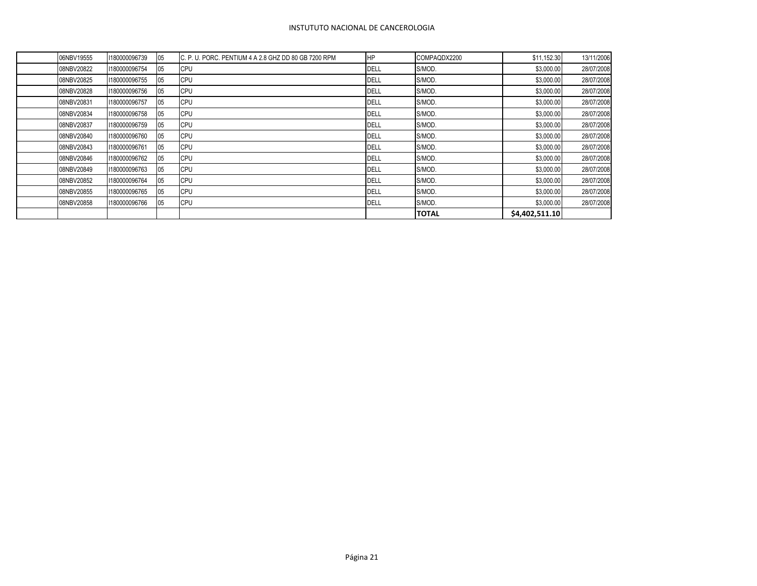| | | | | | | | | |
|---|---|---|---|---|---|---|---|---|
| | 06NBV19555 | I180000096739 | 05 | C. P. U. PORC. PENTIUM 4 A 2.8 GHZ DD 80 GB 7200 RPM | HP | COMPAQDX2200 | $11,152.30 | 13/11/2006 |
| | 08NBV20822 | I180000096754 | 05 | CPU | DELL | S/MOD. | $3,000.00 | 28/07/2008 |
| | 08NBV20825 | I180000096755 | 05 | CPU | DELL | S/MOD. | $3,000.00 | 28/07/2008 |
| | 08NBV20828 | I180000096756 | 05 | CPU | DELL | S/MOD. | $3,000.00 | 28/07/2008 |
| | 08NBV20831 | I180000096757 | 05 | CPU | DELL | S/MOD. | $3,000.00 | 28/07/2008 |
| | 08NBV20834 | I180000096758 | 05 | CPU | DELL | S/MOD. | $3,000.00 | 28/07/2008 |
| | 08NBV20837 | I180000096759 | 05 | CPU | DELL | S/MOD. | $3,000.00 | 28/07/2008 |
| | 08NBV20840 | I180000096760 | 05 | CPU | DELL | S/MOD. | $3,000.00 | 28/07/2008 |
| | 08NBV20843 | I180000096761 | 05 | CPU | DELL | S/MOD. | $3,000.00 | 28/07/2008 |
| | 08NBV20846 | I180000096762 | 05 | CPU | DELL | S/MOD. | $3,000.00 | 28/07/2008 |
| | 08NBV20849 | I180000096763 | 05 | CPU | DELL | S/MOD. | $3,000.00 | 28/07/2008 |
| | 08NBV20852 | I180000096764 | 05 | CPU | DELL | S/MOD. | $3,000.00 | 28/07/2008 |
| | 08NBV20855 | I180000096765 | 05 | CPU | DELL | S/MOD. | $3,000.00 | 28/07/2008 |
| | 08NBV20858 | I180000096766 | 05 | CPU | DELL | S/MOD. | $3,000.00 | 28/07/2008 |
| | | | | | | **TOTAL** | **$4,402,511.10** | |